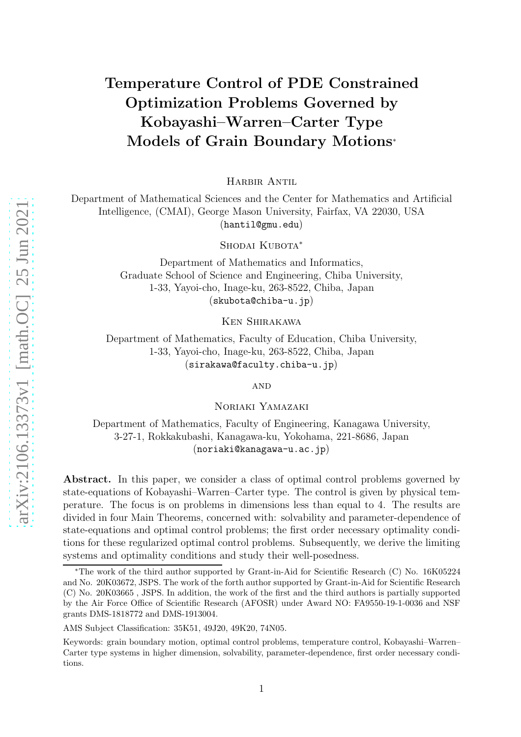# Temperature Control of PDE Constrained Optimization Problems Governed by Kobayashi–Warren–Carter Type Models of Grain Boundary Motions*

Harbir Antil

Department of Mathematical Sciences and the Center for Mathematics and Artificial Intelligence, (CMAI), George Mason University, Fairfax, VA 22030, USA (hantil@gmu.edu)

Shodai Kubota*

Department of Mathematics and Informatics, Graduate School of Science and Engineering, Chiba University, 1-33, Yayoi-cho, Inage-ku, 263-8522, Chiba, Japan (skubota@chiba-u.jp)

Ken Shirakawa

Department of Mathematics, Faculty of Education, Chiba University, 1-33, Yayoi-cho, Inage-ku, 263-8522, Chiba, Japan (sirakawa@faculty.chiba-u.jp)

and

Noriaki Yamazaki

Department of Mathematics, Faculty of Engineering, Kanagawa University, 3-27-1, Rokkakubashi, Kanagawa-ku, Yokohama, 221-8686, Japan (noriaki@kanagawa-u.ac.jp)

**Abstract.** In this paper, we consider a class of optimal control problems governed by state-equations of Kobayashi–Warren–Carter type. The control is given by physical temperature. The focus is on problems in dimensions less than equal to 4. The results are divided in four Main Theorems, concerned with: solvability and parameter-dependence of state-equations and optimal control problems; the first order necessary optimality conditions for these regularized optimal control problems. Subsequently, we derive the limiting systems and optimality conditions and study their well-posedness.

---

*The work of the third author supported by Grant-in-Aid for Scientific Research (C) No. 16K05224 and No. 20K03672, JSPS. The work of the forth author supported by Grant-in-Aid for Scientific Research (C) No. 20K03665 , JSPS. In addition, the work of the first and the third authors is partially supported by the Air Force Office of Scientific Research (AFOSR) under Award NO: FA9550-19-1-0036 and NSF grants DMS-1818772 and DMS-1913004.

AMS Subject Classification: 35K51, 49J20, 49K20, 74N05.

Keywords: grain boundary motion, optimal control problems, temperature control, Kobayashi–Warren–Carter type systems in higher dimension, solvability, parameter-dependence, first order necessary conditions.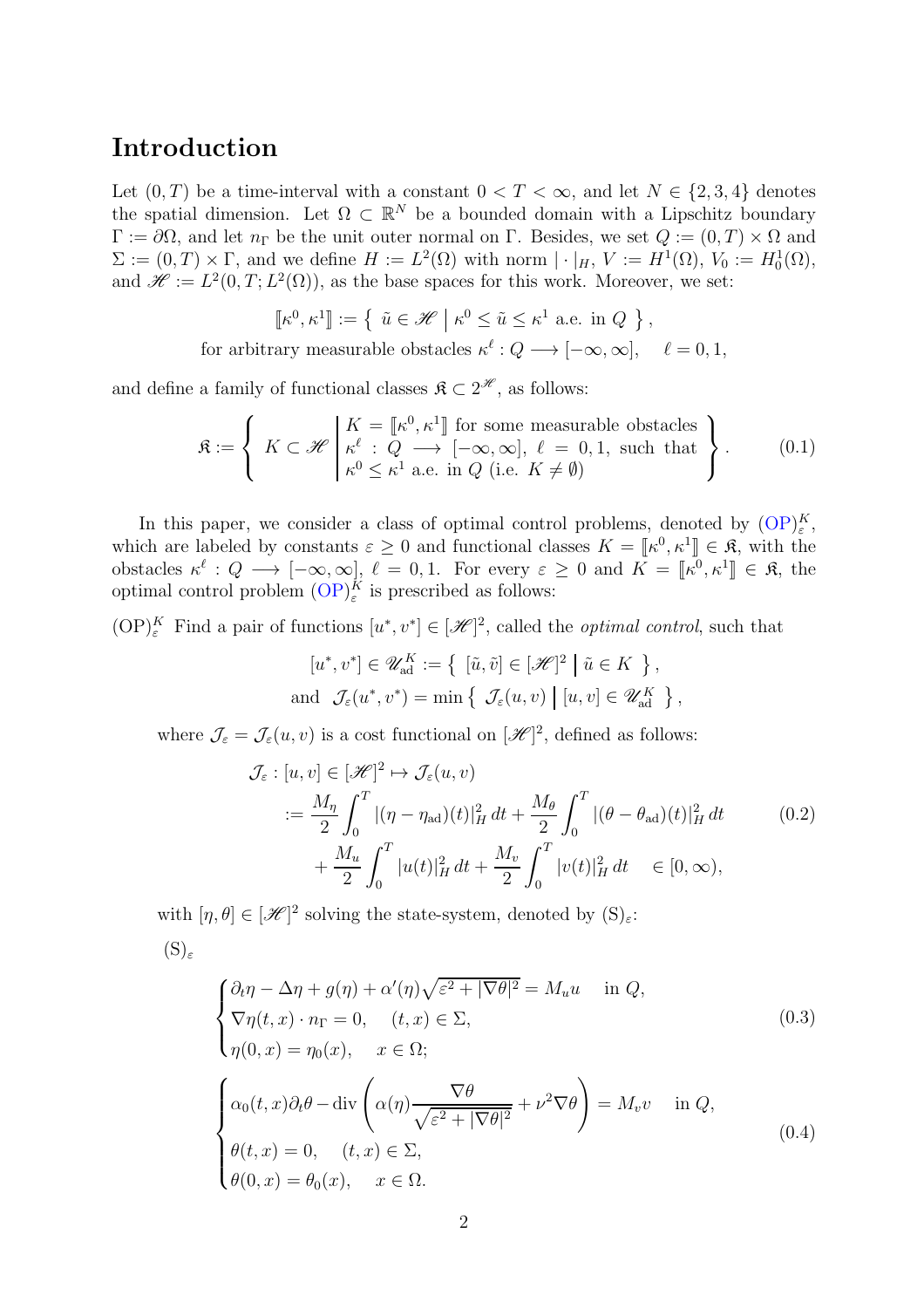# Introduction

Let $(0,T)$ be a time-interval with a constant $0 < T < \infty$, and let $N \in \{2,3,4\}$ denotes the spatial dimension. Let $\Omega \subset \mathbb{R}^N$ be a bounded domain with a Lipschitz boundary $\Gamma := \partial\Omega$, and let $n_\Gamma$ be the unit outer normal on $\Gamma$. Besides, we set $Q := (0,T) \times \Omega$ and $\Sigma := (0,T) \times \Gamma$, and we define $H := L^2(\Omega)$ with norm $|\cdot|_H$, $V := H^1(\Omega)$, $V_0 := H^1_0(\Omega)$, and $\mathscr{H} := L^2(0,T;L^2(\Omega))$, as the base spaces for this work. Moreover, we set:

$$[\![\kappa^0, \kappa^1]\!] := \left\{ \ \tilde{u} \in \mathscr{H} \ \middle| \ \kappa^0 \leq \tilde{u} \leq \kappa^1 \text{ a.e. in } Q \ \right\},$$

$$\text{for arbitrary measurable obstacles } \kappa^\ell : Q \longrightarrow [-\infty, \infty], \quad \ell = 0, 1,$$

and define a family of functional classes $\mathfrak{K} \subset 2^{\mathscr{H}}$, as follows:

$$\mathfrak{K} := \left\{ \ K \subset \mathscr{H} \ \middle| \begin{array}{l} K = [\![\kappa^0, \kappa^1]\!] \text{ for some measurable obstacles} \\ \kappa^\ell : Q \longrightarrow [-\infty, \infty], \ \ell = 0, 1, \text{ such that} \\ \kappa^0 \leq \kappa^1 \text{ a.e. in } Q \text{ (i.e. } K \neq \emptyset) \end{array} \right\}. \tag{0.1}$$

In this paper, we consider a class of optimal control problems, denoted by $(\mathrm{OP})_\varepsilon^K$, which are labeled by constants $\varepsilon \geq 0$ and functional classes $K = [\![\kappa^0, \kappa^1]\!] \in \mathfrak{K}$, with the obstacles $\kappa^\ell : Q \longrightarrow [-\infty, \infty]$, $\ell = 0, 1$. For every $\varepsilon \geq 0$ and $K = [\![\kappa^0, \kappa^1]\!] \in \mathfrak{K}$, the optimal control problem $(\mathrm{OP})_\varepsilon^K$ is prescribed as follows:

$(\mathrm{OP})_\varepsilon^K$ Find a pair of functions $[u^*, v^*] \in [\mathscr{H}]^2$, called the *optimal control*, such that

$$[u^*, v^*] \in \mathscr{U}_{\mathrm{ad}}^K := \left\{ \ [\tilde{u}, \tilde{v}] \in [\mathscr{H}]^2 \ \middle| \ \tilde{u} \in K \ \right\},$$

$$\text{and } \ \mathcal{J}_\varepsilon(u^*, v^*) = \min \left\{ \ \mathcal{J}_\varepsilon(u, v) \ \middle| \ [u, v] \in \mathscr{U}_{\mathrm{ad}}^K \ \right\},$$

where $\mathcal{J}_\varepsilon = \mathcal{J}_\varepsilon(u,v)$ is a cost functional on $[\mathscr{H}]^2$, defined as follows:

$$\begin{aligned} \mathcal{J}_\varepsilon : [u,v] \in [\mathscr{H}]^2 \mapsto \mathcal{J}_\varepsilon(u,v) \\ := \frac{M_\eta}{2} \int_0^T |(\eta - \eta_{\mathrm{ad}})(t)|_H^2 \, dt + \frac{M_\theta}{2} \int_0^T |(\theta - \theta_{\mathrm{ad}})(t)|_H^2 \, dt \\ + \frac{M_u}{2} \int_0^T |u(t)|_H^2 \, dt + \frac{M_v}{2} \int_0^T |v(t)|_H^2 \, dt \quad \in [0, \infty), \end{aligned} \tag{0.2}$$

with $[\eta, \theta] \in [\mathscr{H}]^2$ solving the state-system, denoted by $(\mathrm{S})_\varepsilon$:

$(\mathrm{S})_\varepsilon$

$$\begin{cases} \partial_t \eta - \Delta \eta + g(\eta) + \alpha'(\eta) \sqrt{\varepsilon^2 + |\nabla \theta|^2} = M_u u \quad \text{in } Q, \\ \nabla \eta(t,x) \cdot n_\Gamma = 0, \quad (t,x) \in \Sigma, \\ \eta(0,x) = \eta_0(x), \quad x \in \Omega; \end{cases} \tag{0.3}$$

$$\begin{cases} \alpha_0(t,x) \partial_t \theta - \mathrm{div} \left( \alpha(\eta) \dfrac{\nabla \theta}{\sqrt{\varepsilon^2 + |\nabla \theta|^2}} + \nu^2 \nabla \theta \right) = M_v v \quad \text{in } Q, \\ \theta(t,x) = 0, \quad (t,x) \in \Sigma, \\ \theta(0,x) = \theta_0(x), \quad x \in \Omega. \end{cases} \tag{0.4}$$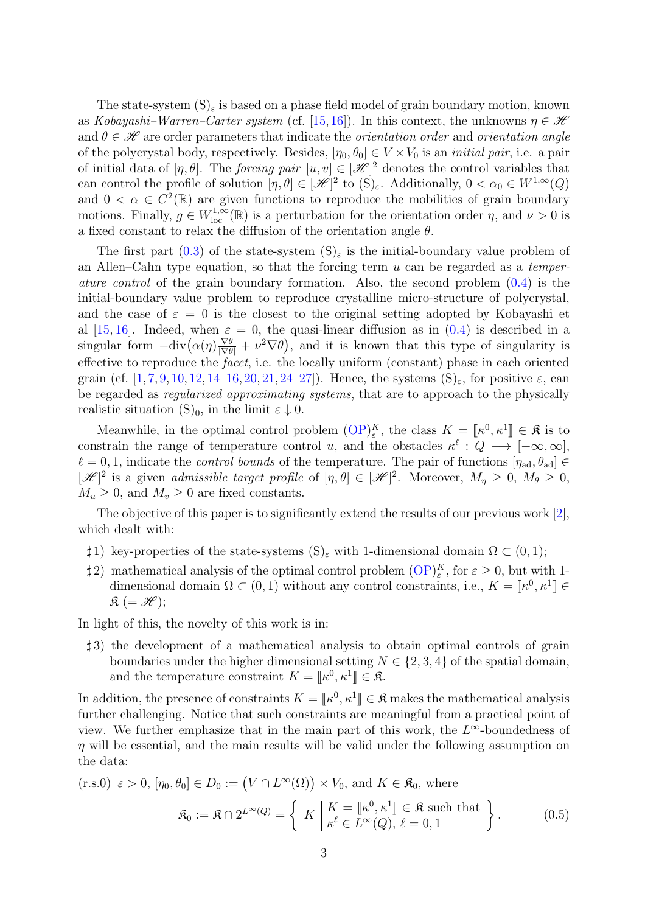The state-system $(\mathrm{S})_\varepsilon$ is based on a phase field model of grain boundary motion, known as *Kobayashi–Warren–Carter system* (cf. [15, 16]). In this context, the unknowns $\eta \in \mathscr{H}$ and $\theta \in \mathscr{H}$ are order parameters that indicate the *orientation order* and *orientation angle* of the polycrystal body, respectively. Besides, $[\eta_0, \theta_0] \in V \times V_0$ is an *initial pair*, i.e. a pair of initial data of $[\eta, \theta]$. The *forcing pair* $[u, v] \in [\mathscr{H}]^2$ denotes the control variables that can control the profile of solution $[\eta, \theta] \in [\mathscr{H}]^2$ to $(\mathrm{S})_\varepsilon$. Additionally, $0 < \alpha_0 \in W^{1,\infty}(Q)$ and $0 < \alpha \in C^2(\mathbb{R})$ are given functions to reproduce the mobilities of grain boundary motions. Finally, $g \in W^{1,\infty}_{\mathrm{loc}}(\mathbb{R})$ is a perturbation for the orientation order $\eta$, and $\nu > 0$ is a fixed constant to relax the diffusion of the orientation angle $\theta$.

The first part (0.3) of the state-system $(\mathrm{S})_\varepsilon$ is the initial-boundary value problem of an Allen–Cahn type equation, so that the forcing term $u$ can be regarded as a *temperature control* of the grain boundary formation. Also, the second problem (0.4) is the initial-boundary value problem to reproduce crystalline micro-structure of polycrystal, and the case of $\varepsilon = 0$ is the closest to the original setting adopted by Kobayashi et al [15, 16]. Indeed, when $\varepsilon = 0$, the quasi-linear diffusion as in (0.4) is described in a singular form $-\mathrm{div}\big(\alpha(\eta)\frac{\nabla\theta}{|\nabla\theta|} + \nu^2\nabla\theta\big)$, and it is known that this type of singularity is effective to reproduce the *facet*, i.e. the locally uniform (constant) phase in each oriented grain (cf. [1, 7, 9, 10, 12, 14–16, 20, 21, 24–27]). Hence, the systems $(\mathrm{S})_\varepsilon$, for positive $\varepsilon$, can be regarded as *regularized approximating systems*, that are to approach to the physically realistic situation $(\mathrm{S})_0$, in the limit $\varepsilon \downarrow 0$.

Meanwhile, in the optimal control problem $(\mathrm{OP})^K_\varepsilon$, the class $K = [\![\kappa^0, \kappa^1]\!] \in \mathfrak{K}$ is to constrain the range of temperature control $u$, and the obstacles $\kappa^\ell : Q \longrightarrow [-\infty, \infty]$, $\ell = 0, 1$, indicate the *control bounds* of the temperature. The pair of functions $[\eta_{\mathrm{ad}}, \theta_{\mathrm{ad}}] \in [\mathscr{H}]^2$ is a given *admissible target profile* of $[\eta, \theta] \in [\mathscr{H}]^2$. Moreover, $M_\eta \geq 0$, $M_\theta \geq 0$, $M_u \geq 0$, and $M_v \geq 0$ are fixed constants.

The objective of this paper is to significantly extend the results of our previous work [2], which dealt with:

- ♯1) key-properties of the state-systems $(\mathrm{S})_\varepsilon$ with 1-dimensional domain $\Omega \subset (0, 1)$;
- ♯2) mathematical analysis of the optimal control problem $(\mathrm{OP})^K_\varepsilon$, for $\varepsilon \geq 0$, but with 1-dimensional domain $\Omega \subset (0, 1)$ without any control constraints, i.e., $K = [\![\kappa^0, \kappa^1]\!] \in \mathfrak{K}$ $(= \mathscr{H})$;

In light of this, the novelty of this work is in:

- ♯3) the development of a mathematical analysis to obtain optimal controls of grain boundaries under the higher dimensional setting $N \in \{2, 3, 4\}$ of the spatial domain, and the temperature constraint $K = [\![\kappa^0, \kappa^1]\!] \in \mathfrak{K}$.

In addition, the presence of constraints $K = [\![\kappa^0, \kappa^1]\!] \in \mathfrak{K}$ makes the mathematical analysis further challenging. Notice that such constraints are meaningful from a practical point of view. We further emphasize that in the main part of this work, the $L^\infty$-boundedness of $\eta$ will be essential, and the main results will be valid under the following assumption on the data:

(r.s.0) $\varepsilon > 0$, $[\eta_0, \theta_0] \in D_0 := \big(V \cap L^\infty(\Omega)\big) \times V_0$, and $K \in \mathfrak{K}_0$, where

$$\mathfrak{K}_0 := \mathfrak{K} \cap 2^{L^\infty(Q)} = \left\{ K \;\middle|\; \begin{array}{l} K = [\![\kappa^0, \kappa^1]\!] \in \mathfrak{K} \text{ such that} \\ \kappa^\ell \in L^\infty(Q),\ \ell = 0, 1 \end{array} \right\}. \tag{0.5}$$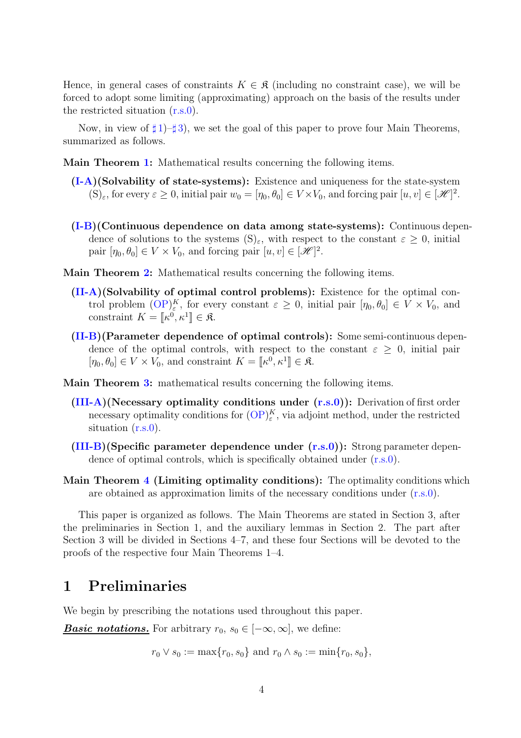Hence, in general cases of constraints $K \in \mathfrak{K}$ (including no constraint case), we will be forced to adopt some limiting (approximating) approach on the basis of the results under the restricted situation (r.s.0).

Now, in view of $\sharp$1)–$\sharp$3), we set the goal of this paper to prove four Main Theorems, summarized as follows.

**Main Theorem 1:** Mathematical results concerning the following items.

- **(I-A)(Solvability of state-systems):** Existence and uniqueness for the state-system $(\mathrm{S})_\varepsilon$, for every $\varepsilon \geq 0$, initial pair $w_0 = [\eta_0, \theta_0] \in V \times V_0$, and forcing pair $[u, v] \in [\mathscr{H}]^2$.

- **(I-B)(Continuous dependence on data among state-systems):** Continuous dependence of solutions to the systems $(\mathrm{S})_\varepsilon$, with respect to the constant $\varepsilon \geq 0$, initial pair $[\eta_0, \theta_0] \in V \times V_0$, and forcing pair $[u, v] \in [\mathscr{H}]^2$.

**Main Theorem 2:** Mathematical results concerning the following items.

- **(II-A)(Solvability of optimal control problems):** Existence for the optimal control problem $(\mathrm{OP})_\varepsilon^K$, for every constant $\varepsilon \geq 0$, initial pair $[\eta_0, \theta_0] \in V \times V_0$, and constraint $K = [\![\kappa^0, \kappa^1]\!] \in \mathfrak{K}$.

- **(II-B)(Parameter dependence of optimal controls):** Some semi-continuous dependence of the optimal controls, with respect to the constant $\varepsilon \geq 0$, initial pair $[\eta_0, \theta_0] \in V \times V_0$, and constraint $K = [\![\kappa^0, \kappa^1]\!] \in \mathfrak{K}$.

**Main Theorem 3:** mathematical results concerning the following items.

- **(III-A)(Necessary optimality conditions under (r.s.0)):** Derivation of first order necessary optimality conditions for $(\mathrm{OP})_\varepsilon^K$, via adjoint method, under the restricted situation (r.s.0).

- **(III-B)(Specific parameter dependence under (r.s.0)):** Strong parameter dependence of optimal controls, which is specifically obtained under (r.s.0).

**Main Theorem 4 (Limiting optimality conditions):** The optimality conditions which are obtained as approximation limits of the necessary conditions under (r.s.0).

This paper is organized as follows. The Main Theorems are stated in Section 3, after the preliminaries in Section 1, and the auxiliary lemmas in Section 2. The part after Section 3 will be divided in Sections 4–7, and these four Sections will be devoted to the proofs of the respective four Main Theorems 1–4.

# 1 Preliminaries

We begin by prescribing the notations used throughout this paper.

***Basic notations.*** For arbitrary $r_0, s_0 \in [-\infty, \infty]$, we define:

$$r_0 \vee s_0 := \max\{r_0, s_0\} \text{ and } r_0 \wedge s_0 := \min\{r_0, s_0\},$$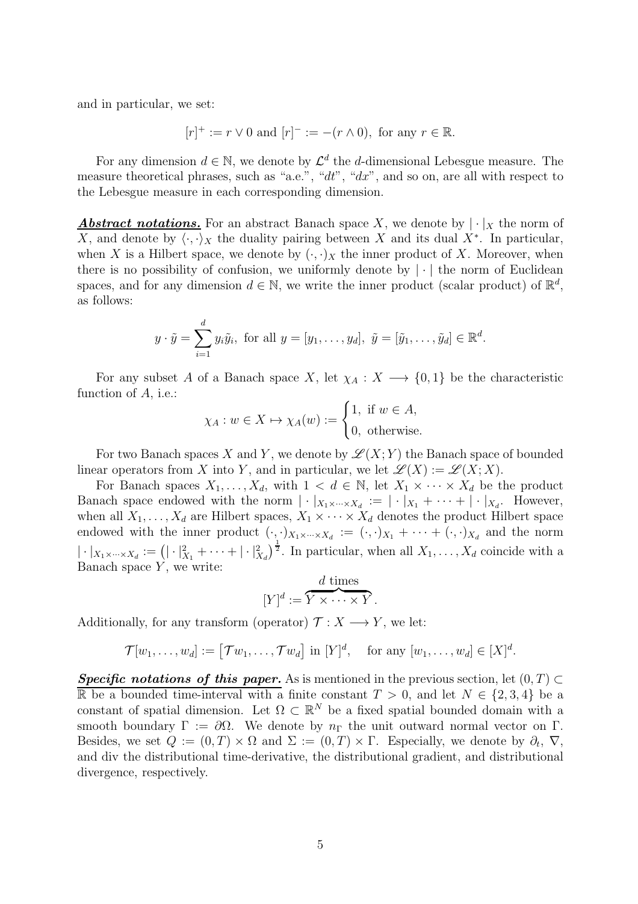and in particular, we set:

$$[r]^+ := r \vee 0 \text{ and } [r]^- := -(r \wedge 0), \text{ for any } r \in \mathbb{R}.$$

For any dimension $d \in \mathbb{N}$, we denote by $\mathcal{L}^d$ the $d$-dimensional Lebesgue measure. The measure theoretical phrases, such as "a.e.", "$dt$", "$dx$", and so on, are all with respect to the Lebesgue measure in each corresponding dimension.

***Abstract notations.*** For an abstract Banach space $X$, we denote by $|\cdot|_X$ the norm of $X$, and denote by $\langle \cdot, \cdot \rangle_X$ the duality pairing between $X$ and its dual $X^*$. In particular, when $X$ is a Hilbert space, we denote by $(\cdot, \cdot)_X$ the inner product of $X$. Moreover, when there is no possibility of confusion, we uniformly denote by $|\cdot|$ the norm of Euclidean spaces, and for any dimension $d \in \mathbb{N}$, we write the inner product (scalar product) of $\mathbb{R}^d$, as follows:

$$y \cdot \tilde{y} = \sum_{i=1}^{d} y_i \tilde{y}_i, \text{ for all } y = [y_1, \dots, y_d],\ \tilde{y} = [\tilde{y}_1, \dots, \tilde{y}_d] \in \mathbb{R}^d.$$

For any subset $A$ of a Banach space $X$, let $\chi_A : X \longrightarrow \{0, 1\}$ be the characteristic function of $A$, i.e.:

$$\chi_A : w \in X \mapsto \chi_A(w) := \begin{cases} 1, \text{ if } w \in A, \\ 0, \text{ otherwise.} \end{cases}$$

For two Banach spaces $X$ and $Y$, we denote by $\mathscr{L}(X; Y)$ the Banach space of bounded linear operators from $X$ into $Y$, and in particular, we let $\mathscr{L}(X) := \mathscr{L}(X; X)$.

For Banach spaces $X_1, \dots, X_d$, with $1 < d \in \mathbb{N}$, let $X_1 \times \cdots \times X_d$ be the product Banach space endowed with the norm $|\cdot|_{X_1 \times \cdots \times X_d} := |\cdot|_{X_1} + \cdots + |\cdot|_{X_d}$. However, when all $X_1, \dots, X_d$ are Hilbert spaces, $X_1 \times \cdots \times X_d$ denotes the product Hilbert space endowed with the inner product $(\cdot, \cdot)_{X_1 \times \cdots \times X_d} := (\cdot, \cdot)_{X_1} + \cdots + (\cdot, \cdot)_{X_d}$ and the norm $|\cdot|_{X_1 \times \cdots \times X_d} := \left( |\cdot|_{X_1}^2 + \cdots + |\cdot|_{X_d}^2 \right)^{\frac{1}{2}}$. In particular, when all $X_1, \dots, X_d$ coincide with a Banach space $Y$, we write:

$$[Y]^d := \overbrace{Y \times \cdots \times Y}^{d \text{ times}}.$$

Additionally, for any transform (operator) $\mathcal{T} : X \longrightarrow Y$, we let:

$$\mathcal{T}[w_1, \dots, w_d] := \left[ \mathcal{T} w_1, \dots, \mathcal{T} w_d \right] \text{ in } [Y]^d, \quad \text{for any } [w_1, \dots, w_d] \in [X]^d.$$

***Specific notations of this paper.*** As is mentioned in the previous section, let $(0, T) \subset \mathbb{R}$ be a bounded time-interval with a finite constant $T > 0$, and let $N \in \{2, 3, 4\}$ be a constant of spatial dimension. Let $\Omega \subset \mathbb{R}^N$ be a fixed spatial bounded domain with a smooth boundary $\Gamma := \partial\Omega$. We denote by $n_\Gamma$ the unit outward normal vector on $\Gamma$. Besides, we set $Q := (0, T) \times \Omega$ and $\Sigma := (0, T) \times \Gamma$. Especially, we denote by $\partial_t$, $\nabla$, and div the distributional time-derivative, the distributional gradient, and distributional divergence, respectively.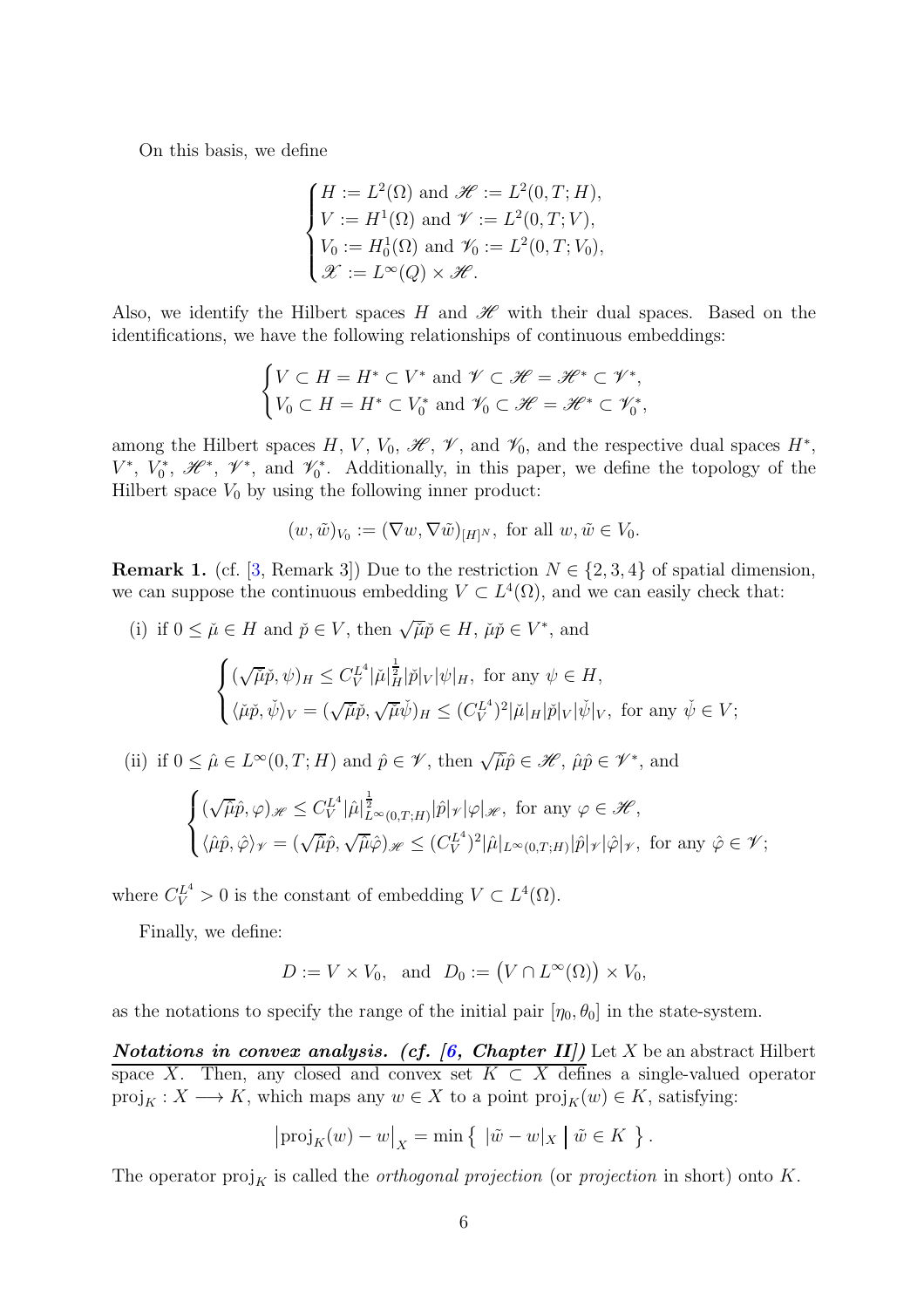On this basis, we define

$$
\begin{cases}
H := L^2(\Omega) \text{ and } \mathscr{H} := L^2(0,T;H), \\
V := H^1(\Omega) \text{ and } \mathscr{V} := L^2(0,T;V), \\
V_0 := H^1_0(\Omega) \text{ and } \mathscr{V}_0 := L^2(0,T;V_0), \\
\mathscr{X} := L^\infty(Q) \times \mathscr{H}.
\end{cases}
$$

Also, we identify the Hilbert spaces $H$ and $\mathscr{H}$ with their dual spaces. Based on the identifications, we have the following relationships of continuous embeddings:

$$
\begin{cases}
V \subset H = H^* \subset V^* \text{ and } \mathscr{V} \subset \mathscr{H} = \mathscr{H}^* \subset \mathscr{V}^*, \\
V_0 \subset H = H^* \subset V_0^* \text{ and } \mathscr{V}_0 \subset \mathscr{H} = \mathscr{H}^* \subset \mathscr{V}_0^*,
\end{cases}
$$

among the Hilbert spaces $H$, $V$, $V_0$, $\mathscr{H}$, $\mathscr{V}$, and $\mathscr{V}_0$, and the respective dual spaces $H^*$, $V^*$, $V_0^*$, $\mathscr{H}^*$, $\mathscr{V}^*$, and $\mathscr{V}_0^*$. Additionally, in this paper, we define the topology of the Hilbert space $V_0$ by using the following inner product:

$$
(w, \tilde{w})_{V_0} := (\nabla w, \nabla \tilde{w})_{[H]^N}, \text{ for all } w, \tilde{w} \in V_0.
$$

**Remark 1.** (cf. [3, Remark 3]) Due to the restriction $N \in \{2, 3, 4\}$ of spatial dimension, we can suppose the continuous embedding $V \subset L^4(\Omega)$, and we can easily check that:

(i) if $0 \leq \check{\mu} \in H$ and $\check{p} \in V$, then $\sqrt{\check{\mu}}\check{p} \in H$, $\check{\mu}\check{p} \in V^*$, and

$$
\begin{cases}
(\sqrt{\check{\mu}}\check{p}, \psi)_H \leq C_V^{L^4} |\check{\mu}|_H^{\frac{1}{2}} |\check{p}|_V |\psi|_H, \text{ for any } \psi \in H, \\
\langle \check{\mu}\check{p}, \check{\psi} \rangle_V = (\sqrt{\check{\mu}}\check{p}, \sqrt{\check{\mu}}\check{\psi})_H \leq (C_V^{L^4})^2 |\check{\mu}|_H |\check{p}|_V |\check{\psi}|_V, \text{ for any } \check{\psi} \in V;
\end{cases}
$$

(ii) if $0 \leq \hat{\mu} \in L^\infty(0,T;H)$ and $\hat{p} \in \mathscr{V}$, then $\sqrt{\hat{\mu}}\hat{p} \in \mathscr{H}$, $\hat{\mu}\hat{p} \in \mathscr{V}^*$, and

$$
\begin{cases}
(\sqrt{\hat{\mu}}\hat{p}, \varphi)_{\mathscr{H}} \leq C_V^{L^4} |\hat{\mu}|_{L^\infty(0,T;H)}^{\frac{1}{2}} |\hat{p}|_{\mathscr{V}} |\varphi|_{\mathscr{H}}, \text{ for any } \varphi \in \mathscr{H}, \\
\langle \hat{\mu}\hat{p}, \hat{\varphi} \rangle_{\mathscr{V}} = (\sqrt{\hat{\mu}}\hat{p}, \sqrt{\hat{\mu}}\hat{\varphi})_{\mathscr{H}} \leq (C_V^{L^4})^2 |\hat{\mu}|_{L^\infty(0,T;H)} |\hat{p}|_{\mathscr{V}} |\hat{\varphi}|_{\mathscr{V}}, \text{ for any } \hat{\varphi} \in \mathscr{V};
\end{cases}
$$

where $C_V^{L^4} > 0$ is the constant of embedding $V \subset L^4(\Omega)$.

Finally, we define:

$$
D := V \times V_0, \quad \text{and} \quad D_0 := \bigl(V \cap L^\infty(\Omega)\bigr) \times V_0,
$$

as the notations to specify the range of the initial pair $[\eta_0, \theta_0]$ in the state-system.

***Notations in convex analysis. (cf. [6, Chapter II])*** Let $X$ be an abstract Hilbert space $X$. Then, any closed and convex set $K \subset X$ defines a single-valued operator $\mathrm{proj}_K : X \longrightarrow K$, which maps any $w \in X$ to a point $\mathrm{proj}_K(w) \in K$, satisfying:

$$
\left|\mathrm{proj}_K(w) - w\right|_X = \min \left\{ \, |\tilde{w} - w|_X \,\middle|\, \tilde{w} \in K \, \right\}.
$$

The operator $\mathrm{proj}_K$ is called the *orthogonal projection* (or *projection* in short) onto $K$.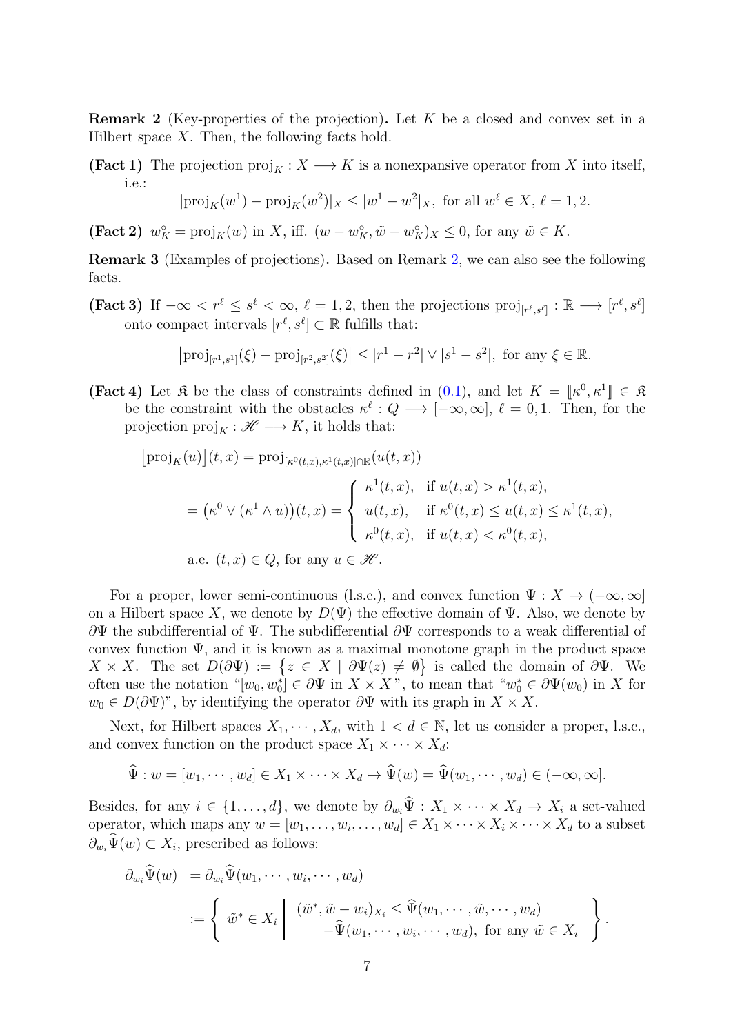**Remark 2** (Key-properties of the projection)**.** Let $K$ be a closed and convex set in a Hilbert space $X$. Then, the following facts hold.

**(Fact 1)** The projection $\mathrm{proj}_K : X \longrightarrow K$ is a nonexpansive operator from $X$ into itself, i.e.:

$$|\mathrm{proj}_K(w^1) - \mathrm{proj}_K(w^2)|_X \leq |w^1 - w^2|_X, \text{ for all } w^\ell \in X, \ \ell = 1, 2.$$

**(Fact 2)** $w_K^\circ = \mathrm{proj}_K(w)$ in $X$, iff. $(w - w_K^\circ, \tilde{w} - w_K^\circ)_X \leq 0$, for any $\tilde{w} \in K$.

**Remark 3** (Examples of projections)**.** Based on Remark 2, we can also see the following facts.

**(Fact 3)** If $-\infty < r^\ell \leq s^\ell < \infty$, $\ell = 1, 2$, then the projections $\mathrm{proj}_{[r^\ell, s^\ell]} : \mathbb{R} \longrightarrow [r^\ell, s^\ell]$ onto compact intervals $[r^\ell, s^\ell] \subset \mathbb{R}$ fulfills that:

$$\left|\mathrm{proj}_{[r^1, s^1]}(\xi) - \mathrm{proj}_{[r^2, s^2]}(\xi)\right| \leq |r^1 - r^2| \vee |s^1 - s^2|, \text{ for any } \xi \in \mathbb{R}.$$

**(Fact 4)** Let $\mathfrak{K}$ be the class of constraints defined in (0.1), and let $K = [\![\kappa^0, \kappa^1]\!] \in \mathfrak{K}$ be the constraint with the obstacles $\kappa^\ell : Q \longrightarrow [-\infty, \infty]$, $\ell = 0, 1$. Then, for the projection $\mathrm{proj}_K : \mathscr{H} \longrightarrow K$, it holds that:

$$\begin{aligned}
\big[\mathrm{proj}_K(u)\big](t, x) &= \mathrm{proj}_{[\kappa^0(t,x), \kappa^1(t,x)] \cap \mathbb{R}}(u(t, x)) \\
&= \big(\kappa^0 \vee (\kappa^1 \wedge u)\big)(t, x) = \begin{cases} \kappa^1(t, x), & \text{if } u(t, x) > \kappa^1(t, x), \\ u(t, x), & \text{if } \kappa^0(t, x) \leq u(t, x) \leq \kappa^1(t, x), \\ \kappa^0(t, x), & \text{if } u(t, x) < \kappa^0(t, x), \end{cases} \\
&\text{a.e. } (t, x) \in Q, \text{ for any } u \in \mathscr{H}.
\end{aligned}$$

For a proper, lower semi-continuous (l.s.c.), and convex function $\Psi : X \to (-\infty, \infty]$ on a Hilbert space $X$, we denote by $D(\Psi)$ the effective domain of $\Psi$. Also, we denote by $\partial\Psi$ the subdifferential of $\Psi$. The subdifferential $\partial\Psi$ corresponds to a weak differential of convex function $\Psi$, and it is known as a maximal monotone graph in the product space $X \times X$. The set $D(\partial\Psi) := \{z \in X \mid \partial\Psi(z) \neq \emptyset\}$ is called the domain of $\partial\Psi$. We often use the notation "$[w_0, w_0^*] \in \partial\Psi$ in $X \times X$", to mean that "$w_0^* \in \partial\Psi(w_0)$ in $X$ for $w_0 \in D(\partial\Psi)$", by identifying the operator $\partial\Psi$ with its graph in $X \times X$.

Next, for Hilbert spaces $X_1, \cdots, X_d$, with $1 < d \in \mathbb{N}$, let us consider a proper, l.s.c., and convex function on the product space $X_1 \times \cdots \times X_d$:

$$\widehat{\Psi} : w = [w_1, \cdots, w_d] \in X_1 \times \cdots \times X_d \mapsto \widehat{\Psi}(w) = \widehat{\Psi}(w_1, \cdots, w_d) \in (-\infty, \infty].$$

Besides, for any $i \in \{1, \ldots, d\}$, we denote by $\partial_{w_i}\widehat{\Psi} : X_1 \times \cdots \times X_d \to X_i$ a set-valued operator, which maps any $w = [w_1, \ldots, w_i, \ldots, w_d] \in X_1 \times \cdots \times X_i \times \cdots \times X_d$ to a subset $\partial_{w_i}\widehat{\Psi}(w) \subset X_i$, prescribed as follows:

$$\begin{aligned}
\partial_{w_i}\widehat{\Psi}(w) &= \partial_{w_i}\widehat{\Psi}(w_1, \cdots, w_i, \cdots, w_d) \\
&:= \left\{ \tilde{w}^* \in X_i \;\middle|\; \begin{array}{l} (\tilde{w}^*, \tilde{w} - w_i)_{X_i} \leq \widehat{\Psi}(w_1, \cdots, \tilde{w}, \cdots, w_d) \\ \quad -\widehat{\Psi}(w_1, \cdots, w_i, \cdots, w_d), \text{ for any } \tilde{w} \in X_i \end{array} \right\}.
\end{aligned}$$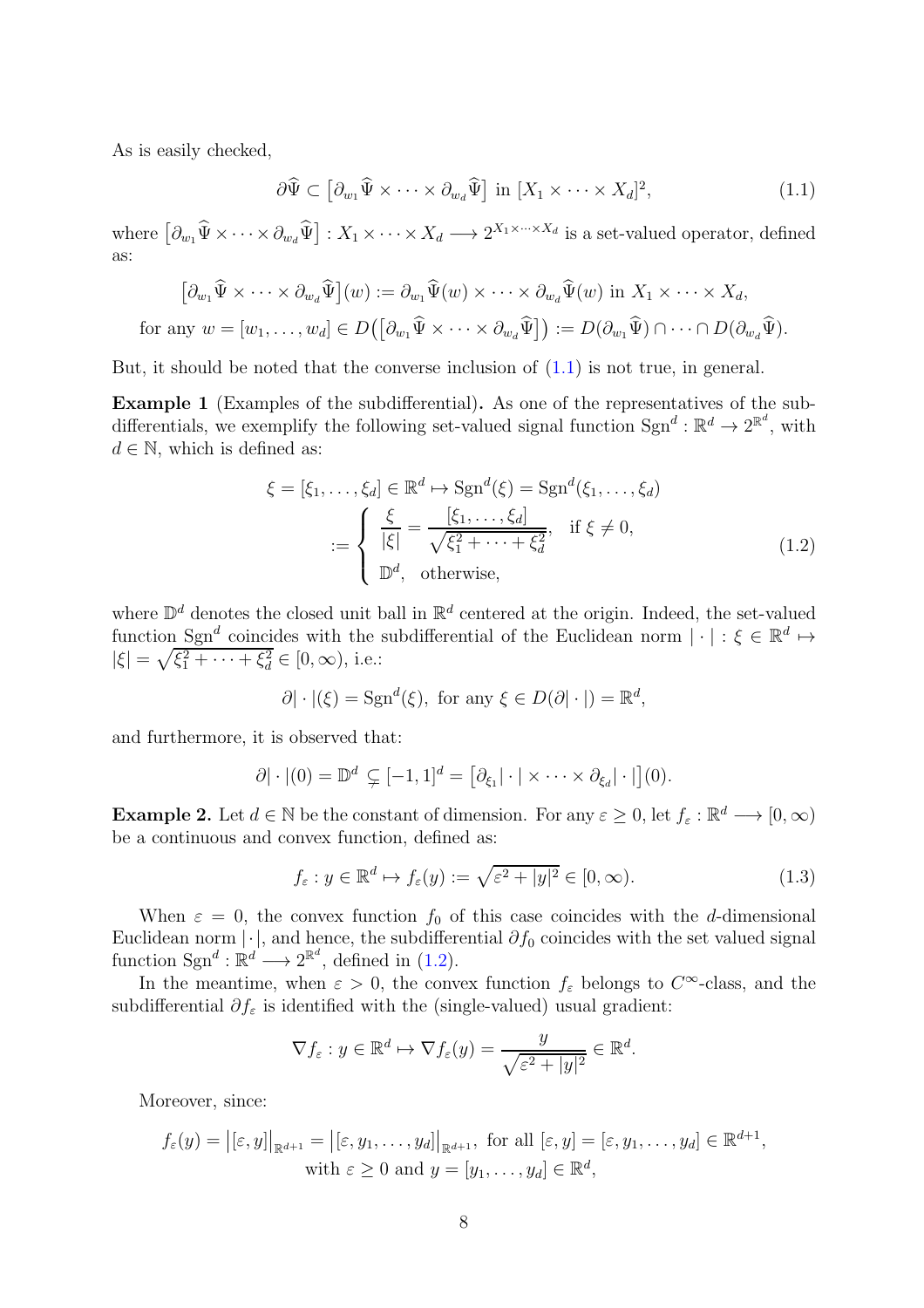As is easily checked,

$$\partial \widehat{\Psi} \subset \bigl[\partial_{w_1} \widehat{\Psi} \times \cdots \times \partial_{w_d} \widehat{\Psi}\bigr] \text{ in } [X_1 \times \cdots \times X_d]^2, \tag{1.1}$$

where $\bigl[\partial_{w_1} \widehat{\Psi} \times \cdots \times \partial_{w_d} \widehat{\Psi}\bigr] : X_1 \times \cdots \times X_d \longrightarrow 2^{X_1 \times \cdots \times X_d}$ is a set-valued operator, defined as:

$$\bigl[\partial_{w_1} \widehat{\Psi} \times \cdots \times \partial_{w_d} \widehat{\Psi}\bigr](w) := \partial_{w_1} \widehat{\Psi}(w) \times \cdots \times \partial_{w_d} \widehat{\Psi}(w) \text{ in } X_1 \times \cdots \times X_d,$$
$$\text{for any } w = [w_1, \ldots, w_d] \in D\bigl(\bigl[\partial_{w_1} \widehat{\Psi} \times \cdots \times \partial_{w_d} \widehat{\Psi}\bigr]\bigr) := D(\partial_{w_1} \widehat{\Psi}) \cap \cdots \cap D(\partial_{w_d} \widehat{\Psi}).$$

But, it should be noted that the converse inclusion of (1.1) is not true, in general.

**Example 1** (Examples of the subdifferential)**.** As one of the representatives of the subdifferentials, we exemplify the following set-valued signal function $\mathrm{Sgn}^d : \mathbb{R}^d \to 2^{\mathbb{R}^d}$, with $d \in \mathbb{N}$, which is defined as:

$$\begin{aligned} \xi = [\xi_1, \ldots, \xi_d] \in \mathbb{R}^d \mapsto \mathrm{Sgn}^d(\xi) &= \mathrm{Sgn}^d(\xi_1, \ldots, \xi_d) \\ &:= \begin{cases} \dfrac{\xi}{|\xi|} = \dfrac{[\xi_1, \ldots, \xi_d]}{\sqrt{\xi_1^2 + \cdots + \xi_d^2}}, & \text{if } \xi \neq 0, \\ \mathbb{D}^d, & \text{otherwise,} \end{cases} \end{aligned} \tag{1.2}$$

where $\mathbb{D}^d$ denotes the closed unit ball in $\mathbb{R}^d$ centered at the origin. Indeed, the set-valued function $\mathrm{Sgn}^d$ coincides with the subdifferential of the Euclidean norm $|\cdot| : \xi \in \mathbb{R}^d \mapsto |\xi| = \sqrt{\xi_1^2 + \cdots + \xi_d^2} \in [0, \infty)$, i.e.:

$$\partial |\cdot|(\xi) = \mathrm{Sgn}^d(\xi), \text{ for any } \xi \in D(\partial |\cdot|) = \mathbb{R}^d,$$

and furthermore, it is observed that:

$$\partial |\cdot|(0) = \mathbb{D}^d \subsetneq [-1, 1]^d = \bigl[\partial_{\xi_1} |\cdot| \times \cdots \times \partial_{\xi_d} |\cdot|\bigr](0).$$

**Example 2.** Let $d \in \mathbb{N}$ be the constant of dimension. For any $\varepsilon \geq 0$, let $f_\varepsilon : \mathbb{R}^d \longrightarrow [0, \infty)$ be a continuous and convex function, defined as:

$$f_\varepsilon : y \in \mathbb{R}^d \mapsto f_\varepsilon(y) := \sqrt{\varepsilon^2 + |y|^2} \in [0, \infty). \tag{1.3}$$

When $\varepsilon = 0$, the convex function $f_0$ of this case coincides with the $d$-dimensional Euclidean norm $|\cdot|$, and hence, the subdifferential $\partial f_0$ coincides with the set valued signal function $\mathrm{Sgn}^d : \mathbb{R}^d \longrightarrow 2^{\mathbb{R}^d}$, defined in (1.2).

In the meantime, when $\varepsilon > 0$, the convex function $f_\varepsilon$ belongs to $C^\infty$-class, and the subdifferential $\partial f_\varepsilon$ is identified with the (single-valued) usual gradient:

$$\nabla f_\varepsilon : y \in \mathbb{R}^d \mapsto \nabla f_\varepsilon(y) = \frac{y}{\sqrt{\varepsilon^2 + |y|^2}} \in \mathbb{R}^d.$$

Moreover, since:

$$f_\varepsilon(y) = \bigl|[\varepsilon, y]\bigr|_{\mathbb{R}^{d+1}} = \bigl|[\varepsilon, y_1, \ldots, y_d]\bigr|_{\mathbb{R}^{d+1}}, \text{ for all } [\varepsilon, y] = [\varepsilon, y_1, \ldots, y_d] \in \mathbb{R}^{d+1},$$
$$\text{with } \varepsilon \geq 0 \text{ and } y = [y_1, \ldots, y_d] \in \mathbb{R}^d,$$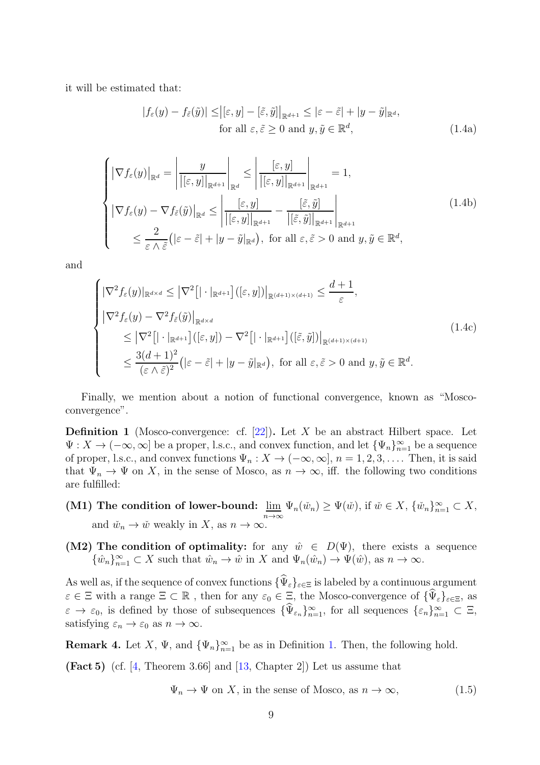it will be estimated that:

$$
\begin{aligned}
|f_\varepsilon(y) - f_{\tilde{\varepsilon}}(\tilde{y})| \leq & \big|[\varepsilon, y] - [\tilde{\varepsilon}, \tilde{y}]\big|_{\mathbb{R}^{d+1}} \leq |\varepsilon - \tilde{\varepsilon}| + |y - \tilde{y}|_{\mathbb{R}^d}, \\
& \text{for all } \varepsilon, \tilde{\varepsilon} \geq 0 \text{ and } y, \tilde{y} \in \mathbb{R}^d,
\end{aligned}
\tag{1.4a}
$$

$$
\begin{cases}
\big|\nabla f_\varepsilon(y)\big|_{\mathbb{R}^d} = \left|\dfrac{y}{\big|[\varepsilon, y]\big|_{\mathbb{R}^{d+1}}}\right|_{\mathbb{R}^d} \leq \left|\dfrac{[\varepsilon, y]}{\big|[\varepsilon, y]\big|_{\mathbb{R}^{d+1}}}\right|_{\mathbb{R}^{d+1}} = 1, \\
\big|\nabla f_\varepsilon(y) - \nabla f_{\tilde{\varepsilon}}(\tilde{y})\big|_{\mathbb{R}^d} \leq \left|\dfrac{[\varepsilon, y]}{\big|[\varepsilon, y]\big|_{\mathbb{R}^{d+1}}} - \dfrac{[\tilde{\varepsilon}, \tilde{y}]}{\big|[\tilde{\varepsilon}, \tilde{y}]\big|_{\mathbb{R}^{d+1}}}\right|_{\mathbb{R}^{d+1}} \\
\qquad \leq \dfrac{2}{\varepsilon \wedge \tilde{\varepsilon}}\big(|\varepsilon - \tilde{\varepsilon}| + |y - \tilde{y}|_{\mathbb{R}^d}\big), \text{ for all } \varepsilon, \tilde{\varepsilon} > 0 \text{ and } y, \tilde{y} \in \mathbb{R}^d,
\end{cases}
\tag{1.4b}
$$

and

$$
\begin{cases}
|\nabla^2 f_\varepsilon(y)|_{\mathbb{R}^{d \times d}} \leq \big|\nabla^2\big[|\cdot|_{\mathbb{R}^{d+1}}\big]([\varepsilon, y])\big|_{\mathbb{R}^{(d+1)\times(d+1)}} \leq \dfrac{d+1}{\varepsilon}, \\
\big|\nabla^2 f_\varepsilon(y) - \nabla^2 f_{\tilde{\varepsilon}}(\tilde{y})\big|_{\mathbb{R}^{d \times d}} \\
\qquad \leq \big|\nabla^2\big[|\cdot|_{\mathbb{R}^{d+1}}\big]([\varepsilon, y]) - \nabla^2\big[|\cdot|_{\mathbb{R}^{d+1}}\big]([\tilde{\varepsilon}, \tilde{y}])\big|_{\mathbb{R}^{(d+1)\times(d+1)}} \\
\qquad \leq \dfrac{3(d+1)^2}{(\varepsilon \wedge \tilde{\varepsilon})^2}\big(|\varepsilon - \tilde{\varepsilon}| + |y - \tilde{y}|_{\mathbb{R}^d}\big), \text{ for all } \varepsilon, \tilde{\varepsilon} > 0 \text{ and } y, \tilde{y} \in \mathbb{R}^d.
\end{cases}
\tag{1.4c}
$$

Finally, we mention about a notion of functional convergence, known as "Mosco-convergence".

**Definition 1** (Mosco-convergence: cf. [22])**.** Let $X$ be an abstract Hilbert space. Let $\Psi : X \to (-\infty, \infty]$ be a proper, l.s.c., and convex function, and let $\{\Psi_n\}_{n=1}^\infty$ be a sequence of proper, l.s.c., and convex functions $\Psi_n : X \to (-\infty, \infty]$, $n = 1, 2, 3, \dots$. Then, it is said that $\Psi_n \to \Psi$ on $X$, in the sense of Mosco, as $n \to \infty$, iff. the following two conditions are fulfilled:

**(M1) The condition of lower-bound:** $\varliminf_{n\to\infty} \Psi_n(\check{w}_n) \geq \Psi(\check{w})$, if $\check{w} \in X$, $\{\check{w}_n\}_{n=1}^\infty \subset X$, and $\check{w}_n \to \check{w}$ weakly in $X$, as $n \to \infty$.

**(M2) The condition of optimality:** for any $\hat{w} \in D(\Psi)$, there exists a sequence $\{\hat{w}_n\}_{n=1}^\infty \subset X$ such that $\hat{w}_n \to \hat{w}$ in $X$ and $\Psi_n(\hat{w}_n) \to \Psi(\hat{w})$, as $n \to \infty$.

As well as, if the sequence of convex functions $\{\widehat{\Psi}_\varepsilon\}_{\varepsilon\in\Xi}$ is labeled by a continuous argument $\varepsilon \in \Xi$ with a range $\Xi \subset \mathbb{R}$ , then for any $\varepsilon_0 \in \Xi$, the Mosco-convergence of $\{\widehat{\Psi}_\varepsilon\}_{\varepsilon\in\Xi}$, as $\varepsilon \to \varepsilon_0$, is defined by those of subsequences $\{\widehat{\Psi}_{\varepsilon_n}\}_{n=1}^\infty$, for all sequences $\{\varepsilon_n\}_{n=1}^\infty \subset \Xi$, satisfying $\varepsilon_n \to \varepsilon_0$ as $n \to \infty$.

**Remark 4.** Let $X$, $\Psi$, and $\{\Psi_n\}_{n=1}^\infty$ be as in Definition 1. Then, the following hold.

**(Fact 5)** (cf. [4, Theorem 3.66] and [13, Chapter 2]) Let us assume that

$$
\Psi_n \to \Psi \text{ on } X, \text{ in the sense of Mosco, as } n \to \infty,
\tag{1.5}
$$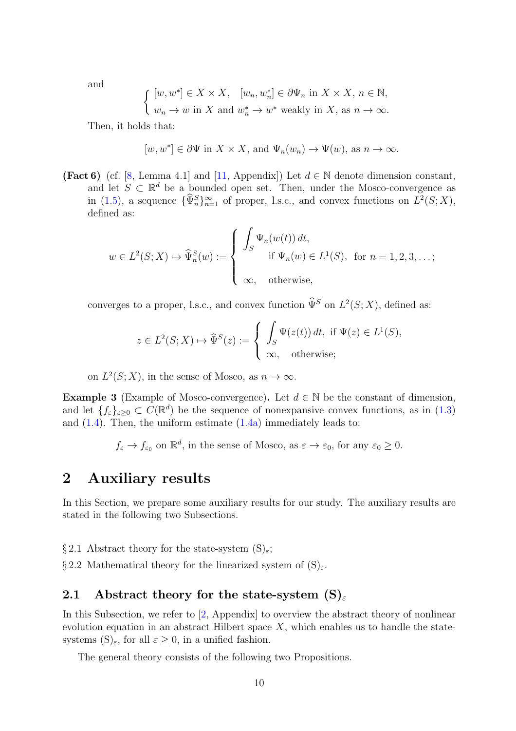and

$$\begin{cases} [w, w^*] \in X \times X, \quad [w_n, w_n^*] \in \partial \Psi_n \text{ in } X \times X, \, n \in \mathbb{N}, \\ w_n \to w \text{ in } X \text{ and } w_n^* \to w^* \text{ weakly in } X, \text{ as } n \to \infty. \end{cases}$$

Then, it holds that:

$$[w, w^*] \in \partial \Psi \text{ in } X \times X, \text{ and } \Psi_n(w_n) \to \Psi(w), \text{ as } n \to \infty.$$

**(Fact 6)** (cf. [8, Lemma 4.1] and [11, Appendix]) Let $d \in \mathbb{N}$ denote dimension constant, and let $S \subset \mathbb{R}^d$ be a bounded open set. Then, under the Mosco-convergence as in (1.5), a sequence $\{\widehat{\Psi}_n^S\}_{n=1}^\infty$ of proper, l.s.c., and convex functions on $L^2(S; X)$, defined as:

$$w \in L^2(S; X) \mapsto \widehat{\Psi}_n^S(w) := \begin{cases} \displaystyle \int_S \Psi_n(w(t))\, dt, \\ \qquad \text{if } \Psi_n(w) \in L^1(S), \text{ for } n = 1, 2, 3, \ldots; \\ \infty, \quad \text{otherwise,} \end{cases}$$

converges to a proper, l.s.c., and convex function $\widehat{\Psi}^S$ on $L^2(S; X)$, defined as:

$$z \in L^2(S; X) \mapsto \widehat{\Psi}^S(z) := \begin{cases} \displaystyle \int_S \Psi(z(t))\, dt, \text{ if } \Psi(z) \in L^1(S), \\ \infty, \quad \text{otherwise;} \end{cases}$$

on $L^2(S; X)$, in the sense of Mosco, as $n \to \infty$.

**Example 3** (Example of Mosco-convergence)**.** Let $d \in \mathbb{N}$ be the constant of dimension, and let $\{f_\varepsilon\}_{\varepsilon \geq 0} \subset C(\mathbb{R}^d)$ be the sequence of nonexpansive convex functions, as in (1.3) and (1.4). Then, the uniform estimate (1.4a) immediately leads to:

$$f_\varepsilon \to f_{\varepsilon_0} \text{ on } \mathbb{R}^d, \text{ in the sense of Mosco, as } \varepsilon \to \varepsilon_0, \text{ for any } \varepsilon_0 \geq 0.$$

# 2 Auxiliary results

In this Section, we prepare some auxiliary results for our study. The auxiliary results are stated in the following two Subsections.

§ 2.1 Abstract theory for the state-system $(\mathrm{S})_\varepsilon$;

§ 2.2 Mathematical theory for the linearized system of $(\mathrm{S})_\varepsilon$.

## 2.1 Abstract theory for the state-system $(\mathrm{S})_\varepsilon$

In this Subsection, we refer to [2, Appendix] to overview the abstract theory of nonlinear evolution equation in an abstract Hilbert space $X$, which enables us to handle the state-systems $(\mathrm{S})_\varepsilon$, for all $\varepsilon \geq 0$, in a unified fashion.

The general theory consists of the following two Propositions.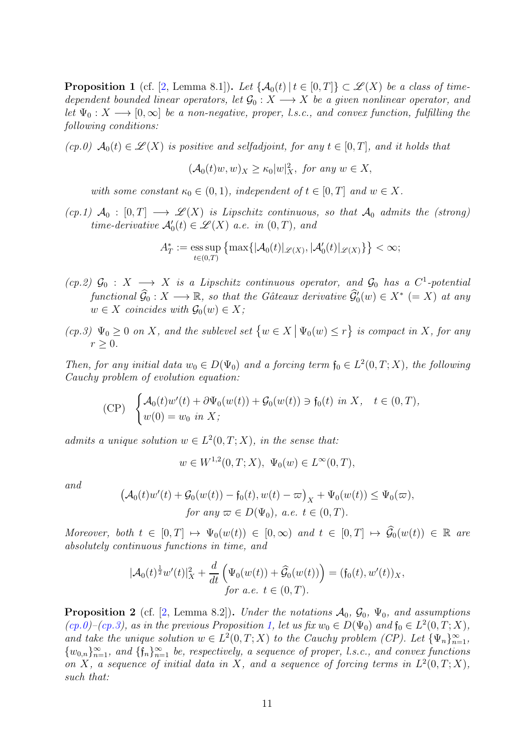**Proposition 1** (cf. [2, Lemma 8.1])**.** *Let $\{\mathcal{A}_0(t) \,|\, t \in [0,T]\} \subset \mathscr{L}(X)$ be a class of time-dependent bounded linear operators, let $\mathcal{G}_0 : X \longrightarrow X$ be a given nonlinear operator, and let $\Psi_0 : X \longrightarrow [0,\infty]$ be a non-negative, proper, l.s.c., and convex function, fulfilling the following conditions:*

*(cp.0) $\mathcal{A}_0(t) \in \mathscr{L}(X)$ is positive and selfadjoint, for any $t \in [0,T]$, and it holds that*

$$(\mathcal{A}_0(t)w, w)_X \geq \kappa_0 |w|_X^2, \text{ for any } w \in X,$$

*with some constant $\kappa_0 \in (0,1)$, independent of $t \in [0,T]$ and $w \in X$.*

*(cp.1) $\mathcal{A}_0 : [0,T] \longrightarrow \mathscr{L}(X)$ is Lipschitz continuous, so that $\mathcal{A}_0$ admits the (strong) time-derivative $\mathcal{A}_0'(t) \in \mathscr{L}(X)$ a.e. in $(0,T)$, and*

$$A_T^* := \operatorname*{ess\,sup}_{t \in (0,T)} \left\{ \max\{ |\mathcal{A}_0(t)|_{\mathscr{L}(X)}, |\mathcal{A}_0'(t)|_{\mathscr{L}(X)} \} \right\} < \infty;$$

*(cp.2) $\mathcal{G}_0 : X \longrightarrow X$ is a Lipschitz continuous operator, and $\mathcal{G}_0$ has a $C^1$-potential functional $\widehat{\mathcal{G}}_0 : X \longrightarrow \mathbb{R}$, so that the Gâteaux derivative $\widehat{\mathcal{G}}_0'(w) \in X^*$ $(= X)$ at any $w \in X$ coincides with $\mathcal{G}_0(w) \in X$;*

*(cp.3) $\Psi_0 \geq 0$ on $X$, and the sublevel set $\left\{ w \in X \,\middle|\, \Psi_0(w) \leq r \right\}$ is compact in $X$, for any $r \geq 0$.*

*Then, for any initial data $w_0 \in D(\Psi_0)$ and a forcing term $\mathfrak{f}_0 \in L^2(0,T;X)$, the following Cauchy problem of evolution equation:*

$$\text{(CP)} \quad \begin{cases} \mathcal{A}_0(t)w'(t) + \partial\Psi_0(w(t)) + \mathcal{G}_0(w(t)) \ni \mathfrak{f}_0(t) \text{ in } X, \quad t \in (0,T), \\ w(0) = w_0 \text{ in } X; \end{cases}$$

*admits a unique solution $w \in L^2(0,T;X)$, in the sense that:*

$$w \in W^{1,2}(0,T;X), \ \Psi_0(w) \in L^\infty(0,T),$$

*and*

$$\begin{gathered} \left( \mathcal{A}_0(t)w'(t) + \mathcal{G}_0(w(t)) - \mathfrak{f}_0(t), w(t) - \varpi \right)_X + \Psi_0(w(t)) \leq \Psi_0(\varpi), \\ \text{for any } \varpi \in D(\Psi_0), \text{ a.e. } t \in (0,T). \end{gathered}$$

*Moreover, both $t \in [0,T] \mapsto \Psi_0(w(t)) \in [0,\infty)$ and $t \in [0,T] \mapsto \widehat{\mathcal{G}}_0(w(t)) \in \mathbb{R}$ are absolutely continuous functions in time, and*

$$\begin{gathered} |\mathcal{A}_0(t)^{\frac{1}{2}} w'(t)|_X^2 + \frac{d}{dt}\left( \Psi_0(w(t)) + \widehat{\mathcal{G}}_0(w(t)) \right) = (\mathfrak{f}_0(t), w'(t))_X, \\ \text{for a.e. } t \in (0,T). \end{gathered}$$

**Proposition 2** (cf. [2, Lemma 8.2])**.** *Under the notations $\mathcal{A}_0$, $\mathcal{G}_0$, $\Psi_0$, and assumptions (cp.0)–(cp.3), as in the previous Proposition 1, let us fix $w_0 \in D(\Psi_0)$ and $\mathfrak{f}_0 \in L^2(0,T;X)$, and take the unique solution $w \in L^2(0,T;X)$ to the Cauchy problem (CP). Let $\{\Psi_n\}_{n=1}^\infty$, $\{w_{0,n}\}_{n=1}^\infty$, and $\{\mathfrak{f}_n\}_{n=1}^\infty$ be, respectively, a sequence of proper, l.s.c., and convex functions on $X$, a sequence of initial data in $X$, and a sequence of forcing terms in $L^2(0,T;X)$, such that:*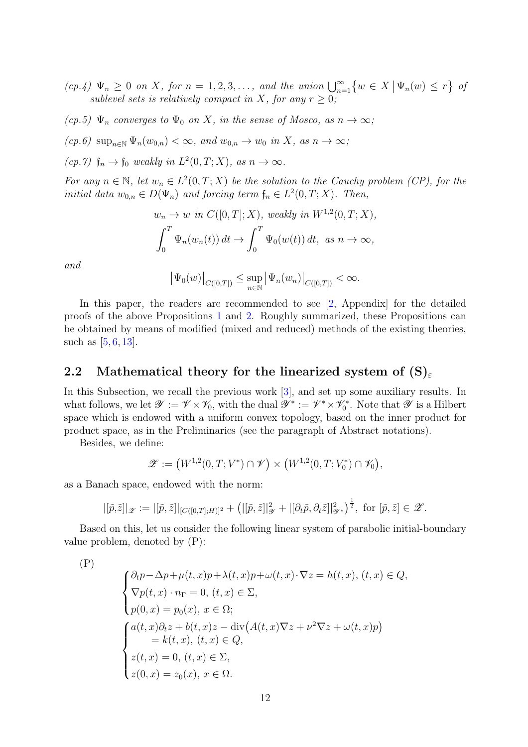*(cp.4)* $\Psi_n \geq 0$ *on* $X$, *for* $n = 1, 2, 3, \ldots$, *and the union* $\bigcup_{n=1}^{\infty} \{ w \in X \,|\, \Psi_n(w) \leq r \}$ *of sublevel sets is relatively compact in* $X$, *for any* $r \geq 0$;

*(cp.5)* $\Psi_n$ *converges to* $\Psi_0$ *on* $X$, *in the sense of Mosco, as* $n \to \infty$;

*(cp.6)* $\sup_{n \in \mathbb{N}} \Psi_n(w_{0,n}) < \infty$, *and* $w_{0,n} \to w_0$ *in* $X$, *as* $n \to \infty$;

*(cp.7)* $\mathfrak{f}_n \to \mathfrak{f}_0$ *weakly in* $L^2(0,T;X)$, *as* $n \to \infty$.

*For any* $n \in \mathbb{N}$, *let* $w_n \in L^2(0,T;X)$ *be the solution to the Cauchy problem (CP), for the initial data* $w_{0,n} \in D(\Psi_n)$ *and forcing term* $\mathfrak{f}_n \in L^2(0,T;X)$. *Then,*

$$
w_n \to w \text{ in } C([0,T];X), \text{ weakly in } W^{1,2}(0,T;X),
$$

$$
\int_0^T \Psi_n(w_n(t))\,dt \to \int_0^T \Psi_0(w(t))\,dt, \text{ as } n \to \infty,
$$

*and*

$$
\left|\Psi_0(w)\right|_{C([0,T])} \leq \sup_{n \in \mathbb{N}} \left|\Psi_n(w_n)\right|_{C([0,T])} < \infty.
$$

In this paper, the readers are recommended to see [2, Appendix] for the detailed proofs of the above Propositions 1 and 2. Roughly summarized, these Propositions can be obtained by means of modified (mixed and reduced) methods of the existing theories, such as [5, 6, 13].

## 2.2 Mathematical theory for the linearized system of (S)$_\varepsilon$

In this Subsection, we recall the previous work [3], and set up some auxiliary results. In what follows, we let $\mathscr{Y} := \mathscr{V} \times \mathscr{V}_0$, with the dual $\mathscr{Y}^* := \mathscr{V}^* \times \mathscr{V}_0^*$. Note that $\mathscr{Y}$ is a Hilbert space which is endowed with a uniform convex topology, based on the inner product for product space, as in the Preliminaries (see the paragraph of Abstract notations).

Besides, we define:

$$
\mathscr{Z} := \left( W^{1,2}(0,T;V^*) \cap \mathscr{V} \right) \times \left( W^{1,2}(0,T;V_0^*) \cap \mathscr{V}_0 \right),
$$

as a Banach space, endowed with the norm:

$$
|[\tilde{p}, \tilde{z}]|_{\mathscr{Z}} := |[\tilde{p}, \tilde{z}]|_{[C([0,T];H)]^2} + \left( |[\tilde{p}, \tilde{z}]|_{\mathscr{Y}}^2 + |[\partial_t \tilde{p}, \partial_t \tilde{z}]|_{\mathscr{Y}^*}^2 \right)^{\frac{1}{2}}, \text{ for } [\tilde{p}, \tilde{z}] \in \mathscr{Z}.
$$

Based on this, let us consider the following linear system of parabolic initial-boundary value problem, denoted by (P):

(P)

$$
\begin{cases}
\partial_t p - \Delta p + \mu(t,x) p + \lambda(t,x) p + \omega(t,x) \cdot \nabla z = h(t,x), \, (t,x) \in Q, \\
\nabla p(t,x) \cdot n_\Gamma = 0, \, (t,x) \in \Sigma, \\
p(0,x) = p_0(x), \, x \in \Omega;
\end{cases}
$$

$$
\begin{cases}
a(t,x) \partial_t z + b(t,x) z - \mathrm{div}\big( A(t,x) \nabla z + \nu^2 \nabla z + \omega(t,x) p \big) \\
\qquad = k(t,x), \, (t,x) \in Q, \\
z(t,x) = 0, \, (t,x) \in \Sigma, \\
z(0,x) = z_0(x), \, x \in \Omega.
\end{cases}
$$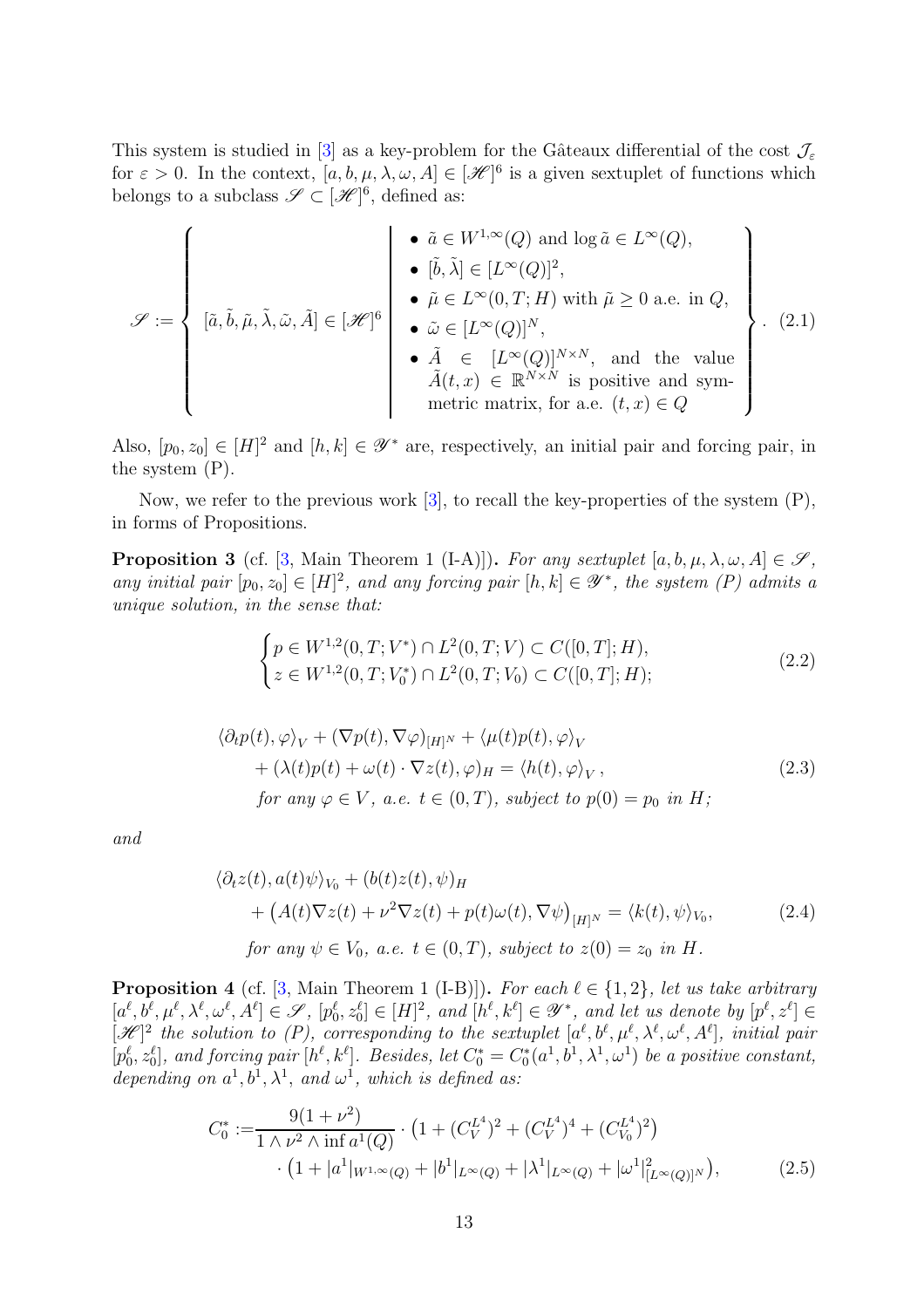This system is studied in [3] as a key-problem for the Gâteaux differential of the cost $\mathcal{J}_\varepsilon$ for $\varepsilon > 0$. In the context, $[a, b, \mu, \lambda, \omega, A] \in [\mathscr{H}]^6$ is a given sextuplet of functions which belongs to a subclass $\mathscr{S} \subset [\mathscr{H}]^6$, defined as:

$$
\mathscr{S} := \left\{ [\tilde{a}, \tilde{b}, \tilde{\mu}, \tilde{\lambda}, \tilde{\omega}, \tilde{A}] \in [\mathscr{H}]^6 \;\middle|\; \begin{array}{l} \bullet\ \tilde{a} \in W^{1,\infty}(Q) \text{ and } \log \tilde{a} \in L^\infty(Q), \\ \bullet\ [\tilde{b}, \tilde{\lambda}] \in [L^\infty(Q)]^2, \\ \bullet\ \tilde{\mu} \in L^\infty(0,T;H) \text{ with } \tilde{\mu} \geq 0 \text{ a.e. in } Q, \\ \bullet\ \tilde{\omega} \in [L^\infty(Q)]^N, \\ \bullet\ \tilde{A} \in [L^\infty(Q)]^{N\times N}, \text{ and the value } \\ \quad \tilde{A}(t,x) \in \mathbb{R}^{N\times N} \text{ is positive and symmetric matrix, for a.e. } (t,x) \in Q \end{array} \right\}. \tag{2.1}
$$

Also, $[p_0, z_0] \in [H]^2$ and $[h, k] \in \mathscr{Y}^*$ are, respectively, an initial pair and forcing pair, in the system (P).

Now, we refer to the previous work [3], to recall the key-properties of the system (P), in forms of Propositions.

**Proposition 3** (cf. [3, Main Theorem 1 (I-A)]). *For any sextuplet $[a, b, \mu, \lambda, \omega, A] \in \mathscr{S}$, any initial pair $[p_0, z_0] \in [H]^2$, and any forcing pair $[h, k] \in \mathscr{Y}^*$, the system (P) admits a unique solution, in the sense that:*

$$
\begin{cases} p \in W^{1,2}(0,T;V^*) \cap L^2(0,T;V) \subset C([0,T];H), \\ z \in W^{1,2}(0,T;V_0^*) \cap L^2(0,T;V_0) \subset C([0,T];H); \end{cases} \tag{2.2}
$$

$$
\begin{aligned} &\langle \partial_t p(t), \varphi \rangle_V + (\nabla p(t), \nabla \varphi)_{[H]^N} + \langle \mu(t) p(t), \varphi \rangle_V \\ &\qquad + (\lambda(t) p(t) + \omega(t) \cdot \nabla z(t), \varphi)_H = \langle h(t), \varphi \rangle_V, \\ &\qquad \textit{for any } \varphi \in V, \textit{ a.e. } t \in (0,T), \textit{ subject to } p(0) = p_0 \textit{ in } H; \end{aligned} \tag{2.3}
$$

*and*

$$
\begin{aligned} &\langle \partial_t z(t), a(t) \psi \rangle_{V_0} + (b(t) z(t), \psi)_H \\ &\qquad + \big( A(t) \nabla z(t) + \nu^2 \nabla z(t) + p(t) \omega(t), \nabla \psi \big)_{[H]^N} = \langle k(t), \psi \rangle_{V_0}, \\ &\qquad \textit{for any } \psi \in V_0, \textit{ a.e. } t \in (0,T), \textit{ subject to } z(0) = z_0 \textit{ in } H. \end{aligned} \tag{2.4}
$$

**Proposition 4** (cf. [3, Main Theorem 1 (I-B)]). *For each $\ell \in \{1, 2\}$, let us take arbitrary $[a^\ell, b^\ell, \mu^\ell, \lambda^\ell, \omega^\ell, A^\ell] \in \mathscr{S}$, $[p_0^\ell, z_0^\ell] \in [H]^2$, and $[h^\ell, k^\ell] \in \mathscr{Y}^*$, and let us denote by $[p^\ell, z^\ell] \in [\mathscr{H}]^2$ the solution to (P), corresponding to the sextuplet $[a^\ell, b^\ell, \mu^\ell, \lambda^\ell, \omega^\ell, A^\ell]$, initial pair $[p_0^\ell, z_0^\ell]$, and forcing pair $[h^\ell, k^\ell]$. Besides, let $C_0^* = C_0^*(a^1, b^1, \lambda^1, \omega^1)$ be a positive constant, depending on $a^1, b^1, \lambda^1$, and $\omega^1$, which is defined as:*

$$
\begin{aligned} C_0^* :=& \frac{9(1+\nu^2)}{1 \wedge \nu^2 \wedge \inf a^1(Q)} \cdot \big( 1 + (C_V^{L^4})^2 + (C_V^{L^4})^4 + (C_{V_0}^{L^4})^2 \big) \\ &\cdot \big( 1 + |a^1|_{W^{1,\infty}(Q)} + |b^1|_{L^\infty(Q)} + |\lambda^1|_{L^\infty(Q)} + |\omega^1|^2_{[L^\infty(Q)]^N} \big), \end{aligned} \tag{2.5}
$$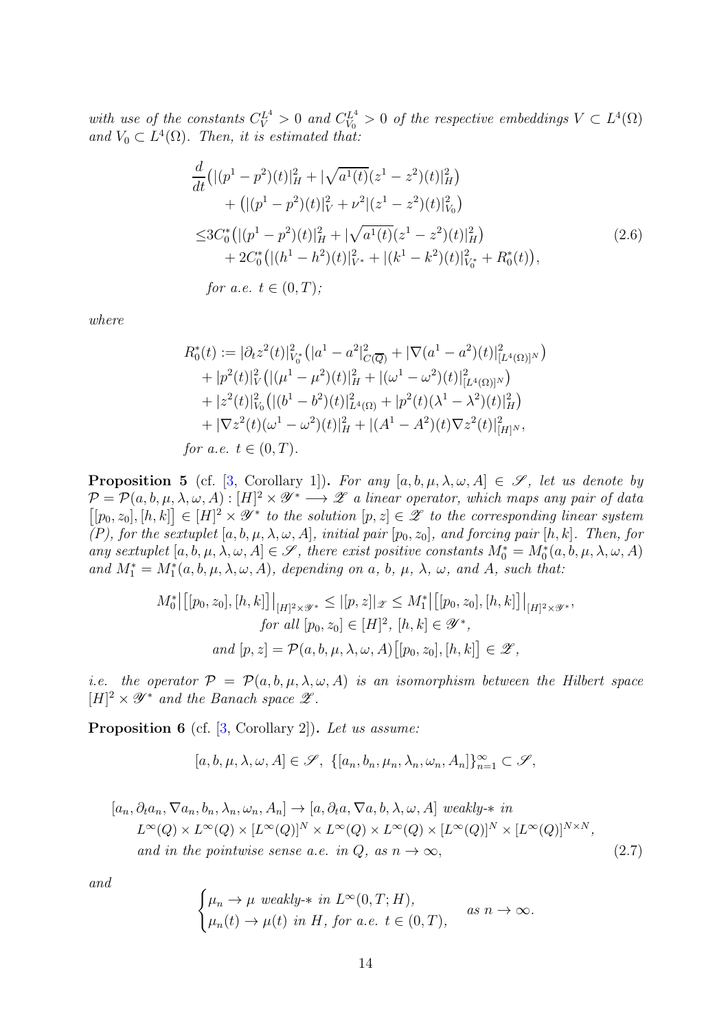*with use of the constants $C_V^{L^4} > 0$ and $C_{V_0}^{L^4} > 0$ of the respective embeddings $V \subset L^4(\Omega)$ and $V_0 \subset L^4(\Omega)$. Then, it is estimated that:*

$$
\begin{aligned}
&\frac{d}{dt}\big(|(p^1 - p^2)(t)|_H^2 + |\sqrt{a^1(t)}(z^1 - z^2)(t)|_H^2\big) \\
&\qquad + \big(|(p^1 - p^2)(t)|_V^2 + \nu^2 |(z^1 - z^2)(t)|_{V_0}^2\big) \\
&\leq 3C_0^* \big(|(p^1 - p^2)(t)|_H^2 + |\sqrt{a^1(t)}(z^1 - z^2)(t)|_H^2\big) \\
&\qquad + 2C_0^* \big(|(h^1 - h^2)(t)|_{V^*}^2 + |(k^1 - k^2)(t)|_{V_0^*}^2 + R_0^*(t)\big), \\
&\quad \text{for a.e. } t \in (0, T);
\end{aligned}
\tag{2.6}
$$

*where*

$$
\begin{aligned}
R_0^*(t) &:= |\partial_t z^2(t)|_{V_0^*}^2 \big(|a^1 - a^2|_{C(\overline{Q})}^2 + |\nabla(a^1 - a^2)(t)|_{[L^4(\Omega)]^N}^2\big) \\
&\quad + |p^2(t)|_V^2 \big(|(\mu^1 - \mu^2)(t)|_H^2 + |(\omega^1 - \omega^2)(t)|_{[L^4(\Omega)]^N}^2\big) \\
&\quad + |z^2(t)|_{V_0}^2 \big(|(b^1 - b^2)(t)|_{L^4(\Omega)}^2 + |p^2(t)(\lambda^1 - \lambda^2)(t)|_H^2\big) \\
&\quad + |\nabla z^2(t)(\omega^1 - \omega^2)(t)|_H^2 + |(A^1 - A^2)(t)\nabla z^2(t)|_{[H]^N}^2, \\
&\text{for a.e. } t \in (0, T).
\end{aligned}
$$

**Proposition 5** (cf. [3, Corollary 1])**.** *For any $[a, b, \mu, \lambda, \omega, A] \in \mathscr{S}$, let us denote by $\mathcal{P} = \mathcal{P}(a, b, \mu, \lambda, \omega, A) : [H]^2 \times \mathscr{Y}^* \longrightarrow \mathscr{Z}$ a linear operator, which maps any pair of data $\big[[p_0, z_0], [h, k]\big] \in [H]^2 \times \mathscr{Y}^*$ to the solution $[p, z] \in \mathscr{Z}$ to the corresponding linear system (P), for the sextuplet $[a, b, \mu, \lambda, \omega, A]$, initial pair $[p_0, z_0]$, and forcing pair $[h, k]$. Then, for any sextuplet $[a, b, \mu, \lambda, \omega, A] \in \mathscr{S}$, there exist positive constants $M_0^* = M_0^*(a, b, \mu, \lambda, \omega, A)$ and $M_1^* = M_1^*(a, b, \mu, \lambda, \omega, A)$, depending on $a$, $b$, $\mu$, $\lambda$, $\omega$, and $A$, such that:*

$$
\begin{aligned}
M_0^* \big|\big[[p_0, z_0], [h, k]\big]\big|_{[H]^2 \times \mathscr{Y}^*} &\leq |[p, z]|_{\mathscr{Z}} \leq M_1^* \big|\big[[p_0, z_0], [h, k]\big]\big|_{[H]^2 \times \mathscr{Y}^*}, \\
&\text{for all } [p_0, z_0] \in [H]^2,\ [h, k] \in \mathscr{Y}^*, \\
&\text{and } [p, z] = \mathcal{P}(a, b, \mu, \lambda, \omega, A)\big[[p_0, z_0], [h, k]\big] \in \mathscr{Z},
\end{aligned}
$$

*i.e. the operator $\mathcal{P} = \mathcal{P}(a, b, \mu, \lambda, \omega, A)$ is an isomorphism between the Hilbert space $[H]^2 \times \mathscr{Y}^*$ and the Banach space $\mathscr{Z}$.*

**Proposition 6** (cf. [3, Corollary 2])**.** *Let us assume:*

$$
[a, b, \mu, \lambda, \omega, A] \in \mathscr{S},\ \{[a_n, b_n, \mu_n, \lambda_n, \omega_n, A_n]\}_{n=1}^\infty \subset \mathscr{S},
$$

$$
\begin{aligned}
&[a_n, \partial_t a_n, \nabla a_n, b_n, \lambda_n, \omega_n, A_n] \to [a, \partial_t a, \nabla a, b, \lambda, \omega, A] \text{ weakly-}* \text{ in} \\
&\quad L^\infty(Q) \times L^\infty(Q) \times [L^\infty(Q)]^N \times L^\infty(Q) \times L^\infty(Q) \times [L^\infty(Q)]^N \times [L^\infty(Q)]^{N \times N}, \\
&\quad \text{and in the pointwise sense a.e. in } Q, \text{ as } n \to \infty,
\end{aligned}
\tag{2.7}
$$

*and*

$$
\begin{cases}
\mu_n \to \mu \text{ weakly-}* \text{ in } L^\infty(0, T; H), \\
\mu_n(t) \to \mu(t) \text{ in } H, \text{ for a.e. } t \in (0, T),
\end{cases}
\quad \text{as } n \to \infty.
$$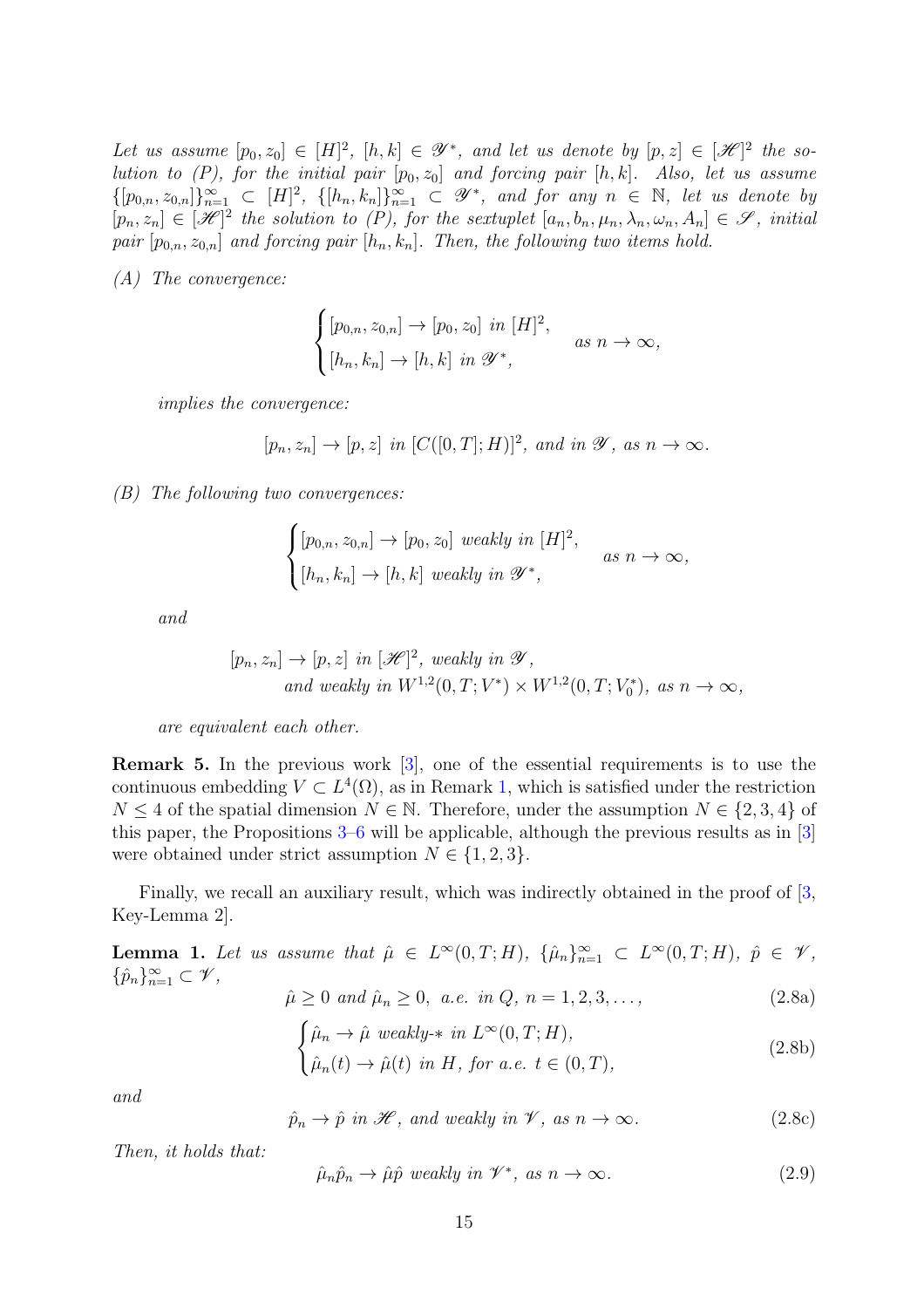*Let us assume $[p_0, z_0] \in [H]^2$, $[h, k] \in \mathscr{Y}^*$, and let us denote by $[p, z] \in [\mathscr{H}]^2$ the solution to (P), for the initial pair $[p_0, z_0]$ and forcing pair $[h, k]$. Also, let us assume $\{[p_{0,n}, z_{0,n}]\}_{n=1}^\infty \subset [H]^2$, $\{[h_n, k_n]\}_{n=1}^\infty \subset \mathscr{Y}^*$, and for any $n \in \mathbb{N}$, let us denote by $[p_n, z_n] \in [\mathscr{H}]^2$ the solution to (P), for the sextuplet $[a_n, b_n, \mu_n, \lambda_n, \omega_n, A_n] \in \mathscr{S}$, initial pair $[p_{0,n}, z_{0,n}]$ and forcing pair $[h_n, k_n]$. Then, the following two items hold.*

*(A) The convergence:*

$$\begin{cases} [p_{0,n}, z_{0,n}] \to [p_0, z_0] \text{ in } [H]^2, \\ [h_n, k_n] \to [h, k] \text{ in } \mathscr{Y}^*, \end{cases} \quad \text{as } n \to \infty,$$

*implies the convergence:*

$$[p_n, z_n] \to [p, z] \text{ in } [C([0, T]; H)]^2, \text{ and in } \mathscr{Y}, \text{ as } n \to \infty.$$

*(B) The following two convergences:*

$$\begin{cases} [p_{0,n}, z_{0,n}] \to [p_0, z_0] \text{ weakly in } [H]^2, \\ [h_n, k_n] \to [h, k] \text{ weakly in } \mathscr{Y}^*, \end{cases} \quad \text{as } n \to \infty,$$

*and*

$$[p_n, z_n] \to [p, z] \text{ in } [\mathscr{H}]^2, \text{ weakly in } \mathscr{Y}, \text{ and weakly in } W^{1,2}(0, T; V^*) \times W^{1,2}(0, T; V_0^*), \text{ as } n \to \infty,$$

*are equivalent each other.*

**Remark 5.** In the previous work [3], one of the essential requirements is to use the continuous embedding $V \subset L^4(\Omega)$, as in Remark 1, which is satisfied under the restriction $N \leq 4$ of the spatial dimension $N \in \mathbb{N}$. Therefore, under the assumption $N \in \{2, 3, 4\}$ of this paper, the Propositions 3–6 will be applicable, although the previous results as in [3] were obtained under strict assumption $N \in \{1, 2, 3\}$.

Finally, we recall an auxiliary result, which was indirectly obtained in the proof of [3, Key-Lemma 2].

**Lemma 1.** *Let us assume that $\hat{\mu} \in L^\infty(0, T; H)$, $\{\hat{\mu}_n\}_{n=1}^\infty \subset L^\infty(0, T; H)$, $\hat{p} \in \mathscr{V}$, $\{\hat{p}_n\}_{n=1}^\infty \subset \mathscr{V}$,*

$$\hat{\mu} \geq 0 \text{ and } \hat{\mu}_n \geq 0, \text{ a.e. in } Q, \; n = 1, 2, 3, \dots, \tag{2.8a}$$

$$\begin{cases} \hat{\mu}_n \to \hat{\mu} \text{ weakly-}* \text{ in } L^\infty(0, T; H), \\ \hat{\mu}_n(t) \to \hat{\mu}(t) \text{ in } H, \text{ for a.e. } t \in (0, T), \end{cases} \tag{2.8b}$$

*and*

$$\hat{p}_n \to \hat{p} \text{ in } \mathscr{H}, \text{ and weakly in } \mathscr{V}, \text{ as } n \to \infty. \tag{2.8c}$$

*Then, it holds that:*

$$\hat{\mu}_n \hat{p}_n \to \hat{\mu} \hat{p} \text{ weakly in } \mathscr{V}^*, \text{ as } n \to \infty. \tag{2.9}$$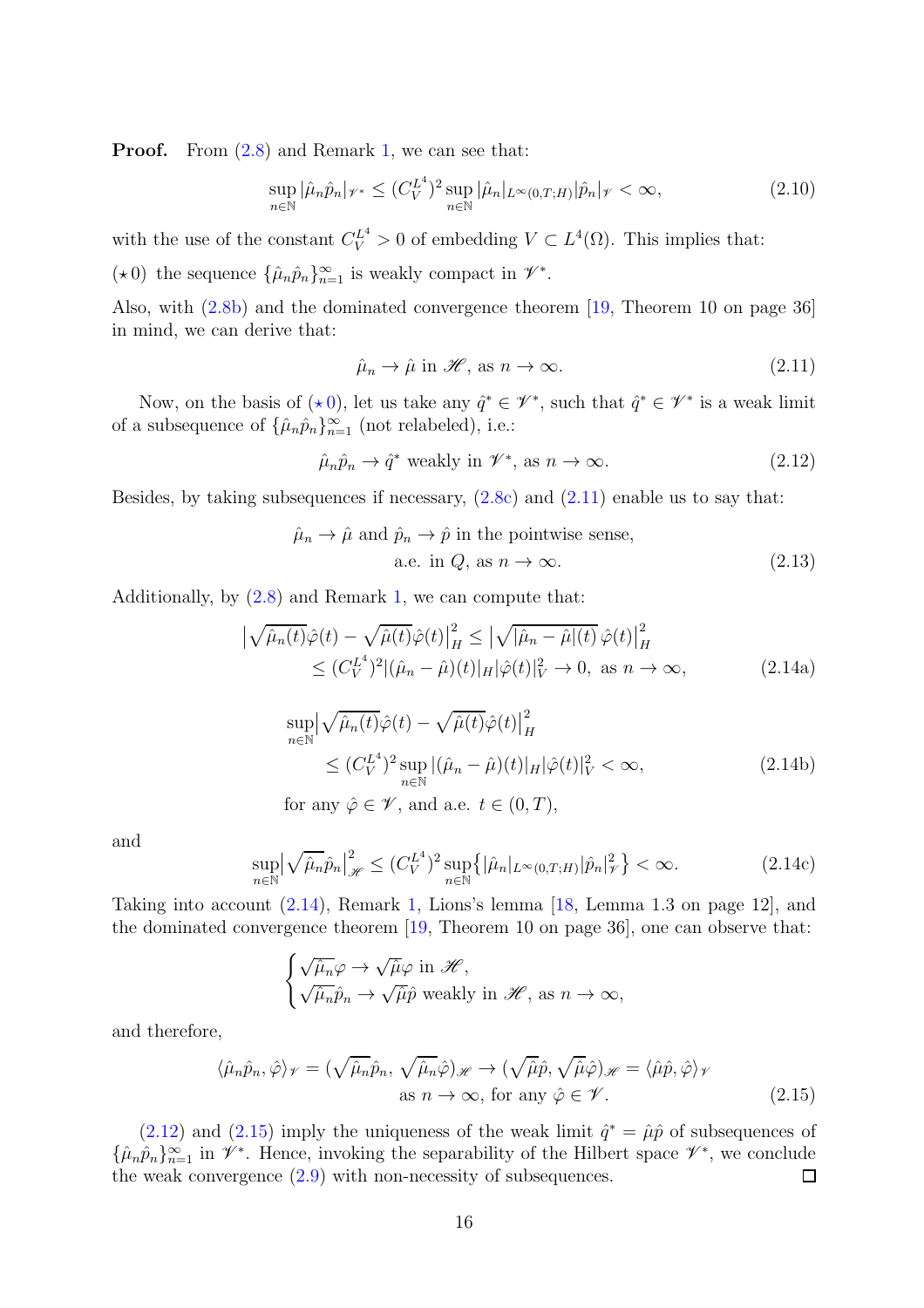**Proof.** From (2.8) and Remark 1, we can see that:

$$\sup_{n \in \mathbb{N}} |\hat{\mu}_n \hat{p}_n|_{\mathscr{V}^*} \leq (C_V^{L^4})^2 \sup_{n \in \mathbb{N}} |\hat{\mu}_n|_{L^\infty(0,T;H)} |\hat{p}_n|_{\mathscr{V}} < \infty, \tag{2.10}$$

with the use of the constant $C_V^{L^4} > 0$ of embedding $V \subset L^4(\Omega)$. This implies that:

$(\star 0)$ the sequence $\{\hat{\mu}_n \hat{p}_n\}_{n=1}^\infty$ is weakly compact in $\mathscr{V}^*$.

Also, with (2.8b) and the dominated convergence theorem [19, Theorem 10 on page 36] in mind, we can derive that:

$$\hat{\mu}_n \to \hat{\mu} \text{ in } \mathscr{H}, \text{ as } n \to \infty. \tag{2.11}$$

Now, on the basis of $(\star 0)$, let us take any $\hat{q}^* \in \mathscr{V}^*$, such that $\hat{q}^* \in \mathscr{V}^*$ is a weak limit of a subsequence of $\{\hat{\mu}_n \hat{p}_n\}_{n=1}^\infty$ (not relabeled), i.e.:

$$\hat{\mu}_n \hat{p}_n \to \hat{q}^* \text{ weakly in } \mathscr{V}^*, \text{ as } n \to \infty. \tag{2.12}$$

Besides, by taking subsequences if necessary, (2.8c) and (2.11) enable us to say that:

$$\begin{aligned} &\hat{\mu}_n \to \hat{\mu} \text{ and } \hat{p}_n \to \hat{p} \text{ in the pointwise sense,} \\ &\qquad\qquad \text{a.e. in } Q, \text{ as } n \to \infty. \end{aligned} \tag{2.13}$$

Additionally, by (2.8) and Remark 1, we can compute that:

$$\begin{aligned} \left| \sqrt{\hat{\mu}_n(t)} \hat{\varphi}(t) - \sqrt{\hat{\mu}(t)} \hat{\varphi}(t) \right|_H^2 &\leq \left| \sqrt{|\hat{\mu}_n - \hat{\mu}|(t)} \, \hat{\varphi}(t) \right|_H^2 \\ &\leq (C_V^{L^4})^2 |(\hat{\mu}_n - \hat{\mu})(t)|_H |\hat{\varphi}(t)|_V^2 \to 0, \text{ as } n \to \infty, \end{aligned} \tag{2.14a}$$

$$\begin{aligned} &\sup_{n \in \mathbb{N}} \left| \sqrt{\hat{\mu}_n(t)} \hat{\varphi}(t) - \sqrt{\hat{\mu}(t)} \hat{\varphi}(t) \right|_H^2 \\ &\qquad \leq (C_V^{L^4})^2 \sup_{n \in \mathbb{N}} |(\hat{\mu}_n - \hat{\mu})(t)|_H |\hat{\varphi}(t)|_V^2 < \infty, \\ &\text{for any } \hat{\varphi} \in \mathscr{V}, \text{ and a.e. } t \in (0,T), \end{aligned} \tag{2.14b}$$

and

$$\sup_{n \in \mathbb{N}} \left| \sqrt{\hat{\mu}_n} \hat{p}_n \right|_{\mathscr{H}}^2 \leq (C_V^{L^4})^2 \sup_{n \in \mathbb{N}} \left\{ |\hat{\mu}_n|_{L^\infty(0,T;H)} |\hat{p}_n|_{\mathscr{V}}^2 \right\} < \infty. \tag{2.14c}$$

Taking into account (2.14), Remark 1, Lions's lemma [18, Lemma 1.3 on page 12], and the dominated convergence theorem [19, Theorem 10 on page 36], one can observe that:

$$\begin{cases} \sqrt{\hat{\mu}_n} \varphi \to \sqrt{\hat{\mu}} \varphi \text{ in } \mathscr{H}, \\ \sqrt{\hat{\mu}_n} \hat{p}_n \to \sqrt{\hat{\mu}} \hat{p} \text{ weakly in } \mathscr{H}, \text{ as } n \to \infty, \end{cases}$$

and therefore,

$$\begin{aligned} \langle \hat{\mu}_n \hat{p}_n, \hat{\varphi} \rangle_{\mathscr{V}} = (\sqrt{\hat{\mu}_n} \hat{p}_n, \sqrt{\hat{\mu}_n} \hat{\varphi})_{\mathscr{H}} &\to (\sqrt{\hat{\mu}} \hat{p}, \sqrt{\hat{\mu}} \hat{\varphi})_{\mathscr{H}} = \langle \hat{\mu} \hat{p}, \hat{\varphi} \rangle_{\mathscr{V}} \\ &\text{as } n \to \infty, \text{ for any } \hat{\varphi} \in \mathscr{V}. \end{aligned} \tag{2.15}$$

(2.12) and (2.15) imply the uniqueness of the weak limit $\hat{q}^* = \hat{\mu}\hat{p}$ of subsequences of $\{\hat{\mu}_n \hat{p}_n\}_{n=1}^\infty$ in $\mathscr{V}^*$. Hence, invoking the separability of the Hilbert space $\mathscr{V}^*$, we conclude the weak convergence (2.9) with non-necessity of subsequences. □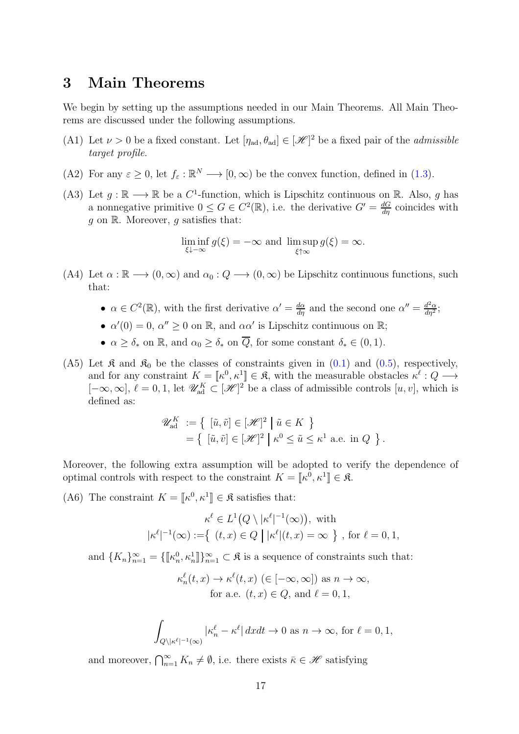## 3 Main Theorems

We begin by setting up the assumptions needed in our Main Theorems. All Main Theorems are discussed under the following assumptions.

(A1) Let $\nu > 0$ be a fixed constant. Let $[\eta_{\mathrm{ad}}, \theta_{\mathrm{ad}}] \in [\mathscr{H}]^2$ be a fixed pair of the *admissible target profile*.

(A2) For any $\varepsilon \geq 0$, let $f_\varepsilon : \mathbb{R}^N \longrightarrow [0, \infty)$ be the convex function, defined in (1.3).

(A3) Let $g : \mathbb{R} \longrightarrow \mathbb{R}$ be a $C^1$-function, which is Lipschitz continuous on $\mathbb{R}$. Also, $g$ has a nonnegative primitive $0 \leq G \in C^2(\mathbb{R})$, i.e. the derivative $G' = \frac{dG}{d\eta}$ coincides with $g$ on $\mathbb{R}$. Moreover, $g$ satisfies that:

$$\liminf_{\xi \downarrow -\infty} g(\xi) = -\infty \text{ and } \limsup_{\xi \uparrow \infty} g(\xi) = \infty.$$

(A4) Let $\alpha : \mathbb{R} \longrightarrow (0, \infty)$ and $\alpha_0 : Q \longrightarrow (0, \infty)$ be Lipschitz continuous functions, such that:

- $\alpha \in C^2(\mathbb{R})$, with the first derivative $\alpha' = \frac{d\alpha}{d\eta}$ and the second one $\alpha'' = \frac{d^2\alpha}{d\eta^2}$;
- $\alpha'(0) = 0$, $\alpha'' \geq 0$ on $\mathbb{R}$, and $\alpha\alpha'$ is Lipschitz continuous on $\mathbb{R}$;
- $\alpha \geq \delta_*$ on $\mathbb{R}$, and $\alpha_0 \geq \delta_*$ on $\overline{Q}$, for some constant $\delta_* \in (0, 1)$.

(A5) Let $\mathfrak{K}$ and $\mathfrak{K}_0$ be the classes of constraints given in (0.1) and (0.5), respectively, and for any constraint $K = [\![\kappa^0, \kappa^1]\!] \in \mathfrak{K}$, with the measurable obstacles $\kappa^\ell : Q \longrightarrow [-\infty, \infty]$, $\ell = 0, 1$, let $\mathscr{U}_{\mathrm{ad}}^K \subset [\mathscr{H}]^2$ be a class of admissible controls $[u, v]$, which is defined as:

$$\begin{aligned}
\mathscr{U}_{\mathrm{ad}}^K &:= \left\{ \, [\tilde{u}, \tilde{v}] \in [\mathscr{H}]^2 \;\middle|\; \tilde{u} \in K \, \right\} \\
&= \left\{ \, [\tilde{u}, \tilde{v}] \in [\mathscr{H}]^2 \;\middle|\; \kappa^0 \leq \tilde{u} \leq \kappa^1 \text{ a.e. in } Q \, \right\}.
\end{aligned}$$

Moreover, the following extra assumption will be adopted to verify the dependence of optimal controls with respect to the constraint $K = [\![\kappa^0, \kappa^1]\!] \in \mathfrak{K}$.

(A6) The constraint $K = [\![\kappa^0, \kappa^1]\!] \in \mathfrak{K}$ satisfies that:

$$\begin{gathered}
\kappa^\ell \in L^1\bigl(Q \setminus |\kappa^\ell|^{-1}(\infty)\bigr), \text{ with} \\
|\kappa^\ell|^{-1}(\infty) := \left\{ \, (t, x) \in Q \;\middle|\; |\kappa^\ell|(t, x) = \infty \, \right\}, \text{ for } \ell = 0, 1,
\end{gathered}$$

and $\{K_n\}_{n=1}^\infty = \{[\![\kappa_n^0, \kappa_n^1]\!]\}_{n=1}^\infty \subset \mathfrak{K}$ is a sequence of constraints such that:

$$\begin{gathered}
\kappa_n^\ell(t, x) \to \kappa^\ell(t, x) \; (\in [-\infty, \infty]) \text{ as } n \to \infty, \\
\text{for a.e. } (t, x) \in Q, \text{ and } \ell = 0, 1,
\end{gathered}$$

$$\int_{Q \setminus |\kappa^\ell|^{-1}(\infty)} |\kappa_n^\ell - \kappa^\ell| \, dxdt \to 0 \text{ as } n \to \infty, \text{ for } \ell = 0, 1,$$

and moreover, $\bigcap_{n=1}^\infty K_n \neq \emptyset$, i.e. there exists $\bar{\kappa} \in \mathscr{H}$ satisfying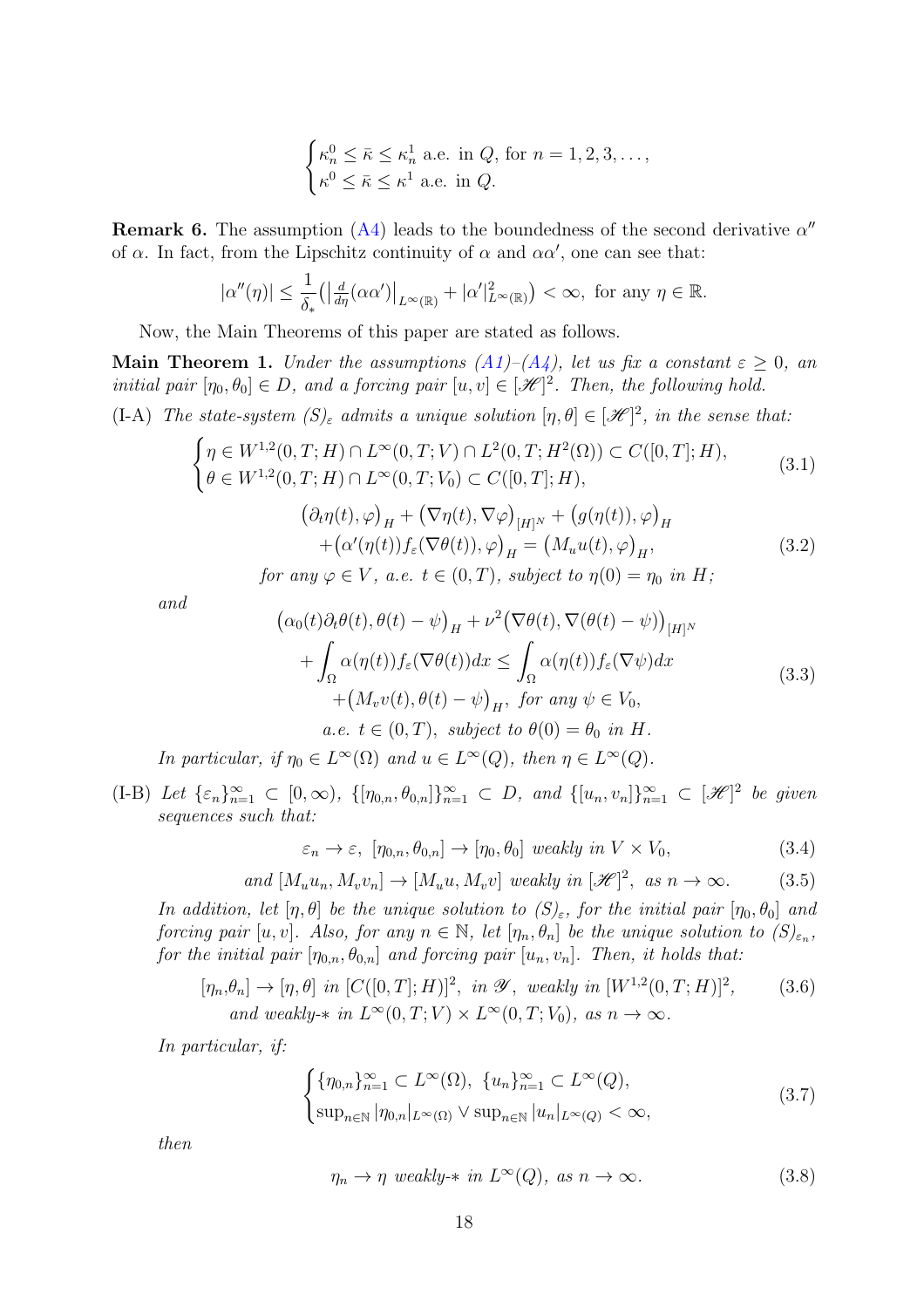$$
\begin{cases}
\kappa_n^0 \leq \bar{\kappa} \leq \kappa_n^1 \text{ a.e. in } Q, \text{ for } n = 1, 2, 3, \dots, \\
\kappa^0 \leq \bar{\kappa} \leq \kappa^1 \text{ a.e. in } Q.
\end{cases}
$$

**Remark 6.** The assumption (A4) leads to the boundedness of the second derivative $\alpha''$ of $\alpha$. In fact, from the Lipschitz continuity of $\alpha$ and $\alpha\alpha'$, one can see that:

$$
|\alpha''(\eta)| \leq \frac{1}{\delta_*}\bigl(\bigl|\tfrac{d}{d\eta}(\alpha\alpha')\bigr|_{L^\infty(\mathbb{R})} + |\alpha'|_{L^\infty(\mathbb{R})}^2\bigr) < \infty, \text{ for any } \eta \in \mathbb{R}.
$$

Now, the Main Theorems of this paper are stated as follows.

**Main Theorem 1.** *Under the assumptions (A1)–(A4), let us fix a constant $\varepsilon \geq 0$, an initial pair $[\eta_0, \theta_0] \in D$, and a forcing pair $[u, v] \in [\mathscr{H}]^2$. Then, the following hold.*

(I-A) *The state-system $(S)_\varepsilon$ admits a unique solution $[\eta, \theta] \in [\mathscr{H}]^2$, in the sense that:*

$$
\begin{cases}
\eta \in W^{1,2}(0, T; H) \cap L^\infty(0, T; V) \cap L^2(0, T; H^2(\Omega)) \subset C([0, T]; H), \\
\theta \in W^{1,2}(0, T; H) \cap L^\infty(0, T; V_0) \subset C([0, T]; H),
\end{cases}
\tag{3.1}
$$

$$
\begin{gathered}
\bigl(\partial_t \eta(t), \varphi\bigr)_H + \bigl(\nabla \eta(t), \nabla \varphi\bigr)_{[H]^N} + \bigl(g(\eta(t)), \varphi\bigr)_H \\
+ \bigl(\alpha'(\eta(t)) f_\varepsilon(\nabla \theta(t)), \varphi\bigr)_H = \bigl(M_u u(t), \varphi\bigr)_H,
\end{gathered}
\tag{3.2}
$$

*for any $\varphi \in V$, a.e. $t \in (0, T)$, subject to $\eta(0) = \eta_0$ in $H$;*

*and*

$$
\begin{gathered}
\bigl(\alpha_0(t) \partial_t \theta(t), \theta(t) - \psi\bigr)_H + \nu^2 \bigl(\nabla \theta(t), \nabla(\theta(t) - \psi)\bigr)_{[H]^N} \\
+ \int_\Omega \alpha(\eta(t)) f_\varepsilon(\nabla \theta(t))\,dx \leq \int_\Omega \alpha(\eta(t)) f_\varepsilon(\nabla \psi)\,dx \\
+ \bigl(M_v v(t), \theta(t) - \psi\bigr)_H, \text{ for any } \psi \in V_0, \\
\text{a.e. } t \in (0, T), \text{ subject to } \theta(0) = \theta_0 \text{ in } H.
\end{gathered}
\tag{3.3}
$$

*In particular, if $\eta_0 \in L^\infty(\Omega)$ and $u \in L^\infty(Q)$, then $\eta \in L^\infty(Q)$.*

(I-B) *Let $\{\varepsilon_n\}_{n=1}^\infty \subset [0, \infty)$, $\{[\eta_{0,n}, \theta_{0,n}]\}_{n=1}^\infty \subset D$, and $\{[u_n, v_n]\}_{n=1}^\infty \subset [\mathscr{H}]^2$ be given sequences such that:*

$$
\varepsilon_n \to \varepsilon, \ [\eta_{0,n}, \theta_{0,n}] \to [\eta_0, \theta_0] \text{ weakly in } V \times V_0,
\tag{3.4}
$$

$$
\text{and } [M_u u_n, M_v v_n] \to [M_u u, M_v v] \text{ weakly in } [\mathscr{H}]^2, \text{ as } n \to \infty.
\tag{3.5}
$$

*In addition, let $[\eta, \theta]$ be the unique solution to $(S)_\varepsilon$, for the initial pair $[\eta_0, \theta_0]$ and forcing pair $[u, v]$. Also, for any $n \in \mathbb{N}$, let $[\eta_n, \theta_n]$ be the unique solution to $(S)_{\varepsilon_n}$, for the initial pair $[\eta_{0,n}, \theta_{0,n}]$ and forcing pair $[u_n, v_n]$. Then, it holds that:*

$$
\begin{gathered}
[\eta_n, \theta_n] \to [\eta, \theta] \text{ in } [C([0, T]; H)]^2, \text{ in } \mathscr{Y}, \text{ weakly in } [W^{1,2}(0, T; H)]^2, \\
\text{and weakly-}* \text{ in } L^\infty(0, T; V) \times L^\infty(0, T; V_0), \text{ as } n \to \infty.
\end{gathered}
\tag{3.6}
$$

*In particular, if:*

$$
\begin{cases}
\{\eta_{0,n}\}_{n=1}^\infty \subset L^\infty(\Omega), \ \{u_n\}_{n=1}^\infty \subset L^\infty(Q), \\
\sup_{n \in \mathbb{N}} |\eta_{0,n}|_{L^\infty(\Omega)} \vee \sup_{n \in \mathbb{N}} |u_n|_{L^\infty(Q)} < \infty,
\end{cases}
\tag{3.7}
$$

*then*

$$
\eta_n \to \eta \text{ weakly-}* \text{ in } L^\infty(Q), \text{ as } n \to \infty.
\tag{3.8}
$$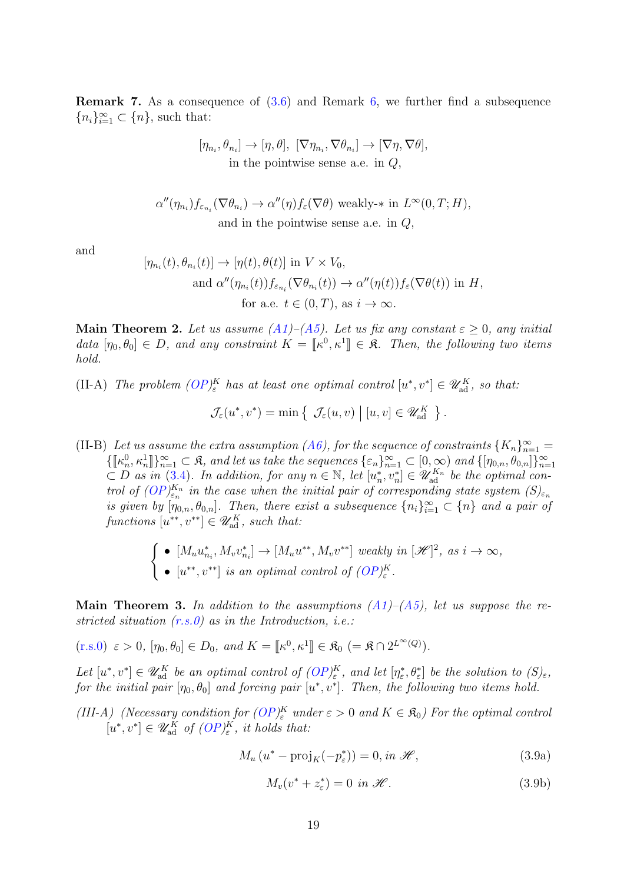**Remark 7.** As a consequence of (3.6) and Remark 6, we further find a subsequence $\{n_i\}_{i=1}^\infty \subset \{n\}$, such that:

$$[\eta_{n_i}, \theta_{n_i}] \to [\eta, \theta],\ [\nabla \eta_{n_i}, \nabla \theta_{n_i}] \to [\nabla \eta, \nabla \theta],$$
$$\text{in the pointwise sense a.e. in } Q,$$

$$\alpha''(\eta_{n_i}) f_{\varepsilon_{n_i}}(\nabla \theta_{n_i}) \to \alpha''(\eta) f_\varepsilon(\nabla \theta) \text{ weakly-}* \text{ in } L^\infty(0,T;H),$$
$$\text{and in the pointwise sense a.e. in } Q,$$

and

$$[\eta_{n_i}(t), \theta_{n_i}(t)] \to [\eta(t), \theta(t)] \text{ in } V \times V_0,$$
$$\text{and } \alpha''(\eta_{n_i}(t)) f_{\varepsilon_{n_i}}(\nabla \theta_{n_i}(t)) \to \alpha''(\eta(t)) f_\varepsilon(\nabla \theta(t)) \text{ in } H,$$
$$\text{for a.e. } t \in (0,T), \text{ as } i \to \infty.$$

**Main Theorem 2.** *Let us assume (A1)–(A5). Let us fix any constant $\varepsilon \geq 0$, any initial data $[\eta_0, \theta_0] \in D$, and any constraint $K = [\![\kappa^0, \kappa^1]\!] \in \mathfrak{K}$. Then, the following two items hold.*

(II-A) *The problem $(OP)_\varepsilon^K$ has at least one optimal control $[u^*, v^*] \in \mathscr{U}_{\mathrm{ad}}^K$, so that:*

$$\mathcal{J}_\varepsilon(u^*, v^*) = \min \left\{ \ \mathcal{J}_\varepsilon(u, v) \ \middle| \ [u, v] \in \mathscr{U}_{\mathrm{ad}}^K \ \right\}.$$

(II-B) *Let us assume the extra assumption (A6), for the sequence of constraints $\{K_n\}_{n=1}^\infty = \{[\![\kappa_n^0, \kappa_n^1]\!]\}_{n=1}^\infty \subset \mathfrak{K}$, and let us take the sequences $\{\varepsilon_n\}_{n=1}^\infty \subset [0, \infty)$ and $\{[\eta_{0,n}, \theta_{0,n}]\}_{n=1}^\infty \subset D$ as in (3.4). In addition, for any $n \in \mathbb{N}$, let $[u_n^*, v_n^*] \in \mathscr{U}_{\mathrm{ad}}^{K_n}$ be the optimal control of $(OP)_{\varepsilon_n}^{K_n}$ in the case when the initial pair of corresponding state system $(S)_{\varepsilon_n}$ is given by $[\eta_{0,n}, \theta_{0,n}]$. Then, there exist a subsequence $\{n_i\}_{i=1}^\infty \subset \{n\}$ and a pair of functions $[u^{**}, v^{**}] \in \mathscr{U}_{\mathrm{ad}}^K$, such that:*

$$\begin{cases} \bullet \ [M_u u_{n_i}^*, M_v v_{n_i}^*] \to [M_u u^{**}, M_v v^{**}] \text{ weakly in } [\mathscr{H}]^2, \text{ as } i \to \infty, \\ \bullet \ [u^{**}, v^{**}] \text{ is an optimal control of } (OP)_\varepsilon^K. \end{cases}$$

**Main Theorem 3.** *In addition to the assumptions (A1)–(A5), let us suppose the restricted situation (r.s.0) as in the Introduction, i.e.:*

(r.s.0) *$\varepsilon > 0$, $[\eta_0, \theta_0] \in D_0$, and $K = [\![\kappa^0, \kappa^1]\!] \in \mathfrak{K}_0$ $(= \mathfrak{K} \cap 2^{L^\infty(Q)})$.*

*Let $[u^*, v^*] \in \mathscr{U}_{\mathrm{ad}}^K$ be an optimal control of $(OP)_\varepsilon^K$, and let $[\eta_\varepsilon^*, \theta_\varepsilon^*]$ be the solution to $(S)_\varepsilon$, for the initial pair $[\eta_0, \theta_0]$ and forcing pair $[u^*, v^*]$. Then, the following two items hold.*

*(III-A) (Necessary condition for $(OP)_\varepsilon^K$ under $\varepsilon > 0$ and $K \in \mathfrak{K}_0$) For the optimal control $[u^*, v^*] \in \mathscr{U}_{\mathrm{ad}}^K$ of $(OP)_\varepsilon^K$, it holds that:*

$$M_u \left( u^* - \mathrm{proj}_K(-p_\varepsilon^*) \right) = 0, \text{ in } \mathscr{H}, \tag{3.9a}$$

$$M_v (v^* + z_\varepsilon^*) = 0 \text{ in } \mathscr{H}. \tag{3.9b}$$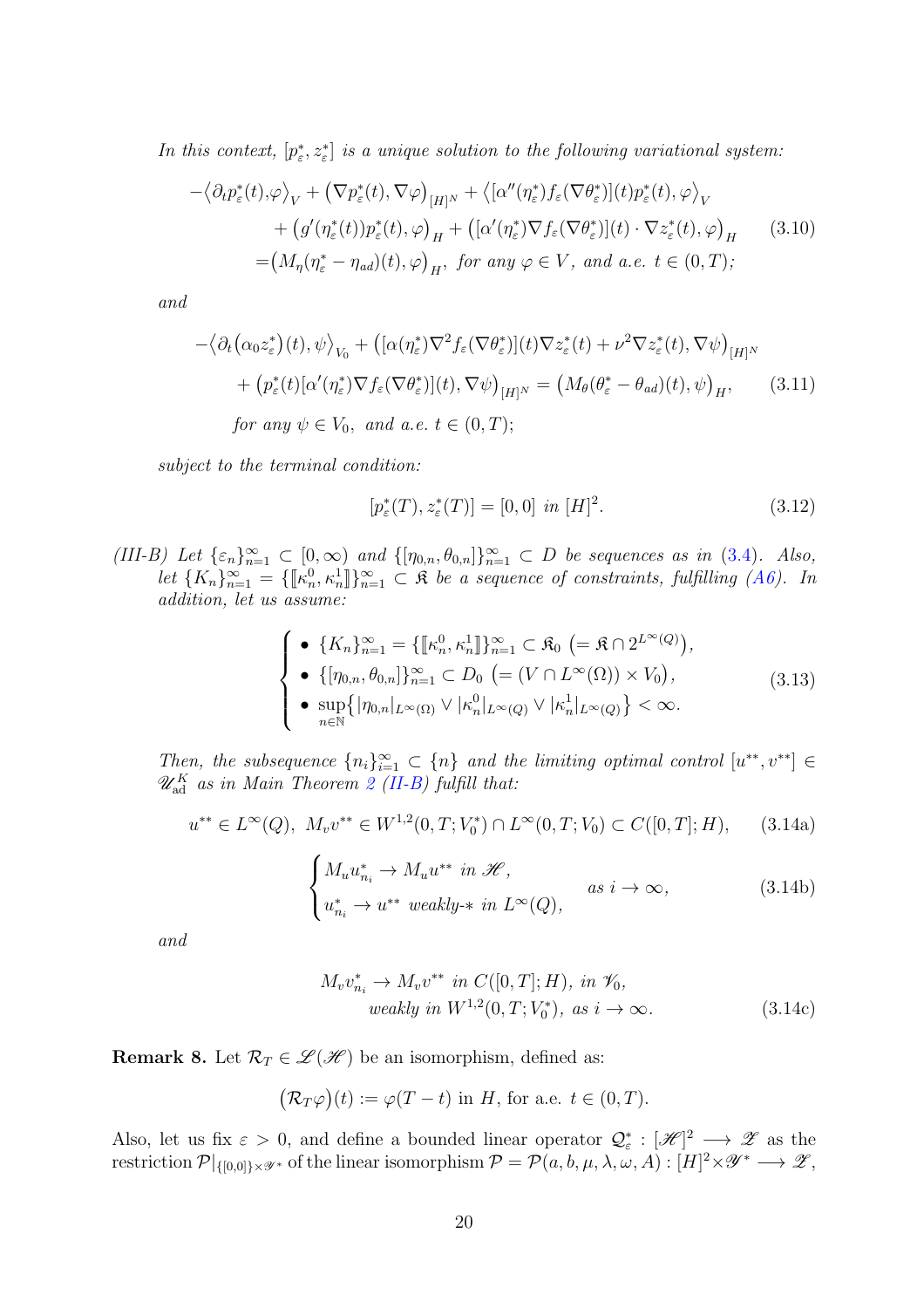*In this context, $[p_\varepsilon^*, z_\varepsilon^*]$ is a unique solution to the following variational system:*

$$
\begin{aligned}
-\bigl\langle \partial_t p_\varepsilon^*(t), \varphi \bigr\rangle_V &+ \bigl(\nabla p_\varepsilon^*(t), \nabla \varphi\bigr)_{[H]^N} + \bigl\langle [\alpha''(\eta_\varepsilon^*) f_\varepsilon(\nabla \theta_\varepsilon^*)](t) p_\varepsilon^*(t), \varphi \bigr\rangle_V \\
&+ \bigl(g'(\eta_\varepsilon^*(t)) p_\varepsilon^*(t), \varphi\bigr)_H + \bigl([\alpha'(\eta_\varepsilon^*) \nabla f_\varepsilon(\nabla \theta_\varepsilon^*)](t) \cdot \nabla z_\varepsilon^*(t), \varphi\bigr)_H \\
=& \bigl(M_\eta(\eta_\varepsilon^* - \eta_{ad})(t), \varphi\bigr)_H, \text{ for any } \varphi \in V, \text{ and a.e. } t \in (0,T);
\end{aligned}
\tag{3.10}
$$

*and*

$$
\begin{aligned}
-\bigl\langle \partial_t \bigl(\alpha_0 z_\varepsilon^*\bigr)(t), \psi \bigr\rangle_{V_0} &+ \bigl([\alpha(\eta_\varepsilon^*) \nabla^2 f_\varepsilon(\nabla \theta_\varepsilon^*)](t) \nabla z_\varepsilon^*(t) + \nu^2 \nabla z_\varepsilon^*(t), \nabla \psi\bigr)_{[H]^N} \\
&+ \bigl(p_\varepsilon^*(t) [\alpha'(\eta_\varepsilon^*) \nabla f_\varepsilon(\nabla \theta_\varepsilon^*)](t), \nabla \psi\bigr)_{[H]^N} = \bigl(M_\theta(\theta_\varepsilon^* - \theta_{ad})(t), \psi\bigr)_H,
\end{aligned}
\tag{3.11}
$$

*for any $\psi \in V_0$, and a.e. $t \in (0,T)$;*

*subject to the terminal condition:*

$$
[p_\varepsilon^*(T), z_\varepsilon^*(T)] = [0, 0] \text{ in } [H]^2. \tag{3.12}
$$

*(III-B) Let $\{\varepsilon_n\}_{n=1}^\infty \subset [0, \infty)$ and $\{[\eta_{0,n}, \theta_{0,n}]\}_{n=1}^\infty \subset D$ be sequences as in (3.4). Also, let $\{K_n\}_{n=1}^\infty = \{[\![\kappa_n^0, \kappa_n^1]\!]\}_{n=1}^\infty \subset \mathfrak{K}$ be a sequence of constraints, fulfilling (A6). In addition, let us assume:*

$$
\begin{cases}
\bullet\ \{K_n\}_{n=1}^\infty = \{[\![\kappa_n^0, \kappa_n^1]\!]\}_{n=1}^\infty \subset \mathfrak{K}_0 \ \bigl(= \mathfrak{K} \cap 2^{L^\infty(Q)}\bigr), \\
\bullet\ \{[\eta_{0,n}, \theta_{0,n}]\}_{n=1}^\infty \subset D_0 \ \bigl(= (V \cap L^\infty(\Omega)) \times V_0\bigr), \\
\bullet\ \sup\limits_{n \in \mathbb{N}} \bigl\{ |\eta_{0,n}|_{L^\infty(\Omega)} \vee |\kappa_n^0|_{L^\infty(Q)} \vee |\kappa_n^1|_{L^\infty(Q)} \bigr\} < \infty.
\end{cases}
\tag{3.13}
$$

*Then, the subsequence $\{n_i\}_{i=1}^\infty \subset \{n\}$ and the limiting optimal control $[u^{**}, v^{**}] \in \mathscr{U}_{\rm ad}^K$ as in Main Theorem 2 (II-B) fulfill that:*

$$
u^{**} \in L^\infty(Q), \ M_v v^{**} \in W^{1,2}(0,T; V_0^*) \cap L^\infty(0,T; V_0) \subset C([0,T]; H), \tag{3.14a}
$$

$$
\begin{cases}
M_u u_{n_i}^* \to M_u u^{**} \text{ in } \mathscr{H}, \\
u_{n_i}^* \to u^{**} \text{ weakly-}* \text{ in } L^\infty(Q),
\end{cases}
\quad \text{as } i \to \infty, \tag{3.14b}
$$

*and*

$$
\begin{aligned}
M_v v_{n_i}^* \to M_v v^{**} \text{ in } C([0,T]; H), \text{ in } \mathscr{V}_0, \\
\text{weakly in } W^{1,2}(0,T; V_0^*), \text{ as } i \to \infty.
\end{aligned}
\tag{3.14c}
$$

**Remark 8.** Let $\mathcal{R}_T \in \mathscr{L}(\mathscr{H})$ be an isomorphism, defined as:

$$
\bigl(\mathcal{R}_T \varphi\bigr)(t) := \varphi(T - t) \text{ in } H, \text{ for a.e. } t \in (0,T).
$$

Also, let us fix $\varepsilon > 0$, and define a bounded linear operator $\mathcal{Q}_\varepsilon^* : [\mathscr{H}]^2 \longrightarrow \mathscr{Z}$ as the restriction $\mathcal{P}|_{\{[0,0]\} \times \mathscr{Y}^*}$ of the linear isomorphism $\mathcal{P} = \mathcal{P}(a, b, \mu, \lambda, \omega, A) : [H]^2 \times \mathscr{Y}^* \longrightarrow \mathscr{Z}$,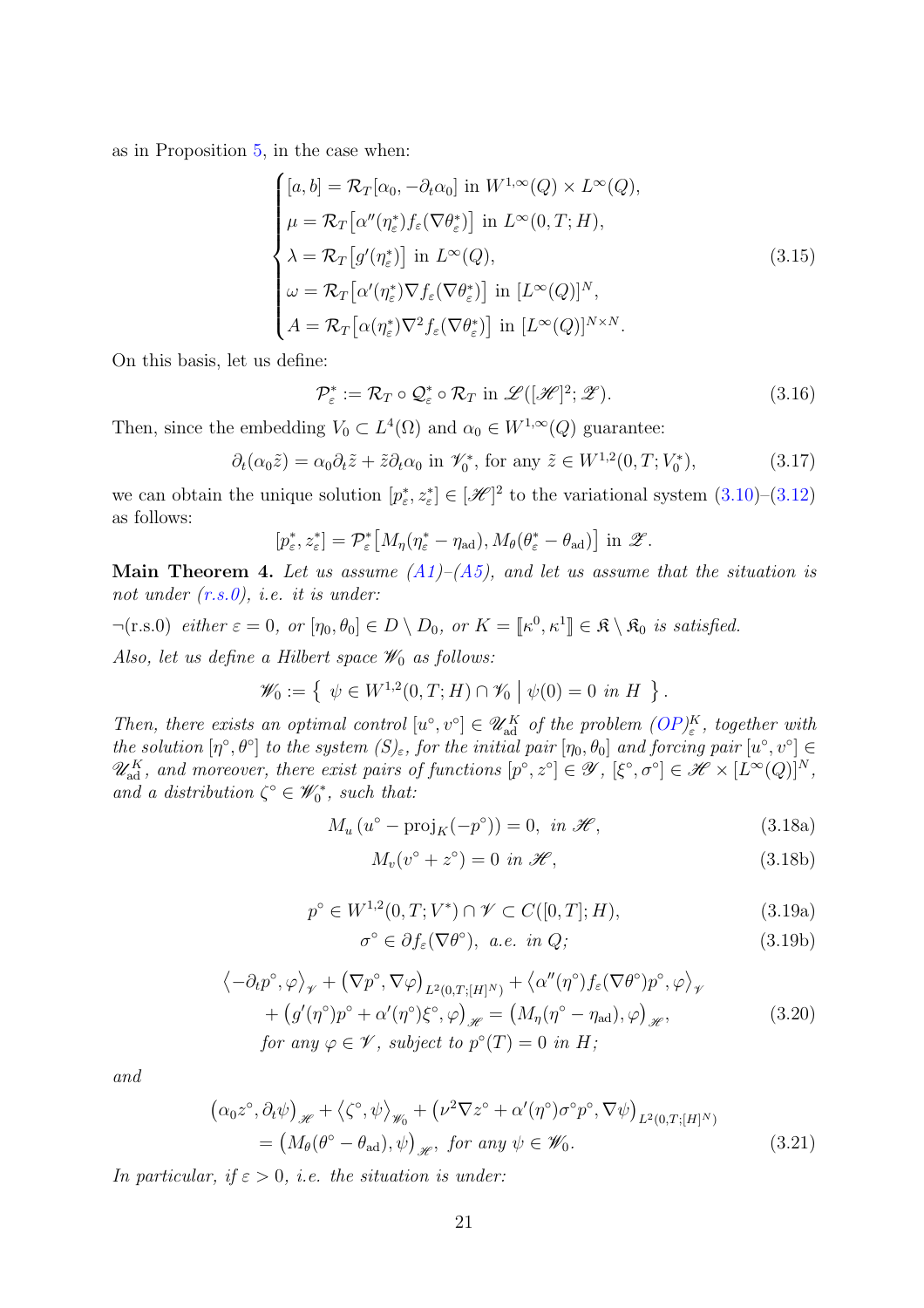as in Proposition 5, in the case when:

$$
\begin{cases}
[a, b] = \mathcal{R}_T[\alpha_0, -\partial_t \alpha_0] \text{ in } W^{1,\infty}(Q) \times L^\infty(Q), \\
\mu = \mathcal{R}_T\big[\alpha''(\eta^*_\varepsilon) f_\varepsilon(\nabla \theta^*_\varepsilon)\big] \text{ in } L^\infty(0, T; H), \\
\lambda = \mathcal{R}_T\big[g'(\eta^*_\varepsilon)\big] \text{ in } L^\infty(Q), \\
\omega = \mathcal{R}_T\big[\alpha'(\eta^*_\varepsilon) \nabla f_\varepsilon(\nabla \theta^*_\varepsilon)\big] \text{ in } [L^\infty(Q)]^N, \\
A = \mathcal{R}_T\big[\alpha(\eta^*_\varepsilon) \nabla^2 f_\varepsilon(\nabla \theta^*_\varepsilon)\big] \text{ in } [L^\infty(Q)]^{N \times N}.
\end{cases}
\tag{3.15}
$$

On this basis, let us define:

$$
\mathcal{P}^*_\varepsilon := \mathcal{R}_T \circ \mathcal{Q}^*_\varepsilon \circ \mathcal{R}_T \text{ in } \mathscr{L}([\mathscr{H}]^2; \mathscr{Z}). \tag{3.16}
$$

Then, since the embedding $V_0 \subset L^4(\Omega)$ and $\alpha_0 \in W^{1,\infty}(Q)$ guarantee:

$$
\partial_t(\alpha_0 \tilde{z}) = \alpha_0 \partial_t \tilde{z} + \tilde{z} \partial_t \alpha_0 \text{ in } \mathscr{V}_0^*, \text{ for any } \tilde{z} \in W^{1,2}(0, T; V_0^*), \tag{3.17}
$$

we can obtain the unique solution $[p^*_\varepsilon, z^*_\varepsilon] \in [\mathscr{H}]^2$ to the variational system (3.10)–(3.12) as follows:

$$
[p^*_\varepsilon, z^*_\varepsilon] = \mathcal{P}^*_\varepsilon\big[M_\eta(\eta^*_\varepsilon - \eta_{\mathrm{ad}}), M_\theta(\theta^*_\varepsilon - \theta_{\mathrm{ad}})\big] \text{ in } \mathscr{Z}.
$$

**Main Theorem 4.** *Let us assume (A1)–(A5), and let us assume that the situation is not under (r.s.0), i.e. it is under:*

$\neg$(r.s.0) *either $\varepsilon = 0$, or $[\eta_0, \theta_0] \in D \setminus D_0$, or $K = [\![\kappa^0, \kappa^1]\!] \in \mathfrak{K} \setminus \mathfrak{K}_0$ is satisfied.*

*Also, let us define a Hilbert space $\mathscr{W}_0$ as follows:*

$$
\mathscr{W}_0 := \left\{ \ \psi \in W^{1,2}(0, T; H) \cap \mathscr{V}_0 \ \middle| \ \psi(0) = 0 \text{ in } H \ \right\}.
$$

*Then, there exists an optimal control $[u^\circ, v^\circ] \in \mathscr{U}^K_{\mathrm{ad}}$ of the problem $(OP)^K_\varepsilon$, together with the solution $[\eta^\circ, \theta^\circ]$ to the system $(S)_\varepsilon$, for the initial pair $[\eta_0, \theta_0]$ and forcing pair $[u^\circ, v^\circ] \in \mathscr{U}^K_{\mathrm{ad}}$, and moreover, there exist pairs of functions $[p^\circ, z^\circ] \in \mathscr{Y}$, $[\xi^\circ, \sigma^\circ] \in \mathscr{H} \times [L^\infty(Q)]^N$, and a distribution $\zeta^\circ \in \mathscr{W}_0^*$, such that:*

$$
M_u\left(u^\circ - \mathrm{proj}_K(-p^\circ)\right) = 0, \text{ in } \mathscr{H}, \tag{3.18a}
$$

$$
M_v(v^\circ + z^\circ) = 0 \text{ in } \mathscr{H}, \tag{3.18b}
$$

$$
p^\circ \in W^{1,2}(0, T; V^*) \cap \mathscr{V} \subset C([0, T]; H), \tag{3.19a}
$$

$$
\sigma^\circ \in \partial f_\varepsilon(\nabla \theta^\circ), \text{ a.e. in } Q; \tag{3.19b}
$$

$$
\begin{aligned}
&\big\langle -\partial_t p^\circ, \varphi \big\rangle_{\mathscr{V}} + \big(\nabla p^\circ, \nabla \varphi\big)_{L^2(0,T;[H]^N)} + \big\langle \alpha''(\eta^\circ) f_\varepsilon(\nabla \theta^\circ) p^\circ, \varphi \big\rangle_{\mathscr{V}} \\
&\quad + \big(g'(\eta^\circ) p^\circ + \alpha'(\eta^\circ) \xi^\circ, \varphi\big)_{\mathscr{H}} = \big(M_\eta(\eta^\circ - \eta_{\mathrm{ad}}), \varphi\big)_{\mathscr{H}}, \\
&\quad \text{for any } \varphi \in \mathscr{V}, \text{ subject to } p^\circ(T) = 0 \text{ in } H;
\end{aligned}
\tag{3.20}
$$

*and*

$$
\begin{aligned}
&\big(\alpha_0 z^\circ, \partial_t \psi\big)_{\mathscr{H}} + \big\langle \zeta^\circ, \psi \big\rangle_{\mathscr{W}_0} + \big(\nu^2 \nabla z^\circ + \alpha'(\eta^\circ) \sigma^\circ p^\circ, \nabla \psi\big)_{L^2(0,T;[H]^N)} \\
&\quad = \big(M_\theta(\theta^\circ - \theta_{\mathrm{ad}}), \psi\big)_{\mathscr{H}}, \text{ for any } \psi \in \mathscr{W}_0.
\end{aligned}
\tag{3.21}
$$

*In particular, if $\varepsilon > 0$, i.e. the situation is under:*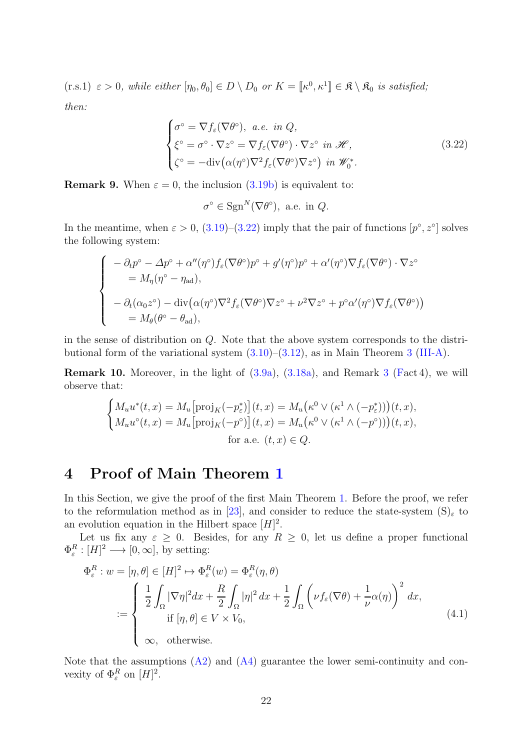(r.s.1) *$\varepsilon > 0$, while either $[\eta_0, \theta_0] \in D \setminus D_0$ or $K = [\![\kappa^0, \kappa^1]\!] \in \mathfrak{K} \setminus \mathfrak{K}_0$ is satisfied;*

*then:*

$$
\begin{cases}
\sigma^\circ = \nabla f_\varepsilon(\nabla \theta^\circ), \text{ a.e. in } Q, \\
\xi^\circ = \sigma^\circ \cdot \nabla z^\circ = \nabla f_\varepsilon(\nabla \theta^\circ) \cdot \nabla z^\circ \text{ in } \mathscr{H}, \\
\zeta^\circ = -\mathrm{div}\big(\alpha(\eta^\circ) \nabla^2 f_\varepsilon(\nabla \theta^\circ) \nabla z^\circ\big) \text{ in } \mathscr{W}_0^*.
\end{cases}
\tag{3.22}
$$

**Remark 9.** When $\varepsilon = 0$, the inclusion (3.19b) is equivalent to:

$$
\sigma^\circ \in \mathrm{Sgn}^N(\nabla \theta^\circ), \text{ a.e. in } Q.
$$

In the meantime, when $\varepsilon > 0$, (3.19)–(3.22) imply that the pair of functions $[p^\circ, z^\circ]$ solves the following system:

$$
\begin{cases}
-\partial_t p^\circ - \varDelta p^\circ + \alpha''(\eta^\circ) f_\varepsilon(\nabla \theta^\circ) p^\circ + g'(\eta^\circ) p^\circ + \alpha'(\eta^\circ) \nabla f_\varepsilon(\nabla \theta^\circ) \cdot \nabla z^\circ \\
\quad = M_\eta(\eta^\circ - \eta_{\mathrm{ad}}), \\
\\
-\partial_t(\alpha_0 z^\circ) - \mathrm{div}\big(\alpha(\eta^\circ) \nabla^2 f_\varepsilon(\nabla \theta^\circ) \nabla z^\circ + \nu^2 \nabla z^\circ + p^\circ \alpha'(\eta^\circ) \nabla f_\varepsilon(\nabla \theta^\circ)\big) \\
\quad = M_\theta(\theta^\circ - \theta_{\mathrm{ad}}),
\end{cases}
$$

in the sense of distribution on $Q$. Note that the above system corresponds to the distributional form of the variational system (3.10)–(3.12), as in Main Theorem 3 (III-A).

**Remark 10.** Moreover, in the light of (3.9a), (3.18a), and Remark 3 (Fact 4), we will observe that:

$$
\begin{cases}
M_u u^*(t, x) = M_u\big[\mathrm{proj}_K(-p_\varepsilon^*)\big](t, x) = M_u\big(\kappa^0 \vee (\kappa^1 \wedge (-p_\varepsilon^*))\big)(t, x), \\
M_u u^\circ(t, x) = M_u\big[\mathrm{proj}_K(-p^\circ)\big](t, x) = M_u\big(\kappa^0 \vee (\kappa^1 \wedge (-p^\circ))\big)(t, x),
\end{cases}
$$
$$
\text{for a.e. } (t, x) \in Q.
$$

# 4 Proof of Main Theorem 1

In this Section, we give the proof of the first Main Theorem 1. Before the proof, we refer to the reformulation method as in [23], and consider to reduce the state-system $(\mathrm{S})_\varepsilon$ to an evolution equation in the Hilbert space $[H]^2$.

Let us fix any $\varepsilon \geq 0$. Besides, for any $R \geq 0$, let us define a proper functional $\Phi_\varepsilon^R : [H]^2 \longrightarrow [0, \infty]$, by setting:

$$
\begin{aligned}
\Phi_\varepsilon^R : w = [\eta, \theta] \in [H]^2 \mapsto \Phi_\varepsilon^R(w) &= \Phi_\varepsilon^R(\eta, \theta) \\
&:= \begin{cases}
\dfrac{1}{2} \displaystyle\int_\Omega |\nabla \eta|^2 dx + \dfrac{R}{2} \displaystyle\int_\Omega |\eta|^2 \, dx + \dfrac{1}{2} \displaystyle\int_\Omega \left( \nu f_\varepsilon(\nabla \theta) + \dfrac{1}{\nu} \alpha(\eta) \right)^2 dx, \\
\qquad \text{if } [\eta, \theta] \in V \times V_0, \\
\\
\infty, \quad \text{otherwise.}
\end{cases}
\end{aligned}
\tag{4.1}
$$

Note that the assumptions (A2) and (A4) guarantee the lower semi-continuity and convexity of $\Phi_\varepsilon^R$ on $[H]^2$.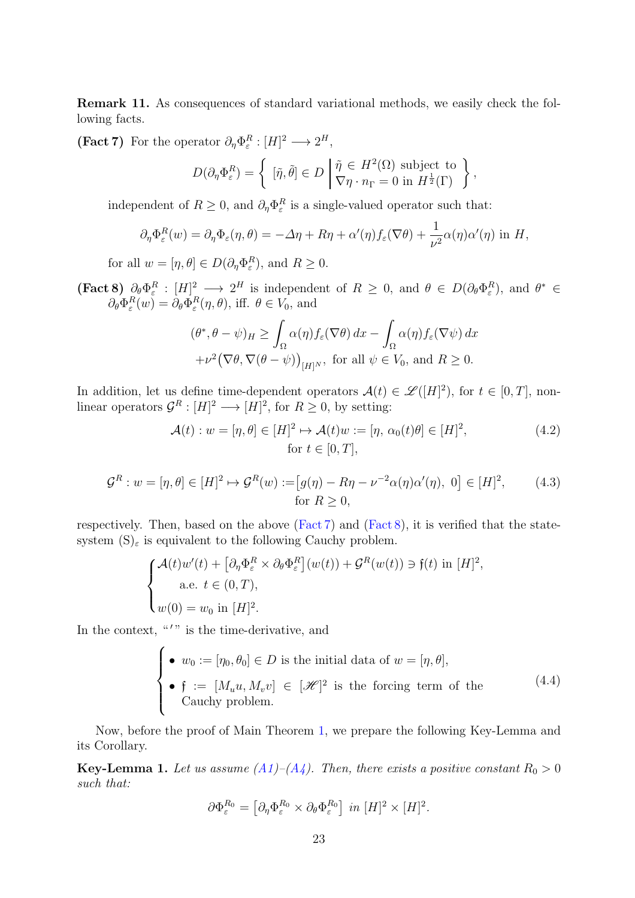**Remark 11.** As consequences of standard variational methods, we easily check the following facts.

**(Fact 7)** For the operator $\partial_\eta \Phi_\varepsilon^R : [H]^2 \longrightarrow 2^H$,

$$
D(\partial_\eta \Phi_\varepsilon^R) = \left\{ \ [\tilde{\eta}, \tilde{\theta}] \in D \ \middle| \ \begin{matrix} \tilde{\eta} \in H^2(\Omega) \text{ subject to} \\ \nabla \eta \cdot n_\Gamma = 0 \text{ in } H^{\frac{1}{2}}(\Gamma) \end{matrix} \right\},
$$

independent of $R \geq 0$, and $\partial_\eta \Phi_\varepsilon^R$ is a single-valued operator such that:

$$
\partial_\eta \Phi_\varepsilon^R(w) = \partial_\eta \Phi_\varepsilon(\eta, \theta) = -\Delta \eta + R\eta + \alpha'(\eta) f_\varepsilon(\nabla \theta) + \frac{1}{\nu^2} \alpha(\eta)\alpha'(\eta) \text{ in } H,
$$

for all $w = [\eta, \theta] \in D(\partial_\eta \Phi_\varepsilon^R)$, and $R \geq 0$.

**(Fact 8)** $\partial_\theta \Phi_\varepsilon^R : [H]^2 \longrightarrow 2^H$ is independent of $R \geq 0$, and $\theta \in D(\partial_\theta \Phi_\varepsilon^R)$, and $\theta^* \in \partial_\theta \Phi_\varepsilon^R(w) = \partial_\theta \Phi_\varepsilon^R(\eta, \theta)$, iff. $\theta \in V_0$, and

$$
\begin{aligned}
(\theta^*, \theta - \psi)_H \geq & \int_\Omega \alpha(\eta) f_\varepsilon(\nabla \theta)\, dx - \int_\Omega \alpha(\eta) f_\varepsilon(\nabla \psi)\, dx \\
& + \nu^2 \big( \nabla \theta, \nabla(\theta - \psi) \big)_{[H]^N}, \text{ for all } \psi \in V_0, \text{ and } R \geq 0.
\end{aligned}
$$

In addition, let us define time-dependent operators $\mathcal{A}(t) \in \mathscr{L}([H]^2)$, for $t \in [0, T]$, nonlinear operators $\mathcal{G}^R : [H]^2 \longrightarrow [H]^2$, for $R \geq 0$, by setting:

$$
\mathcal{A}(t) : w = [\eta, \theta] \in [H]^2 \mapsto \mathcal{A}(t) w := [\eta, \, \alpha_0(t)\theta] \in [H]^2, \quad \text{for } t \in [0, T], \tag{4.2}
$$

$$
\mathcal{G}^R : w = [\eta, \theta] \in [H]^2 \mapsto \mathcal{G}^R(w) := \big[ g(\eta) - R\eta - \nu^{-2} \alpha(\eta) \alpha'(\eta), \ 0 \big] \in [H]^2, \quad \text{for } R \geq 0, \tag{4.3}
$$

respectively. Then, based on the above (Fact 7) and (Fact 8), it is verified that the state-system $(\mathrm{S})_\varepsilon$ is equivalent to the following Cauchy problem.

$$
\begin{cases}
\mathcal{A}(t) w'(t) + \big[ \partial_\eta \Phi_\varepsilon^R \times \partial_\theta \Phi_\varepsilon^R \big](w(t)) + \mathcal{G}^R(w(t)) \ni \mathfrak{f}(t) \text{ in } [H]^2, \\
\qquad \text{a.e. } t \in (0, T), \\
w(0) = w_0 \text{ in } [H]^2.
\end{cases}
$$

In the context, "$'$" is the time-derivative, and

$$
\begin{cases}
\bullet \ w_0 := [\eta_0, \theta_0] \in D \text{ is the initial data of } w = [\eta, \theta], \\
\bullet \ \mathfrak{f} := [M_u u, M_v v] \in [\mathscr{H}]^2 \text{ is the forcing term of the Cauchy problem.}
\end{cases} \tag{4.4}
$$

Now, before the proof of Main Theorem 1, we prepare the following Key-Lemma and its Corollary.

**Key-Lemma 1.** *Let us assume (A1)–(A4). Then, there exists a positive constant $R_0 > 0$ such that:*

$$
\partial \Phi_\varepsilon^{R_0} = \big[ \partial_\eta \Phi_\varepsilon^{R_0} \times \partial_\theta \Phi_\varepsilon^{R_0} \big] \text{ in } [H]^2 \times [H]^2.
$$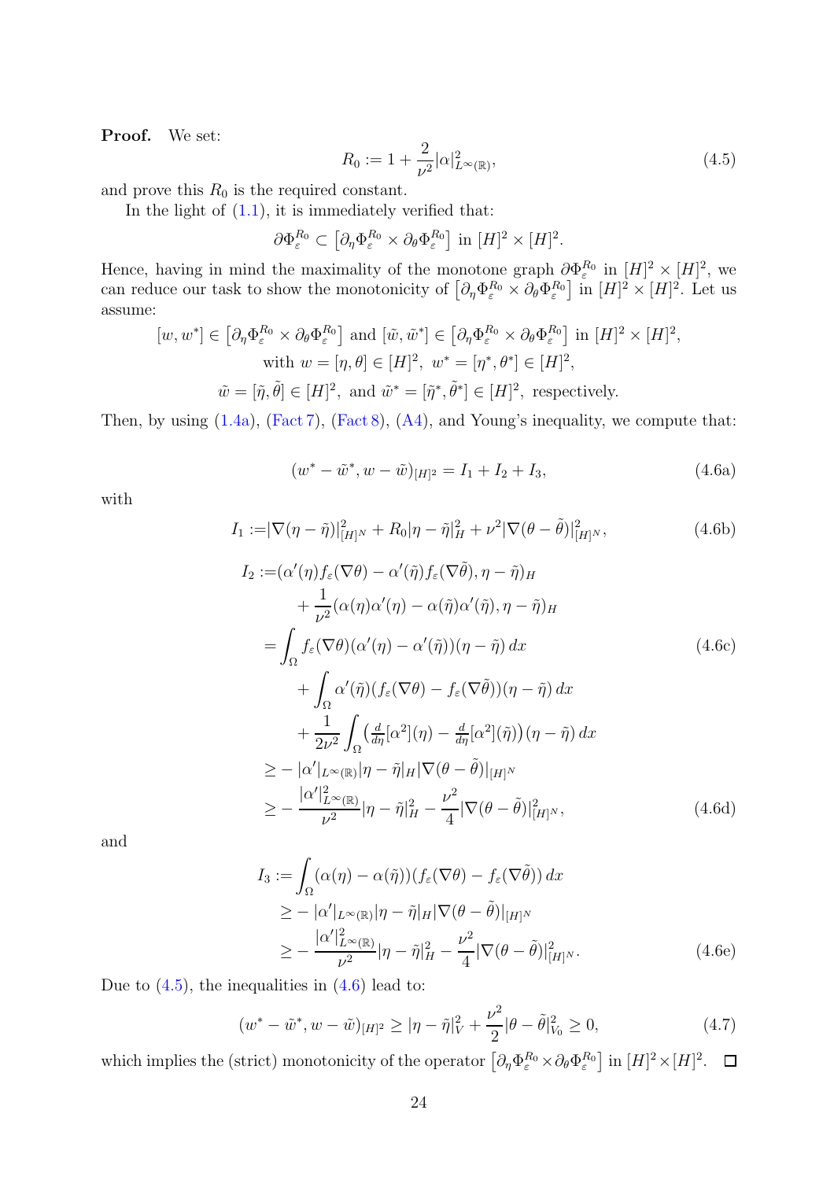**Proof.** We set:

$$R_0 := 1 + \frac{2}{\nu^2}|\alpha|^2_{L^\infty(\mathbb{R})}, \tag{4.5}$$

and prove this $R_0$ is the required constant.

In the light of (1.1), it is immediately verified that:

$$\partial\Phi_\varepsilon^{R_0} \subset \left[\partial_\eta\Phi_\varepsilon^{R_0} \times \partial_\theta\Phi_\varepsilon^{R_0}\right] \text{ in } [H]^2 \times [H]^2.$$

Hence, having in mind the maximality of the monotone graph $\partial\Phi_\varepsilon^{R_0}$ in $[H]^2 \times [H]^2$, we can reduce our task to show the monotonicity of $\left[\partial_\eta\Phi_\varepsilon^{R_0} \times \partial_\theta\Phi_\varepsilon^{R_0}\right]$ in $[H]^2 \times [H]^2$. Let us assume:

$$[w, w^*] \in \left[\partial_\eta\Phi_\varepsilon^{R_0} \times \partial_\theta\Phi_\varepsilon^{R_0}\right] \text{ and } [\tilde{w}, \tilde{w}^*] \in \left[\partial_\eta\Phi_\varepsilon^{R_0} \times \partial_\theta\Phi_\varepsilon^{R_0}\right] \text{ in } [H]^2 \times [H]^2,$$
$$\text{with } w = [\eta, \theta] \in [H]^2,\ w^* = [\eta^*, \theta^*] \in [H]^2,$$
$$\tilde{w} = [\tilde{\eta}, \tilde{\theta}] \in [H]^2, \text{ and } \tilde{w}^* = [\tilde{\eta}^*, \tilde{\theta}^*] \in [H]^2, \text{ respectively.}$$

Then, by using (1.4a), (Fact 7), (Fact 8), (A4), and Young's inequality, we compute that:

$$(w^* - \tilde{w}^*, w - \tilde{w})_{[H]^2} = I_1 + I_2 + I_3, \tag{4.6a}$$

with

$$I_1 := |\nabla(\eta - \tilde{\eta})|^2_{[H]^N} + R_0|\eta - \tilde{\eta}|^2_H + \nu^2|\nabla(\theta - \tilde{\theta})|^2_{[H]^N}, \tag{4.6b}$$

$$\begin{aligned}
I_2 :=& (\alpha'(\eta)f_\varepsilon(\nabla\theta) - \alpha'(\tilde{\eta})f_\varepsilon(\nabla\tilde{\theta}), \eta - \tilde{\eta})_H \\
&+ \frac{1}{\nu^2}(\alpha(\eta)\alpha'(\eta) - \alpha(\tilde{\eta})\alpha'(\tilde{\eta}), \eta - \tilde{\eta})_H \\
=& \int_\Omega f_\varepsilon(\nabla\theta)(\alpha'(\eta) - \alpha'(\tilde{\eta}))(\eta - \tilde{\eta})\,dx \\
&+ \int_\Omega \alpha'(\tilde{\eta})(f_\varepsilon(\nabla\theta) - f_\varepsilon(\nabla\tilde{\theta}))(\eta - \tilde{\eta})\,dx \\
&+ \frac{1}{2\nu^2}\int_\Omega \left(\tfrac{d}{d\eta}[\alpha^2](\eta) - \tfrac{d}{d\eta}[\alpha^2](\tilde{\eta})\right)(\eta - \tilde{\eta})\,dx \\
\geq& -|\alpha'|_{L^\infty(\mathbb{R})}|\eta - \tilde{\eta}|_H|\nabla(\theta - \tilde{\theta})|_{[H]^N} \\
\geq& -\frac{|\alpha'|^2_{L^\infty(\mathbb{R})}}{\nu^2}|\eta - \tilde{\eta}|^2_H - \frac{\nu^2}{4}|\nabla(\theta - \tilde{\theta})|^2_{[H]^N},
\end{aligned} \tag{4.6c, 4.6d}$$

and

$$\begin{aligned}
I_3 :=& \int_\Omega (\alpha(\eta) - \alpha(\tilde{\eta}))(f_\varepsilon(\nabla\theta) - f_\varepsilon(\nabla\tilde{\theta}))\,dx \\
\geq& -|\alpha'|_{L^\infty(\mathbb{R})}|\eta - \tilde{\eta}|_H|\nabla(\theta - \tilde{\theta})|_{[H]^N} \\
\geq& -\frac{|\alpha'|^2_{L^\infty(\mathbb{R})}}{\nu^2}|\eta - \tilde{\eta}|^2_H - \frac{\nu^2}{4}|\nabla(\theta - \tilde{\theta})|^2_{[H]^N}.
\end{aligned} \tag{4.6e}$$

Due to (4.5), the inequalities in (4.6) lead to:

$$(w^* - \tilde{w}^*, w - \tilde{w})_{[H]^2} \geq |\eta - \tilde{\eta}|^2_V + \frac{\nu^2}{2}|\theta - \tilde{\theta}|^2_{V_0} \geq 0, \tag{4.7}$$

which implies the (strict) monotonicity of the operator $\left[\partial_\eta\Phi_\varepsilon^{R_0} \times \partial_\theta\Phi_\varepsilon^{R_0}\right]$ in $[H]^2 \times [H]^2$. $\square$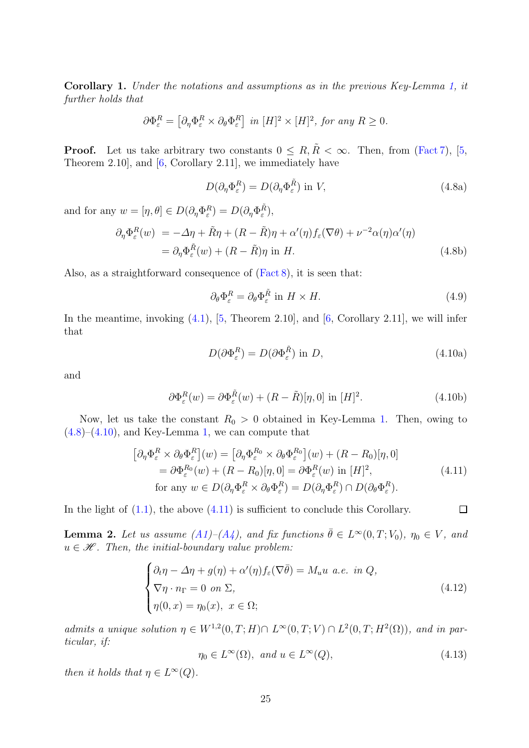**Corollary 1.** *Under the notations and assumptions as in the previous Key-Lemma 1, it further holds that*

$$\partial \Phi_\varepsilon^R = \left[\partial_\eta \Phi_\varepsilon^R \times \partial_\theta \Phi_\varepsilon^R\right] \text{ in } [H]^2 \times [H]^2, \text{ for any } R \geq 0.$$

**Proof.** Let us take arbitrary two constants $0 \leq R, \tilde{R} < \infty$. Then, from (Fact 7), [5, Theorem 2.10], and [6, Corollary 2.11], we immediately have

$$D(\partial_\eta \Phi_\varepsilon^R) = D(\partial_\eta \Phi_\varepsilon^{\tilde{R}}) \text{ in } V, \tag{4.8a}$$

and for any $w = [\eta, \theta] \in D(\partial_\eta \Phi_\varepsilon^R) = D(\partial_\eta \Phi_\varepsilon^{\tilde{R}})$,

$$\begin{aligned}
\partial_\eta \Phi_\varepsilon^R(w) &= -\Delta \eta + \tilde{R}\eta + (R - \tilde{R})\eta + \alpha'(\eta) f_\varepsilon(\nabla \theta) + \nu^{-2}\alpha(\eta)\alpha'(\eta) \\
&= \partial_\eta \Phi_\varepsilon^{\tilde{R}}(w) + (R - \tilde{R})\eta \text{ in } H.
\end{aligned} \tag{4.8b}$$

Also, as a straightforward consequence of (Fact 8), it is seen that:

$$\partial_\theta \Phi_\varepsilon^R = \partial_\theta \Phi_\varepsilon^{\tilde{R}} \text{ in } H \times H. \tag{4.9}$$

In the meantime, invoking (4.1), [5, Theorem 2.10], and [6, Corollary 2.11], we will infer that

$$D(\partial \Phi_\varepsilon^R) = D(\partial \Phi_\varepsilon^{\tilde{R}}) \text{ in } D, \tag{4.10a}$$

and

$$\partial \Phi_\varepsilon^R(w) = \partial \Phi_\varepsilon^{\tilde{R}}(w) + (R - \tilde{R})[\eta, 0] \text{ in } [H]^2. \tag{4.10b}$$

Now, let us take the constant $R_0 > 0$ obtained in Key-Lemma 1. Then, owing to (4.8)–(4.10), and Key-Lemma 1, we can compute that

$$\begin{aligned}
\left[\partial_\eta \Phi_\varepsilon^R \times \partial_\theta \Phi_\varepsilon^R\right](w) &= \left[\partial_\eta \Phi_\varepsilon^{R_0} \times \partial_\theta \Phi_\varepsilon^{R_0}\right](w) + (R - R_0)[\eta, 0] \\
&= \partial \Phi_\varepsilon^{R_0}(w) + (R - R_0)[\eta, 0] = \partial \Phi_\varepsilon^R(w) \text{ in } [H]^2, \\
&\text{for any } w \in D(\partial_\eta \Phi_\varepsilon^R \times \partial_\theta \Phi_\varepsilon^R) = D(\partial_\eta \Phi_\varepsilon^R) \cap D(\partial_\theta \Phi_\varepsilon^R).
\end{aligned} \tag{4.11}$$

In the light of (1.1), the above (4.11) is sufficient to conclude this Corollary. □

**Lemma 2.** *Let us assume (A1)–(A4), and fix functions $\bar{\theta} \in L^\infty(0, T; V_0)$, $\eta_0 \in V$, and $u \in \mathscr{H}$. Then, the initial-boundary value problem:*

$$\begin{cases}
\partial_t \eta - \Delta \eta + g(\eta) + \alpha'(\eta) f_\varepsilon(\nabla \bar{\theta}) = M_u u \text{ a.e. in } Q, \\
\nabla \eta \cdot n_\Gamma = 0 \text{ on } \Sigma, \\
\eta(0, x) = \eta_0(x), \ x \in \Omega;
\end{cases} \tag{4.12}$$

*admits a unique solution $\eta \in W^{1,2}(0, T; H) \cap L^\infty(0, T; V) \cap L^2(0, T; H^2(\Omega))$, and in particular, if:*

$$\eta_0 \in L^\infty(\Omega), \text{ and } u \in L^\infty(Q), \tag{4.13}$$

*then it holds that $\eta \in L^\infty(Q)$.*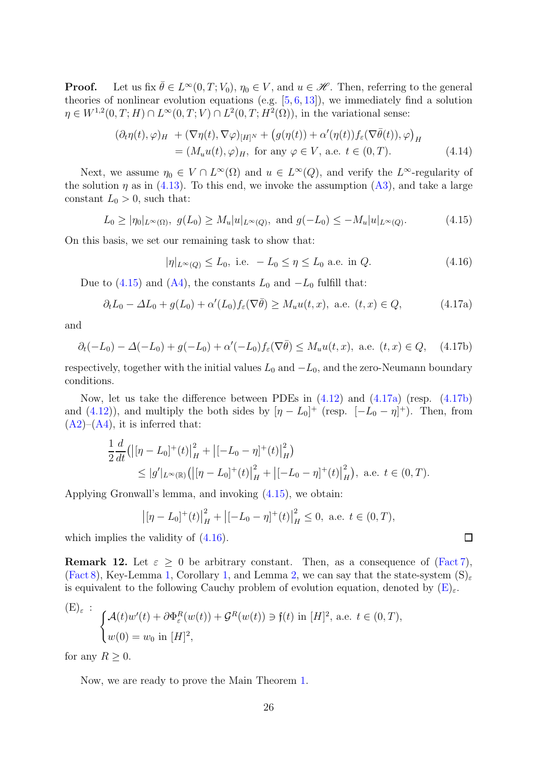**Proof.** Let us fix $\bar{\theta} \in L^\infty(0,T;V_0)$, $\eta_0 \in V$, and $u \in \mathscr{H}$. Then, referring to the general theories of nonlinear evolution equations (e.g. [5, 6, 13]), we immediately find a solution $\eta \in W^{1,2}(0,T;H) \cap L^\infty(0,T;V) \cap L^2(0,T;H^2(\Omega))$, in the variational sense:

$$
\begin{aligned}
(\partial_t \eta(t), \varphi)_H \; &+ (\nabla \eta(t), \nabla \varphi)_{[H]^N} + \big(g(\eta(t)) + \alpha'(\eta(t)) f_\varepsilon(\nabla \bar{\theta}(t)), \varphi\big)_H \\
&= (M_u u(t), \varphi)_H, \text{ for any } \varphi \in V, \text{ a.e. } t \in (0,T).
\end{aligned} \tag{4.14}
$$

Next, we assume $\eta_0 \in V \cap L^\infty(\Omega)$ and $u \in L^\infty(Q)$, and verify the $L^\infty$-regularity of the solution $\eta$ as in (4.13). To this end, we invoke the assumption (A3), and take a large constant $L_0 > 0$, such that:

$$
L_0 \geq |\eta_0|_{L^\infty(\Omega)}, \;\; g(L_0) \geq M_u |u|_{L^\infty(Q)}, \text{ and } g(-L_0) \leq -M_u |u|_{L^\infty(Q)}. \tag{4.15}
$$

On this basis, we set our remaining task to show that:

$$
|\eta|_{L^\infty(Q)} \leq L_0, \text{ i.e. } -L_0 \leq \eta \leq L_0 \text{ a.e. in } Q. \tag{4.16}
$$

Due to (4.15) and (A4), the constants $L_0$ and $-L_0$ fulfill that:

$$
\partial_t L_0 - \Delta L_0 + g(L_0) + \alpha'(L_0) f_\varepsilon(\nabla \bar{\theta}) \geq M_u u(t,x), \text{ a.e. } (t,x) \in Q, \tag{4.17a}
$$

and

$$
\partial_t(-L_0) - \Delta(-L_0) + g(-L_0) + \alpha'(-L_0) f_\varepsilon(\nabla \bar{\theta}) \leq M_u u(t,x), \text{ a.e. } (t,x) \in Q, \tag{4.17b}
$$

respectively, together with the initial values $L_0$ and $-L_0$, and the zero-Neumann boundary conditions.

Now, let us take the difference between PDEs in (4.12) and (4.17a) (resp. (4.17b) and (4.12)), and multiply the both sides by $[\eta - L_0]^+$ (resp. $[-L_0 - \eta]^+$). Then, from (A2)–(A4), it is inferred that:

$$
\begin{aligned}
\frac{1}{2} \frac{d}{dt} &\big( \big| [\eta - L_0]^+(t) \big|_H^2 + \big| [-L_0 - \eta]^+(t) \big|_H^2 \big) \\
&\leq |g'|_{L^\infty(\mathbb{R})} \big( \big| [\eta - L_0]^+(t) \big|_H^2 + \big| [-L_0 - \eta]^+(t) \big|_H^2 \big), \text{ a.e. } t \in (0,T).
\end{aligned}
$$

Applying Gronwall's lemma, and invoking (4.15), we obtain:

$$
\big| [\eta - L_0]^+(t) \big|_H^2 + \big| [-L_0 - \eta]^+(t) \big|_H^2 \leq 0, \text{ a.e. } t \in (0,T),
$$

which implies the validity of (4.16). □

**Remark 12.** Let $\varepsilon \geq 0$ be arbitrary constant. Then, as a consequence of (Fact 7), (Fact 8), Key-Lemma 1, Corollary 1, and Lemma 2, we can say that the state-system $(\mathrm{S})_\varepsilon$ is equivalent to the following Cauchy problem of evolution equation, denoted by $(\mathrm{E})_\varepsilon$.

$$
(\mathrm{E})_\varepsilon \; : \;
\begin{cases}
\mathcal{A}(t) w'(t) + \partial \Phi_\varepsilon^R(w(t)) + \mathcal{G}^R(w(t)) \ni \mathfrak{f}(t) \text{ in } [H]^2, \text{ a.e. } t \in (0,T), \\
w(0) = w_0 \text{ in } [H]^2,
\end{cases}
$$

for any $R \geq 0$.

Now, we are ready to prove the Main Theorem 1.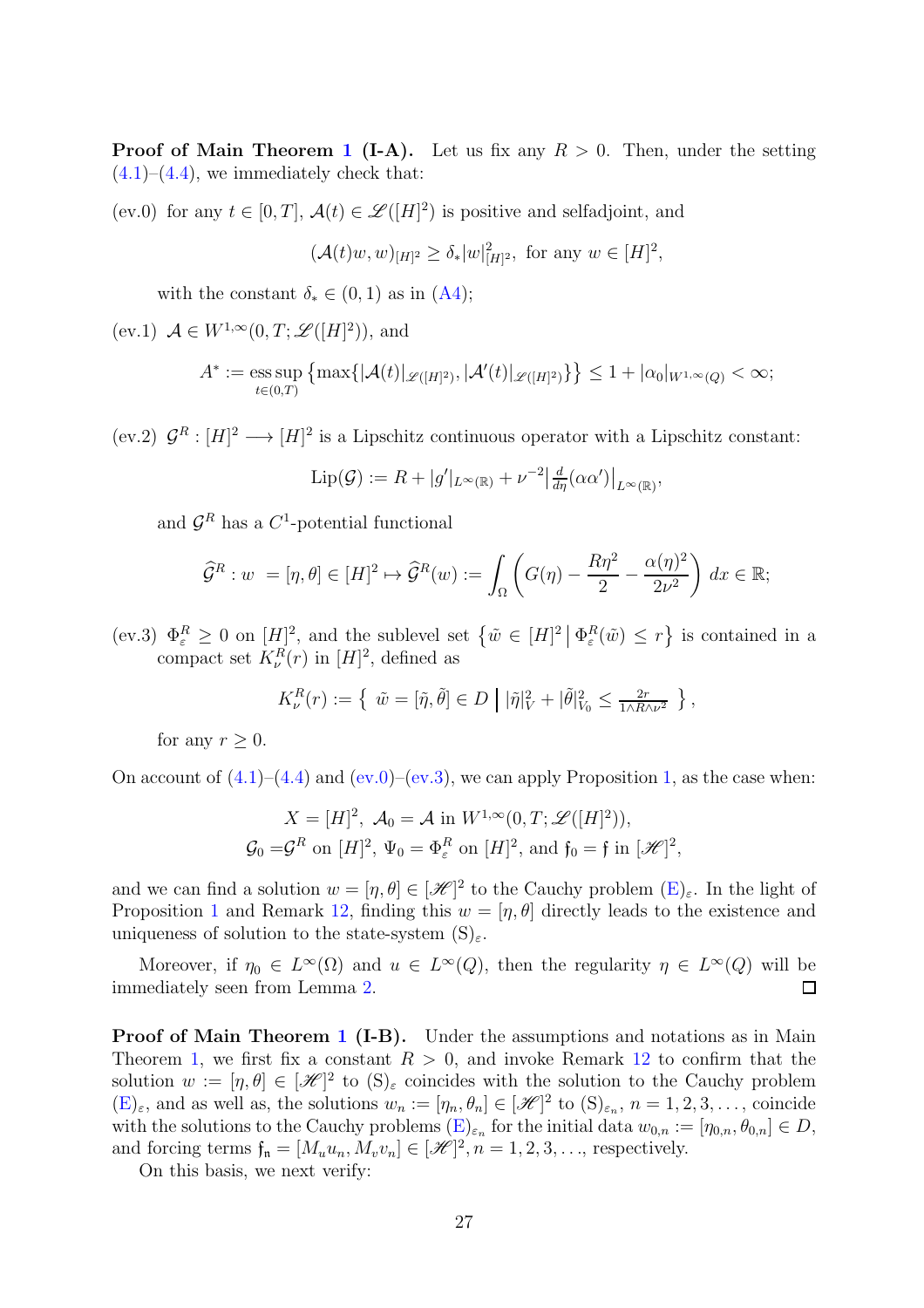**Proof of Main Theorem 1 (I-A).** Let us fix any $R > 0$. Then, under the setting (4.1)–(4.4), we immediately check that:

(ev.0) for any $t \in [0, T]$, $\mathcal{A}(t) \in \mathscr{L}([H]^2)$ is positive and selfadjoint, and

$$(\mathcal{A}(t)w, w)_{[H]^2} \geq \delta_* |w|_{[H]^2}^2, \text{ for any } w \in [H]^2,$$

with the constant $\delta_* \in (0, 1)$ as in (A4);

(ev.1) $\mathcal{A} \in W^{1,\infty}(0, T; \mathscr{L}([H]^2))$, and

$$A^* := \operatorname*{ess\,sup}_{t \in (0,T)} \left\{ \max\{ |\mathcal{A}(t)|_{\mathscr{L}([H]^2)}, |\mathcal{A}'(t)|_{\mathscr{L}([H]^2)} \} \right\} \leq 1 + |\alpha_0|_{W^{1,\infty}(Q)} < \infty;$$

(ev.2) $\mathcal{G}^R : [H]^2 \longrightarrow [H]^2$ is a Lipschitz continuous operator with a Lipschitz constant:

$$\mathrm{Lip}(\mathcal{G}) := R + |g'|_{L^\infty(\mathbb{R})} + \nu^{-2} \left| \tfrac{d}{d\eta}(\alpha \alpha') \right|_{L^\infty(\mathbb{R})},$$

and $\mathcal{G}^R$ has a $C^1$-potential functional

$$\widehat{\mathcal{G}}^R : w \ = [\eta, \theta] \in [H]^2 \mapsto \widehat{\mathcal{G}}^R(w) := \int_\Omega \left( G(\eta) - \frac{R\eta^2}{2} - \frac{\alpha(\eta)^2}{2\nu^2} \right) dx \in \mathbb{R};$$

(ev.3) $\Phi_\varepsilon^R \geq 0$ on $[H]^2$, and the sublevel set $\left\{ \tilde{w} \in [H]^2 \,\middle|\, \Phi_\varepsilon^R(\tilde{w}) \leq r \right\}$ is contained in a compact set $K_\nu^R(r)$ in $[H]^2$, defined as

$$K_\nu^R(r) := \left\{ \ \tilde{w} = [\tilde{\eta}, \tilde{\theta}] \in D \,\middle|\, |\tilde{\eta}|_V^2 + |\tilde{\theta}|_{V_0}^2 \leq \tfrac{2r}{1 \wedge R \wedge \nu^2} \ \right\},$$

for any $r \geq 0$.

On account of (4.1)–(4.4) and (ev.0)–(ev.3), we can apply Proposition 1, as the case when:

$$X = [H]^2, \ \mathcal{A}_0 = \mathcal{A} \text{ in } W^{1,\infty}(0, T; \mathscr{L}([H]^2)),$$
$$\mathcal{G}_0 = \mathcal{G}^R \text{ on } [H]^2, \ \Psi_0 = \Phi_\varepsilon^R \text{ on } [H]^2, \text{ and } \mathfrak{f}_0 = \mathfrak{f} \text{ in } [\mathscr{H}]^2,$$

and we can find a solution $w = [\eta, \theta] \in [\mathscr{H}]^2$ to the Cauchy problem (E)$_\varepsilon$. In the light of Proposition 1 and Remark 12, finding this $w = [\eta, \theta]$ directly leads to the existence and uniqueness of solution to the state-system (S)$_\varepsilon$.

Moreover, if $\eta_0 \in L^\infty(\Omega)$ and $u \in L^\infty(Q)$, then the regularity $\eta \in L^\infty(Q)$ will be immediately seen from Lemma 2. ∎

**Proof of Main Theorem 1 (I-B).** Under the assumptions and notations as in Main Theorem 1, we first fix a constant $R > 0$, and invoke Remark 12 to confirm that the solution $w := [\eta, \theta] \in [\mathscr{H}]^2$ to (S)$_\varepsilon$ coincides with the solution to the Cauchy problem (E)$_\varepsilon$, and as well as, the solutions $w_n := [\eta_n, \theta_n] \in [\mathscr{H}]^2$ to (S)$_{\varepsilon_n}$, $n = 1, 2, 3, \ldots$, coincide with the solutions to the Cauchy problems (E)$_{\varepsilon_n}$ for the initial data $w_{0,n} := [\eta_{0,n}, \theta_{0,n}] \in D$, and forcing terms $\mathfrak{f}_n = [M_u u_n, M_v v_n] \in [\mathscr{H}]^2$, $n = 1, 2, 3, \ldots$, respectively.

On this basis, we next verify: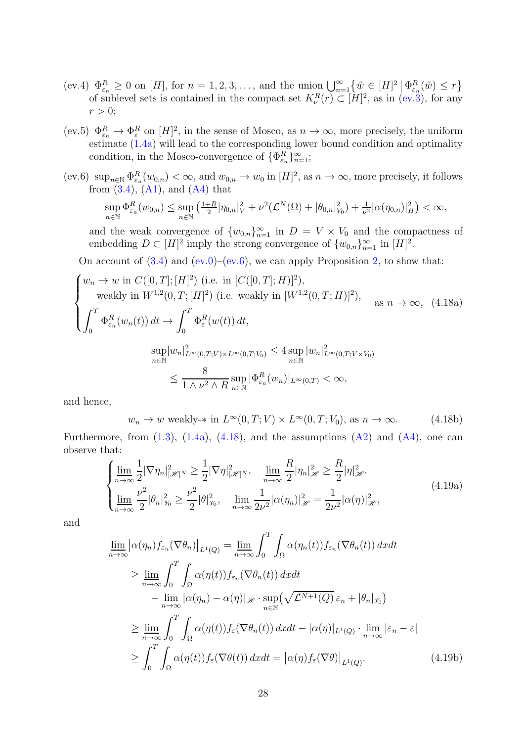(ev.4) $\Phi_{\varepsilon_n}^R \geq 0$ on $[H]$, for $n = 1, 2, 3, \dots$, and the union $\bigcup_{n=1}^\infty \{ \tilde{w} \in [H]^2 \,|\, \Phi_{\varepsilon_n}^R(\tilde{w}) \leq r \}$ of sublevel sets is contained in the compact set $K_\nu^R(r) \subset [H]^2$, as in (ev.3), for any $r > 0$;

(ev.5) $\Phi_{\varepsilon_n}^R \to \Phi_\varepsilon^R$ on $[H]^2$, in the sense of Mosco, as $n \to \infty$, more precisely, the uniform estimate (1.4a) will lead to the corresponding lower bound condition and optimality condition, in the Mosco-convergence of $\{\Phi_{\varepsilon_n}^R\}_{n=1}^\infty$;

(ev.6) $\sup_{n \in \mathbb{N}} \Phi_{\varepsilon_n}^R(w_{0,n}) < \infty$, and $w_{0,n} \to w_0$ in $[H]^2$, as $n \to \infty$, more precisely, it follows from (3.4), (A1), and (A4) that

$$\sup_{n \in \mathbb{N}} \Phi_{\varepsilon_n}^R(w_{0,n}) \leq \sup_{n \in \mathbb{N}} \left( \tfrac{1+R}{2} |\eta_{0,n}|_V^2 + \nu^2 (\mathcal{L}^N(\Omega) + |\theta_{0,n}|_{V_0}^2) + \tfrac{1}{\nu^2} |\alpha(\eta_{0,n})|_H^2 \right) < \infty,$$

and the weak convergence of $\{w_{0,n}\}_{n=1}^\infty$ in $D = V \times V_0$ and the compactness of embedding $D \subset [H]^2$ imply the strong convergence of $\{w_{0,n}\}_{n=1}^\infty$ in $[H]^2$.

On account of (3.4) and (ev.0)–(ev.6), we can apply Proposition 2, to show that:

$$\begin{cases} w_n \to w \text{ in } C([0,T];[H]^2) \text{ (i.e. in } [C([0,T];H)]^2), \\ \quad \text{weakly in } W^{1,2}(0,T;[H]^2) \text{ (i.e. weakly in } [W^{1,2}(0,T;H)]^2), \\ \displaystyle\int_0^T \Phi_{\varepsilon_n}^R(w_n(t))\,dt \to \int_0^T \Phi_\varepsilon^R(w(t))\,dt, \end{cases} \quad \text{as } n \to \infty, \tag{4.18a}$$

$$\begin{aligned} \sup_{n \in \mathbb{N}} |w_n|_{L^\infty(0,T;V) \times L^\infty(0,T;V_0)}^2 &\leq 4 \sup_{n \in \mathbb{N}} |w_n|_{L^\infty(0,T;V \times V_0)}^2 \\ &\leq \frac{8}{1 \wedge \nu^2 \wedge R} \sup_{n \in \mathbb{N}} |\Phi_{\varepsilon_n}^R(w_n)|_{L^\infty(0,T)} < \infty, \end{aligned}$$

and hence,

$$w_n \to w \text{ weakly-}* \text{ in } L^\infty(0,T;V) \times L^\infty(0,T;V_0), \text{ as } n \to \infty. \tag{4.18b}$$

Furthermore, from (1.3), (1.4a), (4.18), and the assumptions (A2) and (A4), one can observe that:

$$\begin{cases} \displaystyle\varliminf_{n \to \infty} \frac{1}{2} |\nabla \eta_n|_{[\mathscr{H}]^N}^2 \geq \frac{1}{2} |\nabla \eta|_{[\mathscr{H}]^N}^2, \quad \varliminf_{n \to \infty} \frac{R}{2} |\eta_n|_{\mathscr{H}}^2 \geq \frac{R}{2} |\eta|_{\mathscr{H}}^2, \\ \displaystyle\varliminf_{n \to \infty} \frac{\nu^2}{2} |\theta_n|_{\mathscr{V}_0}^2 \geq \frac{\nu^2}{2} |\theta|_{\mathscr{V}_0}^2, \quad \lim_{n \to \infty} \frac{1}{2\nu^2} |\alpha(\eta_n)|_{\mathscr{H}}^2 = \frac{1}{2\nu^2} |\alpha(\eta)|_{\mathscr{H}}^2, \end{cases} \tag{4.19a}$$

and

$$\begin{aligned} \varliminf_{n \to \infty} \bigl| \alpha(\eta_n) f_{\varepsilon_n}(\nabla \theta_n) \bigr|_{L^1(Q)} &= \varliminf_{n \to \infty} \int_0^T \int_\Omega \alpha(\eta_n(t)) f_{\varepsilon_n}(\nabla \theta_n(t))\,dxdt \\ &\geq \varliminf_{n \to \infty} \int_0^T \int_\Omega \alpha(\eta(t)) f_{\varepsilon_n}(\nabla \theta_n(t))\,dxdt \\ &\qquad - \lim_{n \to \infty} |\alpha(\eta_n) - \alpha(\eta)|_{\mathscr{H}} \cdot \sup_{n \in \mathbb{N}} \bigl( \sqrt{\mathcal{L}^{N+1}(Q)}\,\varepsilon_n + |\theta_n|_{\mathscr{V}_0} \bigr) \\ &\geq \varliminf_{n \to \infty} \int_0^T \int_\Omega \alpha(\eta(t)) f_\varepsilon(\nabla \theta_n(t))\,dxdt - |\alpha(\eta)|_{L^1(Q)} \cdot \lim_{n \to \infty} |\varepsilon_n - \varepsilon| \\ &\geq \int_0^T \int_\Omega \alpha(\eta(t)) f_\varepsilon(\nabla \theta(t))\,dxdt = \bigl| \alpha(\eta) f_\varepsilon(\nabla \theta) \bigr|_{L^1(Q)}. \end{aligned} \tag{4.19b}$$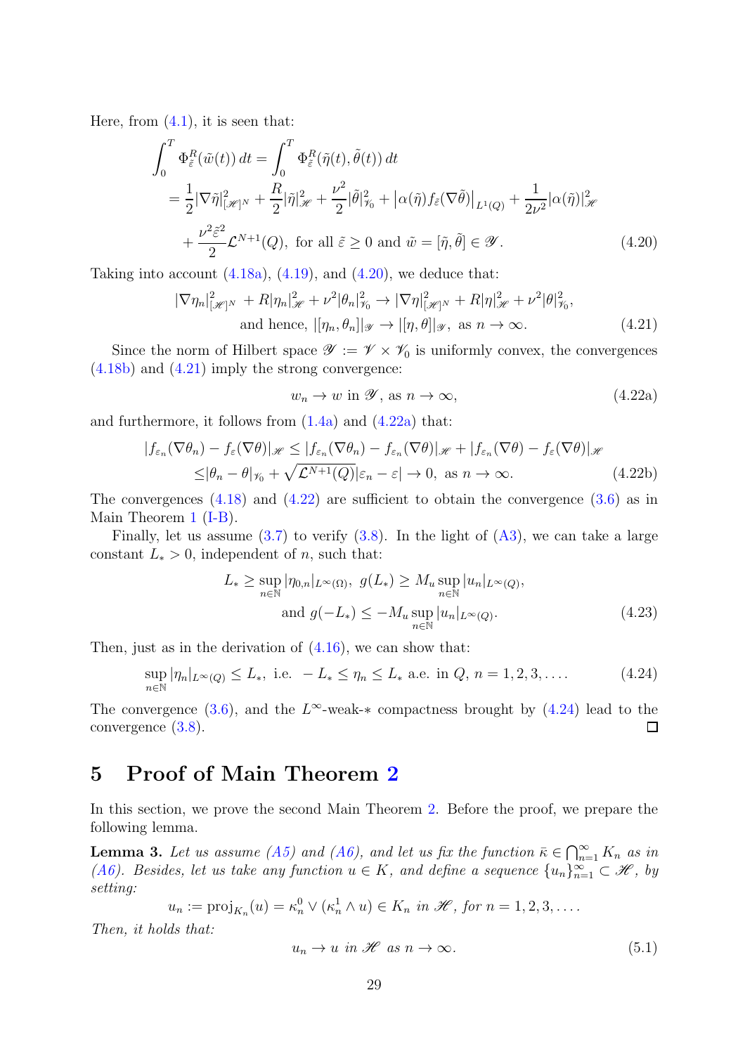Here, from (4.1), it is seen that:

$$
\begin{aligned}
\int_0^T \Phi_{\tilde{\varepsilon}}^R(\tilde{w}(t))\,dt &= \int_0^T \Phi_{\tilde{\varepsilon}}^R(\tilde{\eta}(t),\tilde{\theta}(t))\,dt \\
&= \frac{1}{2}|\nabla\tilde{\eta}|_{[\mathscr{H}]^N}^2 + \frac{R}{2}|\tilde{\eta}|_{\mathscr{H}}^2 + \frac{\nu^2}{2}|\tilde{\theta}|_{\mathscr{V}_0}^2 + \bigl|\alpha(\tilde{\eta})f_{\tilde{\varepsilon}}(\nabla\tilde{\theta})\bigr|_{L^1(Q)} + \frac{1}{2\nu^2}|\alpha(\tilde{\eta})|_{\mathscr{H}}^2 \\
&\quad + \frac{\nu^2\tilde{\varepsilon}^2}{2}\mathcal{L}^{N+1}(Q), \text{ for all } \tilde{\varepsilon} \geq 0 \text{ and } \tilde{w} = [\tilde{\eta},\tilde{\theta}] \in \mathscr{Y}.
\end{aligned}
\tag{4.20}
$$

Taking into account (4.18a), (4.19), and (4.20), we deduce that:

$$
\begin{aligned}
|\nabla\eta_n|_{[\mathscr{H}]^N}^2 + R|\eta_n|_{\mathscr{H}}^2 + \nu^2|\theta_n|_{\mathscr{V}_0}^2 &\to |\nabla\eta|_{[\mathscr{H}]^N}^2 + R|\eta|_{\mathscr{H}}^2 + \nu^2|\theta|_{\mathscr{V}_0}^2, \\
\text{and hence, } |[\eta_n,\theta_n]|_{\mathscr{Y}} &\to |[\eta,\theta]|_{\mathscr{Y}}, \text{ as } n \to \infty.
\end{aligned}
\tag{4.21}
$$

Since the norm of Hilbert space $\mathscr{Y} := \mathscr{V} \times \mathscr{V}_0$ is uniformly convex, the convergences (4.18b) and (4.21) imply the strong convergence:

$$
w_n \to w \text{ in } \mathscr{Y}, \text{ as } n \to \infty, \tag{4.22a}
$$

and furthermore, it follows from (1.4a) and (4.22a) that:

$$
\begin{aligned}
|f_{\varepsilon_n}(\nabla\theta_n) - f_{\varepsilon}(\nabla\theta)|_{\mathscr{H}} &\leq |f_{\varepsilon_n}(\nabla\theta_n) - f_{\varepsilon_n}(\nabla\theta)|_{\mathscr{H}} + |f_{\varepsilon_n}(\nabla\theta) - f_{\varepsilon}(\nabla\theta)|_{\mathscr{H}} \\
&\leq |\theta_n - \theta|_{\mathscr{V}_0} + \sqrt{\mathcal{L}^{N+1}(Q)}|\varepsilon_n - \varepsilon| \to 0, \text{ as } n \to \infty.
\end{aligned}
\tag{4.22b}
$$

The convergences (4.18) and (4.22) are sufficient to obtain the convergence (3.6) as in Main Theorem 1 (I-B).

Finally, let us assume (3.7) to verify (3.8). In the light of (A3), we can take a large constant $L_* > 0$, independent of $n$, such that:

$$
\begin{aligned}
L_* \geq \sup_{n\in\mathbb{N}} |\eta_{0,n}|_{L^\infty(\Omega)},\ g(L_*) &\geq M_u \sup_{n\in\mathbb{N}} |u_n|_{L^\infty(Q)}, \\
\text{and } g(-L_*) &\leq -M_u \sup_{n\in\mathbb{N}} |u_n|_{L^\infty(Q)}.
\end{aligned}
\tag{4.23}
$$

Then, just as in the derivation of (4.16), we can show that:

$$
\sup_{n\in\mathbb{N}} |\eta_n|_{L^\infty(Q)} \leq L_*, \text{ i.e. } -L_* \leq \eta_n \leq L_* \text{ a.e. in } Q,\ n = 1,2,3,\ldots. \tag{4.24}
$$

The convergence (3.6), and the $L^\infty$-weak-$*$ compactness brought by (4.24) lead to the convergence (3.8). ◻

# 5 Proof of Main Theorem 2

In this section, we prove the second Main Theorem 2. Before the proof, we prepare the following lemma.

**Lemma 3.** *Let us assume (A5) and (A6), and let us fix the function $\bar{\kappa} \in \bigcap_{n=1}^\infty K_n$ as in (A6). Besides, let us take any function $u \in K$, and define a sequence $\{u_n\}_{n=1}^\infty \subset \mathscr{H}$, by setting:*

$$
u_n := \mathrm{proj}_{K_n}(u) = \kappa_n^0 \vee (\kappa_n^1 \wedge u) \in K_n \text{ in } \mathscr{H}, \text{ for } n = 1,2,3,\ldots.
$$

*Then, it holds that:*

$$
u_n \to u \text{ in } \mathscr{H} \text{ as } n \to \infty. \tag{5.1}
$$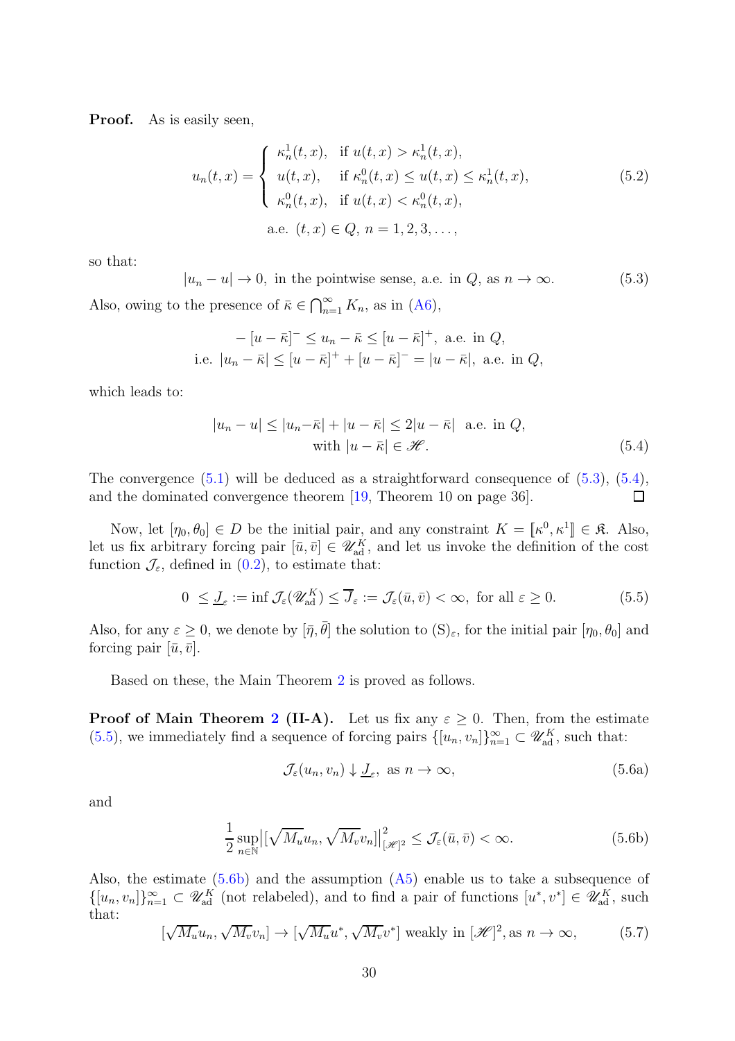**Proof.** As is easily seen,

$$u_n(t,x) = \begin{cases} \kappa_n^1(t,x), & \text{if } u(t,x) > \kappa_n^1(t,x), \\ u(t,x), & \text{if } \kappa_n^0(t,x) \le u(t,x) \le \kappa_n^1(t,x), \\ \kappa_n^0(t,x), & \text{if } u(t,x) < \kappa_n^0(t,x), \end{cases} \tag{5.2}$$

$$\text{a.e. } (t,x) \in Q, \ n = 1, 2, 3, \dots,$$

so that:

$$|u_n - u| \to 0, \text{ in the pointwise sense, a.e. in } Q, \text{ as } n \to \infty. \tag{5.3}$$

Also, owing to the presence of $\bar{\kappa} \in \bigcap_{n=1}^{\infty} K_n$, as in (A6),

$$-[u - \bar{\kappa}]^- \le u_n - \bar{\kappa} \le [u - \bar{\kappa}]^+, \text{ a.e. in } Q,$$
$$\text{i.e. } |u_n - \bar{\kappa}| \le [u - \bar{\kappa}]^+ + [u - \bar{\kappa}]^- = |u - \bar{\kappa}|, \text{ a.e. in } Q,$$

which leads to:

$$|u_n - u| \le |u_n - \bar{\kappa}| + |u - \bar{\kappa}| \le 2|u - \bar{\kappa}| \text{ a.e. in } Q,$$
$$\text{with } |u - \bar{\kappa}| \in \mathscr{H}. \tag{5.4}$$

The convergence (5.1) will be deduced as a straightforward consequence of (5.3), (5.4), and the dominated convergence theorem [19, Theorem 10 on page 36]. □

Now, let $[\eta_0, \theta_0] \in D$ be the initial pair, and any constraint $K = [\![\kappa^0, \kappa^1]\!] \in \mathfrak{K}$. Also, let us fix arbitrary forcing pair $[\bar{u}, \bar{v}] \in \mathscr{U}_{\rm ad}^K$, and let us invoke the definition of the cost function $\mathcal{J}_\varepsilon$, defined in (0.2), to estimate that:

$$0 \le \underline{J}_\varepsilon := \inf \mathcal{J}_\varepsilon(\mathscr{U}_{\rm ad}^K) \le \overline{J}_\varepsilon := \mathcal{J}_\varepsilon(\bar{u}, \bar{v}) < \infty, \text{ for all } \varepsilon \ge 0. \tag{5.5}$$

Also, for any $\varepsilon \ge 0$, we denote by $[\bar{\eta}, \bar{\theta}]$ the solution to (S)$_\varepsilon$, for the initial pair $[\eta_0, \theta_0]$ and forcing pair $[\bar{u}, \bar{v}]$.

Based on these, the Main Theorem 2 is proved as follows.

**Proof of Main Theorem 2 (II-A).** Let us fix any $\varepsilon \ge 0$. Then, from the estimate (5.5), we immediately find a sequence of forcing pairs $\{[u_n, v_n]\}_{n=1}^{\infty} \subset \mathscr{U}_{\rm ad}^K$, such that:

$$\mathcal{J}_\varepsilon(u_n, v_n) \downarrow \underline{J}_\varepsilon, \text{ as } n \to \infty, \tag{5.6a}$$

and

$$\frac{1}{2} \sup_{n \in \mathbb{N}} \bigl| [\sqrt{M_u} u_n, \sqrt{M_v} v_n] \bigr|_{[\mathscr{H}]^2}^2 \le \mathcal{J}_\varepsilon(\bar{u}, \bar{v}) < \infty. \tag{5.6b}$$

Also, the estimate (5.6b) and the assumption (A5) enable us to take a subsequence of $\{[u_n, v_n]\}_{n=1}^{\infty} \subset \mathscr{U}_{\rm ad}^K$ (not relabeled), and to find a pair of functions $[u^*, v^*] \in \mathscr{U}_{\rm ad}^K$, such that:

$$[\sqrt{M_u} u_n, \sqrt{M_v} v_n] \to [\sqrt{M_u} u^*, \sqrt{M_v} v^*] \text{ weakly in } [\mathscr{H}]^2, \text{as } n \to \infty, \tag{5.7}$$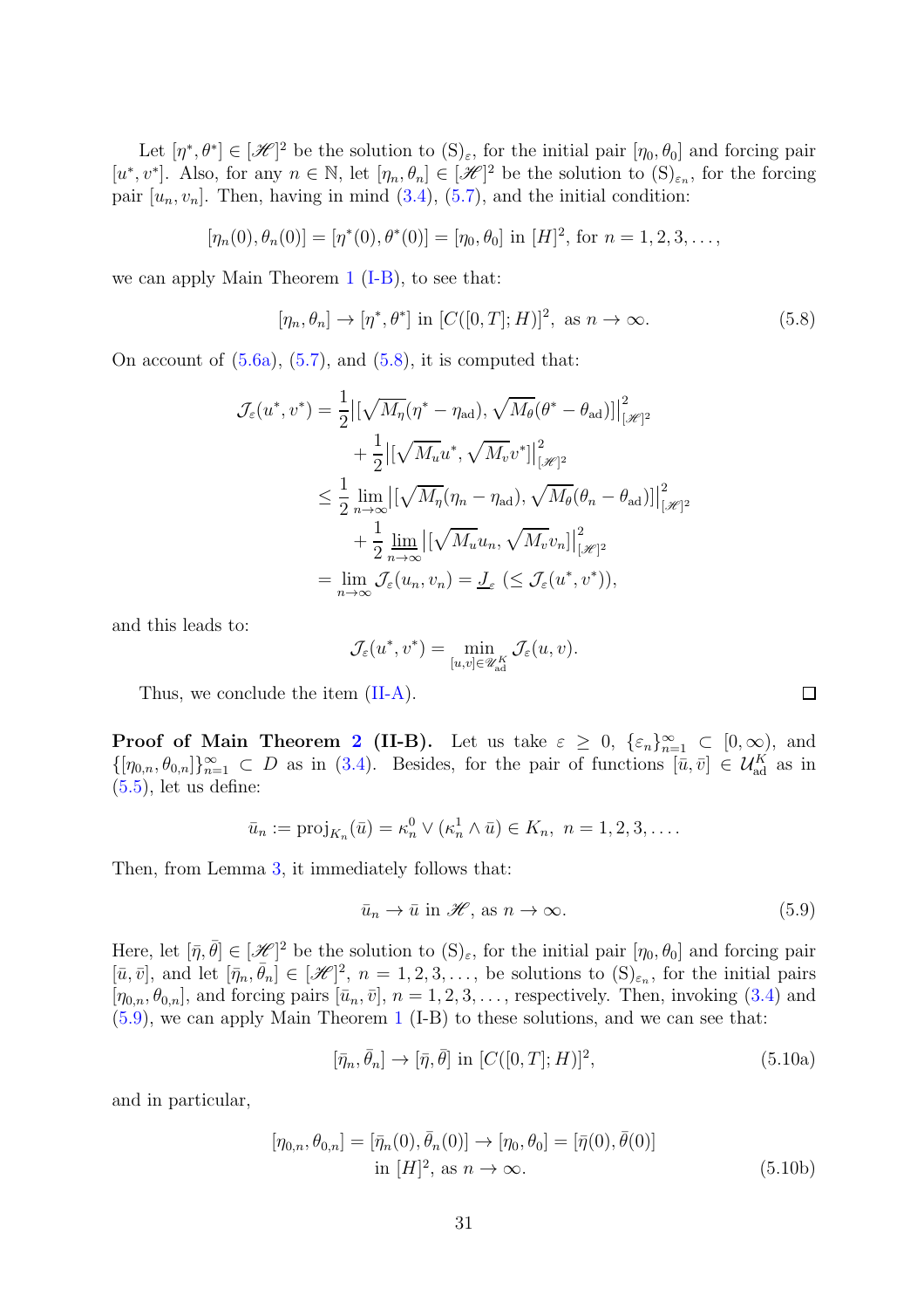Let $[\eta^*, \theta^*] \in [\mathscr{H}]^2$ be the solution to $(\mathrm{S})_\varepsilon$, for the initial pair $[\eta_0, \theta_0]$ and forcing pair $[u^*, v^*]$. Also, for any $n \in \mathbb{N}$, let $[\eta_n, \theta_n] \in [\mathscr{H}]^2$ be the solution to $(\mathrm{S})_{\varepsilon_n}$, for the forcing pair $[u_n, v_n]$. Then, having in mind (3.4), (5.7), and the initial condition:

$$[\eta_n(0), \theta_n(0)] = [\eta^*(0), \theta^*(0)] = [\eta_0, \theta_0] \text{ in } [H]^2, \text{ for } n = 1, 2, 3, \dots,$$

we can apply Main Theorem 1 (I-B), to see that:

$$[\eta_n, \theta_n] \to [\eta^*, \theta^*] \text{ in } [C([0,T]; H)]^2, \text{ as } n \to \infty. \tag{5.8}$$

On account of (5.6a), (5.7), and (5.8), it is computed that:

$$\begin{aligned}
\mathcal{J}_\varepsilon(u^*, v^*) &= \frac{1}{2}\left|[\sqrt{M_\eta}(\eta^* - \eta_{\mathrm{ad}}), \sqrt{M_\theta}(\theta^* - \theta_{\mathrm{ad}})]\right|^2_{[\mathscr{H}]^2} \\
&\quad + \frac{1}{2}\left|[\sqrt{M_u}u^*, \sqrt{M_v}v^*]\right|^2_{[\mathscr{H}]^2} \\
&\leq \frac{1}{2}\lim_{n\to\infty}\left|[\sqrt{M_\eta}(\eta_n - \eta_{\mathrm{ad}}), \sqrt{M_\theta}(\theta_n - \theta_{\mathrm{ad}})]\right|^2_{[\mathscr{H}]^2} \\
&\quad + \frac{1}{2}\varliminf_{n\to\infty}\left|[\sqrt{M_u}u_n, \sqrt{M_v}v_n]\right|^2_{[\mathscr{H}]^2} \\
&= \lim_{n\to\infty}\mathcal{J}_\varepsilon(u_n, v_n) = \underline{J}_\varepsilon \ (\leq \mathcal{J}_\varepsilon(u^*, v^*)),
\end{aligned}$$

and this leads to:

$$\mathcal{J}_\varepsilon(u^*, v^*) = \min_{[u,v]\in\mathscr{U}_{\mathrm{ad}}^K}\mathcal{J}_\varepsilon(u, v).$$

Thus, we conclude the item (II-A). $\square$

**Proof of Main Theorem 2 (II-B).** Let us take $\varepsilon \geq 0$, $\{\varepsilon_n\}_{n=1}^\infty \subset [0, \infty)$, and $\{[\eta_{0,n}, \theta_{0,n}]\}_{n=1}^\infty \subset D$ as in (3.4). Besides, for the pair of functions $[\bar{u}, \bar{v}] \in \mathcal{U}_{\mathrm{ad}}^K$ as in (5.5), let us define:

$$\bar{u}_n := \mathrm{proj}_{K_n}(\bar{u}) = \kappa_n^0 \vee (\kappa_n^1 \wedge \bar{u}) \in K_n, \ \ n = 1, 2, 3, \dots.$$

Then, from Lemma 3, it immediately follows that:

$$\bar{u}_n \to \bar{u} \text{ in } \mathscr{H}, \text{ as } n \to \infty. \tag{5.9}$$

Here, let $[\bar{\eta}, \bar{\theta}] \in [\mathscr{H}]^2$ be the solution to $(\mathrm{S})_\varepsilon$, for the initial pair $[\eta_0, \theta_0]$ and forcing pair $[\bar{u}, \bar{v}]$, and let $[\bar{\eta}_n, \bar{\theta}_n] \in [\mathscr{H}]^2$, $n = 1, 2, 3, \dots$, be solutions to $(\mathrm{S})_{\varepsilon_n}$, for the initial pairs $[\eta_{0,n}, \theta_{0,n}]$, and forcing pairs $[\bar{u}_n, \bar{v}]$, $n = 1, 2, 3, \dots$, respectively. Then, invoking (3.4) and (5.9), we can apply Main Theorem 1 (I-B) to these solutions, and we can see that:

$$[\bar{\eta}_n, \bar{\theta}_n] \to [\bar{\eta}, \bar{\theta}] \text{ in } [C([0,T]; H)]^2, \tag{5.10a}$$

and in particular,

$$[\eta_{0,n}, \theta_{0,n}] = [\bar{\eta}_n(0), \bar{\theta}_n(0)] \to [\eta_0, \theta_0] = [\bar{\eta}(0), \bar{\theta}(0)] \\ \text{in } [H]^2, \text{ as } n \to \infty. \tag{5.10b}$$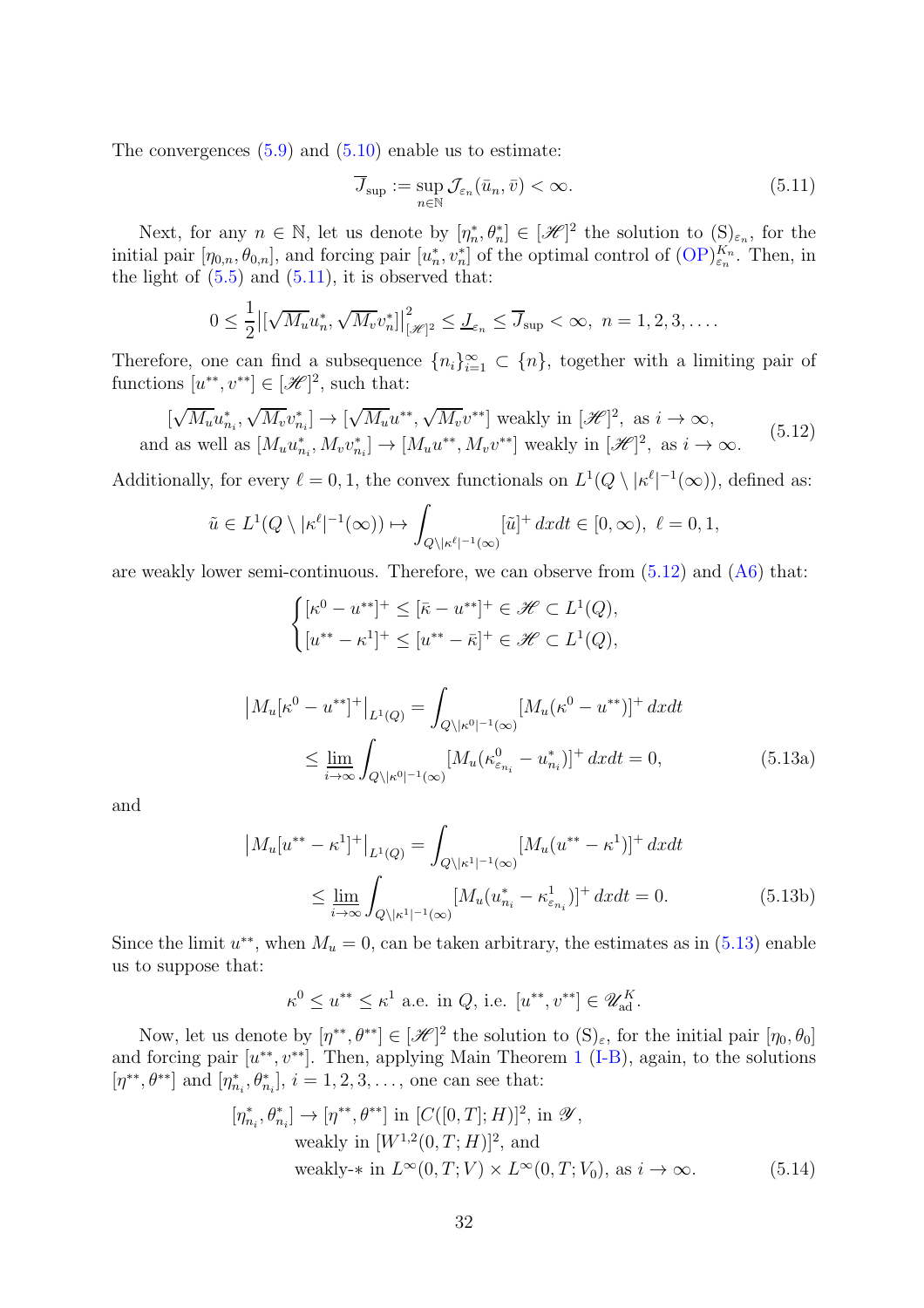The convergences (5.9) and (5.10) enable us to estimate:

$$\overline{J}_{\sup} := \sup_{n \in \mathbb{N}} \mathcal{J}_{\varepsilon_n}(\bar{u}_n, \bar{v}) < \infty. \tag{5.11}$$

Next, for any $n \in \mathbb{N}$, let us denote by $[\eta_n^*, \theta_n^*] \in [\mathscr{H}]^2$ the solution to $(\mathrm{S})_{\varepsilon_n}$, for the initial pair $[\eta_{0,n}, \theta_{0,n}]$, and forcing pair $[u_n^*, v_n^*]$ of the optimal control of $(\mathrm{OP})_{\varepsilon_n}^{K_n}$. Then, in the light of (5.5) and (5.11), it is observed that:

$$0 \leq \frac{1}{2}\left|[\sqrt{M_u} u_n^*, \sqrt{M_v} v_n^*]\right|_{[\mathscr{H}]^2}^2 \leq \underline{J}_{\varepsilon_n} \leq \overline{J}_{\sup} < \infty, \ n = 1, 2, 3, \ldots.$$

Therefore, one can find a subsequence $\{n_i\}_{i=1}^\infty \subset \{n\}$, together with a limiting pair of functions $[u^{**}, v^{**}] \in [\mathscr{H}]^2$, such that:

$$\begin{aligned} &[\sqrt{M_u} u_{n_i}^*, \sqrt{M_v} v_{n_i}^*] \to [\sqrt{M_u} u^{**}, \sqrt{M_v} v^{**}] \text{ weakly in } [\mathscr{H}]^2, \text{ as } i \to \infty, \\ &\text{and as well as } [M_u u_{n_i}^*, M_v v_{n_i}^*] \to [M_u u^{**}, M_v v^{**}] \text{ weakly in } [\mathscr{H}]^2, \text{ as } i \to \infty. \end{aligned} \tag{5.12}$$

Additionally, for every $\ell = 0, 1$, the convex functionals on $L^1(Q \setminus |\kappa^\ell|^{-1}(\infty))$, defined as:

$$\tilde{u} \in L^1(Q \setminus |\kappa^\ell|^{-1}(\infty)) \mapsto \int_{Q \setminus |\kappa^\ell|^{-1}(\infty)} [\tilde{u}]^+ \, dxdt \in [0, \infty), \ \ell = 0, 1,$$

are weakly lower semi-continuous. Therefore, we can observe from (5.12) and (A6) that:

$$\begin{cases} [\kappa^0 - u^{**}]^+ \leq [\bar{\kappa} - u^{**}]^+ \in \mathscr{H} \subset L^1(Q), \\ [u^{**} - \kappa^1]^+ \leq [u^{**} - \bar{\kappa}]^+ \in \mathscr{H} \subset L^1(Q), \end{cases}$$

$$\begin{aligned} \left|M_u[\kappa^0 - u^{**}]^+\right|_{L^1(Q)} &= \int_{Q \setminus |\kappa^0|^{-1}(\infty)} [M_u(\kappa^0 - u^{**})]^+ \, dxdt \\ &\leq \varliminf_{i \to \infty} \int_{Q \setminus |\kappa^0|^{-1}(\infty)} [M_u(\kappa_{\varepsilon_{n_i}}^0 - u_{n_i}^*)]^+ \, dxdt = 0, \end{aligned} \tag{5.13a}$$

and

$$\begin{aligned} \left|M_u[u^{**} - \kappa^1]^+\right|_{L^1(Q)} &= \int_{Q \setminus |\kappa^1|^{-1}(\infty)} [M_u(u^{**} - \kappa^1)]^+ \, dxdt \\ &\leq \varliminf_{i \to \infty} \int_{Q \setminus |\kappa^1|^{-1}(\infty)} [M_u(u_{n_i}^* - \kappa_{\varepsilon_{n_i}}^1)]^+ \, dxdt = 0. \end{aligned} \tag{5.13b}$$

Since the limit $u^{**}$, when $M_u = 0$, can be taken arbitrary, the estimates as in (5.13) enable us to suppose that:

$$\kappa^0 \leq u^{**} \leq \kappa^1 \text{ a.e. in } Q, \text{ i.e. } [u^{**}, v^{**}] \in \mathscr{U}_{\mathrm{ad}}^K.$$

Now, let us denote by $[\eta^{**}, \theta^{**}] \in [\mathscr{H}]^2$ the solution to $(\mathrm{S})_\varepsilon$, for the initial pair $[\eta_0, \theta_0]$ and forcing pair $[u^{**}, v^{**}]$. Then, applying Main Theorem 1 (I-B), again, to the solutions $[\eta^{**}, \theta^{**}]$ and $[\eta_{n_i}^*, \theta_{n_i}^*]$, $i = 1, 2, 3, \ldots$, one can see that:

$$\begin{aligned} [\eta_{n_i}^*, \theta_{n_i}^*] \to [\eta^{**}, \theta^{**}] &\text{ in } [C([0,T]; H)]^2, \text{ in } \mathscr{Y}, \\ &\text{weakly in } [W^{1,2}(0,T;H)]^2, \text{ and} \\ &\text{weakly-}* \text{ in } L^\infty(0,T;V) \times L^\infty(0,T;V_0), \text{ as } i \to \infty. \end{aligned} \tag{5.14}$$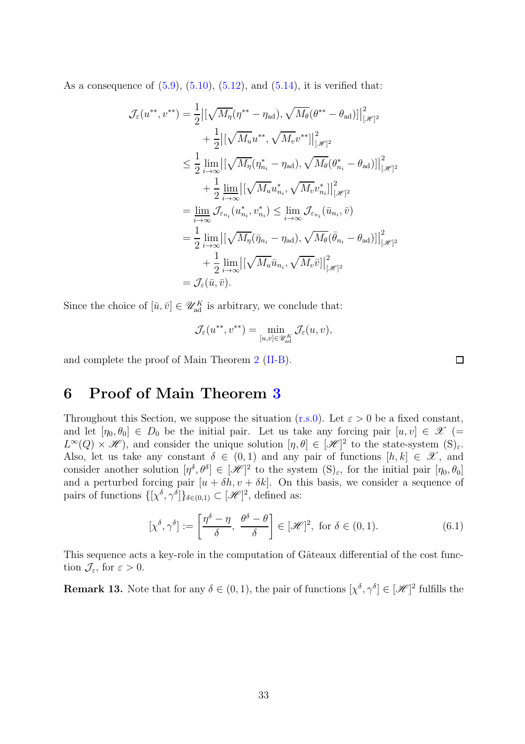As a consequence of (5.9), (5.10), (5.12), and (5.14), it is verified that:

$$
\begin{aligned}
\mathcal{J}_\varepsilon(u^{**}, v^{**}) &= \frac{1}{2}\bigl|[\sqrt{M_\eta}(\eta^{**} - \eta_{\rm ad}), \sqrt{M_\theta}(\theta^{**} - \theta_{\rm ad})]\bigr|^2_{[\mathscr{H}]^2} \\
&\quad + \frac{1}{2}\bigl|[\sqrt{M_u}u^{**}, \sqrt{M_v}v^{**}]\bigr|^2_{[\mathscr{H}]^2} \\
&\leq \frac{1}{2}\varliminf_{i\to\infty}\bigl|[\sqrt{M_\eta}(\eta^*_{n_i} - \eta_{\rm ad}), \sqrt{M_\theta}(\theta^*_{n_i} - \theta_{\rm ad})]\bigr|^2_{[\mathscr{H}]^2} \\
&\quad + \frac{1}{2}\varliminf_{i\to\infty}\bigl|[\sqrt{M_u}u^*_{n_i}, \sqrt{M_v}v^*_{n_i}]\bigr|^2_{[\mathscr{H}]^2} \\
&= \varliminf_{i\to\infty}\mathcal{J}_{\varepsilon_{n_i}}(u^*_{n_i}, v^*_{n_i}) \leq \lim_{i\to\infty}\mathcal{J}_{\varepsilon_{n_i}}(\bar{u}_{n_i}, \bar{v}) \\
&= \frac{1}{2}\lim_{i\to\infty}\bigl|[\sqrt{M_\eta}(\bar{\eta}_{n_i} - \eta_{\rm ad}), \sqrt{M_\theta}(\bar{\theta}_{n_i} - \theta_{\rm ad})]\bigr|^2_{[\mathscr{H}]^2} \\
&\quad + \frac{1}{2}\lim_{i\to\infty}\bigl|[\sqrt{M_u}\bar{u}_{n_i}, \sqrt{M_v}\bar{v}]\bigr|^2_{[\mathscr{H}]^2} \\
&= \mathcal{J}_\varepsilon(\bar{u}, \bar{v}).
\end{aligned}
$$

Since the choice of $[\bar{u}, \bar{v}] \in \mathscr{U}^K_{\rm ad}$ is arbitrary, we conclude that:

$$
\mathcal{J}_\varepsilon(u^{**}, v^{**}) = \min_{[u,v]\in\mathscr{U}^K_{\rm ad}} \mathcal{J}_\varepsilon(u, v),
$$

and complete the proof of Main Theorem 2 (II-B). $\square$

# 6 Proof of Main Theorem 3

Throughout this Section, we suppose the situation (r.s.0). Let $\varepsilon > 0$ be a fixed constant, and let $[\eta_0, \theta_0] \in D_0$ be the initial pair. Let us take any forcing pair $[u, v] \in \mathscr{X}$ ($= L^\infty(Q) \times \mathscr{H}$), and consider the unique solution $[\eta, \theta] \in [\mathscr{H}]^2$ to the state-system $(\mathrm{S})_\varepsilon$. Also, let us take any constant $\delta \in (0, 1)$ and any pair of functions $[h, k] \in \mathscr{X}$, and consider another solution $[\eta^\delta, \theta^\delta] \in [\mathscr{H}]^2$ to the system $(\mathrm{S})_\varepsilon$, for the initial pair $[\eta_0, \theta_0]$ and a perturbed forcing pair $[u + \delta h, v + \delta k]$. On this basis, we consider a sequence of pairs of functions $\{[\chi^\delta, \gamma^\delta]\}_{\delta\in(0,1)} \subset [\mathscr{H}]^2$, defined as:

$$
[\chi^\delta, \gamma^\delta] := \left[\frac{\eta^\delta - \eta}{\delta}, \ \frac{\theta^\delta - \theta}{\delta}\right] \in [\mathscr{H}]^2, \text{ for } \delta \in (0, 1). \tag{6.1}
$$

This sequence acts a key-role in the computation of Gâteaux differential of the cost function $\mathcal{J}_\varepsilon$, for $\varepsilon > 0$.

**Remark 13.** Note that for any $\delta \in (0, 1)$, the pair of functions $[\chi^\delta, \gamma^\delta] \in [\mathscr{H}]^2$ fulfills the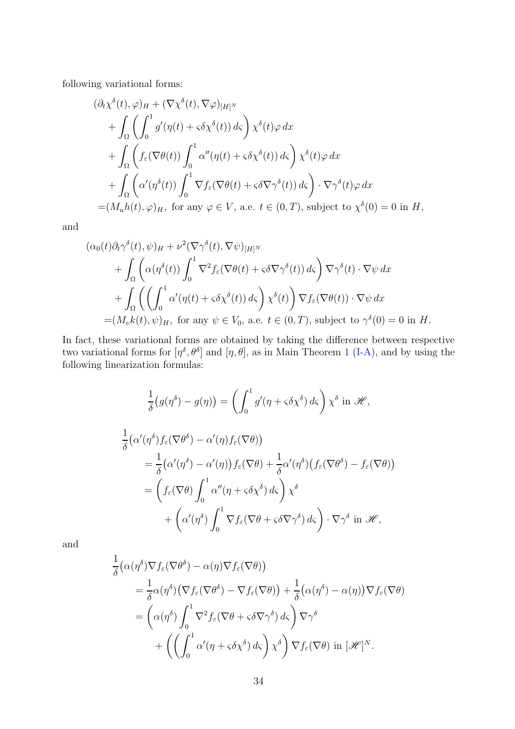following variational forms:

$$
\begin{aligned}
&(\partial_t \chi^\delta(t), \varphi)_H + (\nabla \chi^\delta(t), \nabla \varphi)_{[H]^N} \\
&\quad + \int_\Omega \left( \int_0^1 g'(\eta(t) + \varsigma \delta \chi^\delta(t)) \, d\varsigma \right) \chi^\delta(t) \varphi \, dx \\
&\quad + \int_\Omega \left( f_\varepsilon(\nabla \theta(t)) \int_0^1 \alpha''(\eta(t) + \varsigma \delta \chi^\delta(t)) \, d\varsigma \right) \chi^\delta(t) \varphi \, dx \\
&\quad + \int_\Omega \left( \alpha'(\eta^\delta(t)) \int_0^1 \nabla f_\varepsilon(\nabla \theta(t) + \varsigma \delta \nabla \gamma^\delta(t)) \, d\varsigma \right) \cdot \nabla \gamma^\delta(t) \varphi \, dx \\
&= (M_u h(t), \varphi)_H, \text{ for any } \varphi \in V, \text{ a.e. } t \in (0,T), \text{ subject to } \chi^\delta(0) = 0 \text{ in } H,
\end{aligned}
$$

and

$$
\begin{aligned}
&(\alpha_0(t) \partial_t \gamma^\delta(t), \psi)_H + \nu^2 (\nabla \gamma^\delta(t), \nabla \psi)_{[H]^N} \\
&\quad + \int_\Omega \left( \alpha(\eta^\delta(t)) \int_0^1 \nabla^2 f_\varepsilon(\nabla \theta(t) + \varsigma \delta \nabla \gamma^\delta(t)) \, d\varsigma \right) \nabla \gamma^\delta(t) \cdot \nabla \psi \, dx \\
&\quad + \int_\Omega \left( \left( \int_0^1 \alpha'(\eta(t) + \varsigma \delta \chi^\delta(t)) \, d\varsigma \right) \chi^\delta(t) \right) \nabla f_\varepsilon(\nabla \theta(t)) \cdot \nabla \psi \, dx \\
&= (M_v k(t), \psi)_H, \text{ for any } \psi \in V_0, \text{ a.e. } t \in (0,T), \text{ subject to } \gamma^\delta(0) = 0 \text{ in } H.
\end{aligned}
$$

In fact, these variational forms are obtained by taking the difference between respective two variational forms for $[\eta^\delta, \theta^\delta]$ and $[\eta, \theta]$, as in Main Theorem 1 (I-A), and by using the following linearization formulas:

$$
\frac{1}{\delta}\big(g(\eta^\delta) - g(\eta)\big) = \left( \int_0^1 g'(\eta + \varsigma \delta \chi^\delta) \, d\varsigma \right) \chi^\delta \text{ in } \mathscr{H},
$$

$$
\begin{aligned}
&\frac{1}{\delta}\big(\alpha'(\eta^\delta) f_\varepsilon(\nabla \theta^\delta) - \alpha'(\eta) f_\varepsilon(\nabla \theta)\big) \\
&\quad = \frac{1}{\delta}\big(\alpha'(\eta^\delta) - \alpha'(\eta)\big) f_\varepsilon(\nabla \theta) + \frac{1}{\delta} \alpha'(\eta^\delta) \big(f_\varepsilon(\nabla \theta^\delta) - f_\varepsilon(\nabla \theta)\big) \\
&\quad = \left( f_\varepsilon(\nabla \theta) \int_0^1 \alpha''(\eta + \varsigma \delta \chi^\delta) \, d\varsigma \right) \chi^\delta \\
&\qquad + \left( \alpha'(\eta^\delta) \int_0^1 \nabla f_\varepsilon(\nabla \theta + \varsigma \delta \nabla \gamma^\delta) \, d\varsigma \right) \cdot \nabla \gamma^\delta \text{ in } \mathscr{H},
\end{aligned}
$$

and

$$
\begin{aligned}
&\frac{1}{\delta}\big(\alpha(\eta^\delta) \nabla f_\varepsilon(\nabla \theta^\delta) - \alpha(\eta) \nabla f_\varepsilon(\nabla \theta)\big) \\
&\quad = \frac{1}{\delta} \alpha(\eta^\delta) \big(\nabla f_\varepsilon(\nabla \theta^\delta) - \nabla f_\varepsilon(\nabla \theta)\big) + \frac{1}{\delta}\big(\alpha(\eta^\delta) - \alpha(\eta)\big) \nabla f_\varepsilon(\nabla \theta) \\
&\quad = \left( \alpha(\eta^\delta) \int_0^1 \nabla^2 f_\varepsilon(\nabla \theta + \varsigma \delta \nabla \gamma^\delta) \, d\varsigma \right) \nabla \gamma^\delta \\
&\qquad + \left( \left( \int_0^1 \alpha'(\eta + \varsigma \delta \chi^\delta) \, d\varsigma \right) \chi^\delta \right) \nabla f_\varepsilon(\nabla \theta) \text{ in } [\mathscr{H}]^N.
\end{aligned}
$$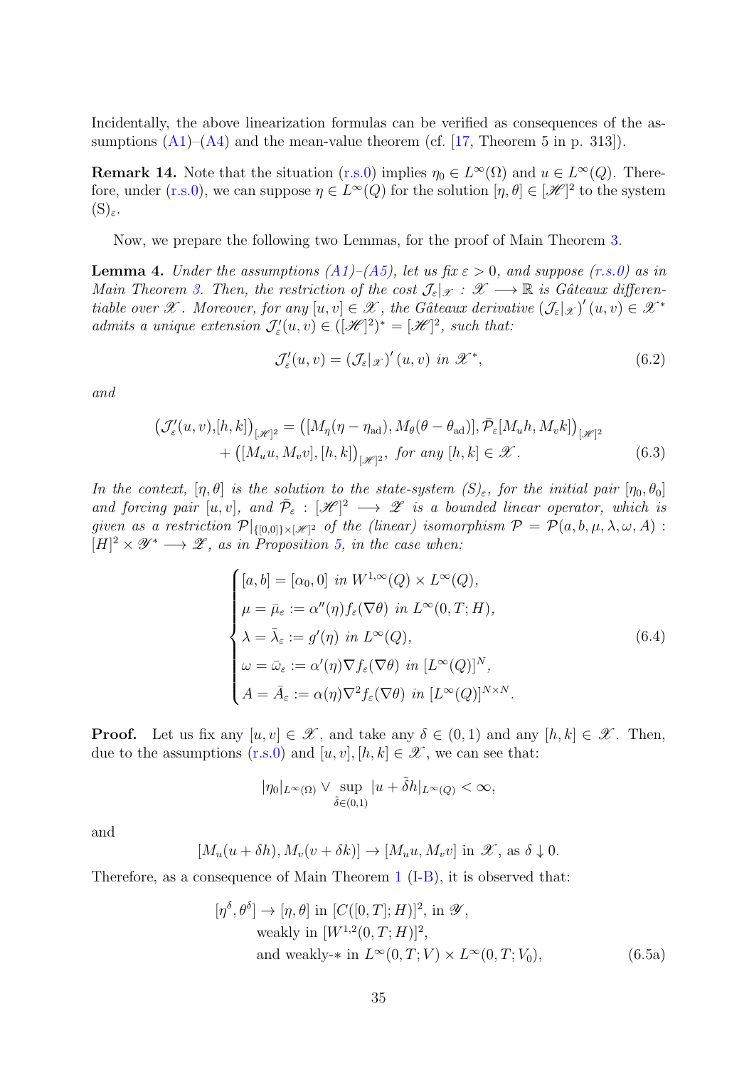Incidentally, the above linearization formulas can be verified as consequences of the assumptions (A1)–(A4) and the mean-value theorem (cf. [17, Theorem 5 in p. 313]).

**Remark 14.** Note that the situation (r.s.0) implies $\eta_0 \in L^\infty(\Omega)$ and $u \in L^\infty(Q)$. Therefore, under (r.s.0), we can suppose $\eta \in L^\infty(Q)$ for the solution $[\eta, \theta] \in [\mathscr{H}]^2$ to the system $(\mathrm{S})_\varepsilon$.

Now, we prepare the following two Lemmas, for the proof of Main Theorem 3.

**Lemma 4.** *Under the assumptions (A1)–(A5), let us fix $\varepsilon > 0$, and suppose (r.s.0) as in Main Theorem 3. Then, the restriction of the cost $\mathcal{J}_\varepsilon|_{\mathscr{X}} : \mathscr{X} \longrightarrow \mathbb{R}$ is Gâteaux differentiable over $\mathscr{X}$. Moreover, for any $[u, v] \in \mathscr{X}$, the Gâteaux derivative $(\mathcal{J}_\varepsilon|_{\mathscr{X}})'(u, v) \in \mathscr{X}^*$ admits a unique extension $\mathcal{J}_\varepsilon'(u, v) \in ([\mathscr{H}]^2)^* = [\mathscr{H}]^2$, such that:*

$$\mathcal{J}_\varepsilon'(u, v) = (\mathcal{J}_\varepsilon|_{\mathscr{X}})'(u, v) \text{ in } \mathscr{X}^*, \tag{6.2}$$

*and*

$$\begin{aligned}\big(\mathcal{J}_\varepsilon'(u, v), [h, k]\big)_{[\mathscr{H}]^2} &= \big([M_\eta(\eta - \eta_{\mathrm{ad}}), M_\theta(\theta - \theta_{\mathrm{ad}})], \bar{\mathcal{P}}_\varepsilon[M_u h, M_v k]\big)_{[\mathscr{H}]^2} \\ &\quad + \big([M_u u, M_v v], [h, k]\big)_{[\mathscr{H}]^2}, \text{ for any } [h, k] \in \mathscr{X}.\end{aligned} \tag{6.3}$$

*In the context, $[\eta, \theta]$ is the solution to the state-system $(S)_\varepsilon$, for the initial pair $[\eta_0, \theta_0]$ and forcing pair $[u, v]$, and $\bar{\mathcal{P}}_\varepsilon : [\mathscr{H}]^2 \longrightarrow \mathscr{Z}$ is a bounded linear operator, which is given as a restriction $\mathcal{P}|_{\{[0,0]\} \times [\mathscr{H}]^2}$ of the (linear) isomorphism $\mathcal{P} = \mathcal{P}(a, b, \mu, \lambda, \omega, A) : [H]^2 \times \mathscr{Y}^* \longrightarrow \mathscr{Z}$, as in Proposition 5, in the case when:*

$$\begin{cases} [a, b] = [\alpha_0, 0] \text{ in } W^{1,\infty}(Q) \times L^\infty(Q), \\ \mu = \bar{\mu}_\varepsilon := \alpha''(\eta) f_\varepsilon(\nabla\theta) \text{ in } L^\infty(0, T; H), \\ \lambda = \bar{\lambda}_\varepsilon := g'(\eta) \text{ in } L^\infty(Q), \\ \omega = \bar{\omega}_\varepsilon := \alpha'(\eta)\nabla f_\varepsilon(\nabla\theta) \text{ in } [L^\infty(Q)]^N, \\ A = \bar{A}_\varepsilon := \alpha(\eta)\nabla^2 f_\varepsilon(\nabla\theta) \text{ in } [L^\infty(Q)]^{N\times N}. \end{cases} \tag{6.4}$$

**Proof.** Let us fix any $[u, v] \in \mathscr{X}$, and take any $\delta \in (0, 1)$ and any $[h, k] \in \mathscr{X}$. Then, due to the assumptions (r.s.0) and $[u, v], [h, k] \in \mathscr{X}$, we can see that:

$$|\eta_0|_{L^\infty(\Omega)} \vee \sup_{\tilde{\delta} \in (0,1)} |u + \tilde{\delta} h|_{L^\infty(Q)} < \infty,$$

and

$$[M_u(u + \delta h), M_v(v + \delta k)] \to [M_u u, M_v v] \text{ in } \mathscr{X}, \text{ as } \delta \downarrow 0.$$

Therefore, as a consequence of Main Theorem 1 (I-B), it is observed that:

$$\begin{aligned}[\eta^\delta, \theta^\delta] \to [\eta, \theta] &\text{ in } [C([0, T]; H)]^2, \text{ in } \mathscr{Y}, \\ &\text{weakly in } [W^{1,2}(0, T; H)]^2, \\ &\text{and weakly-}* \text{ in } L^\infty(0, T; V) \times L^\infty(0, T; V_0),\end{aligned} \tag{6.5a}$$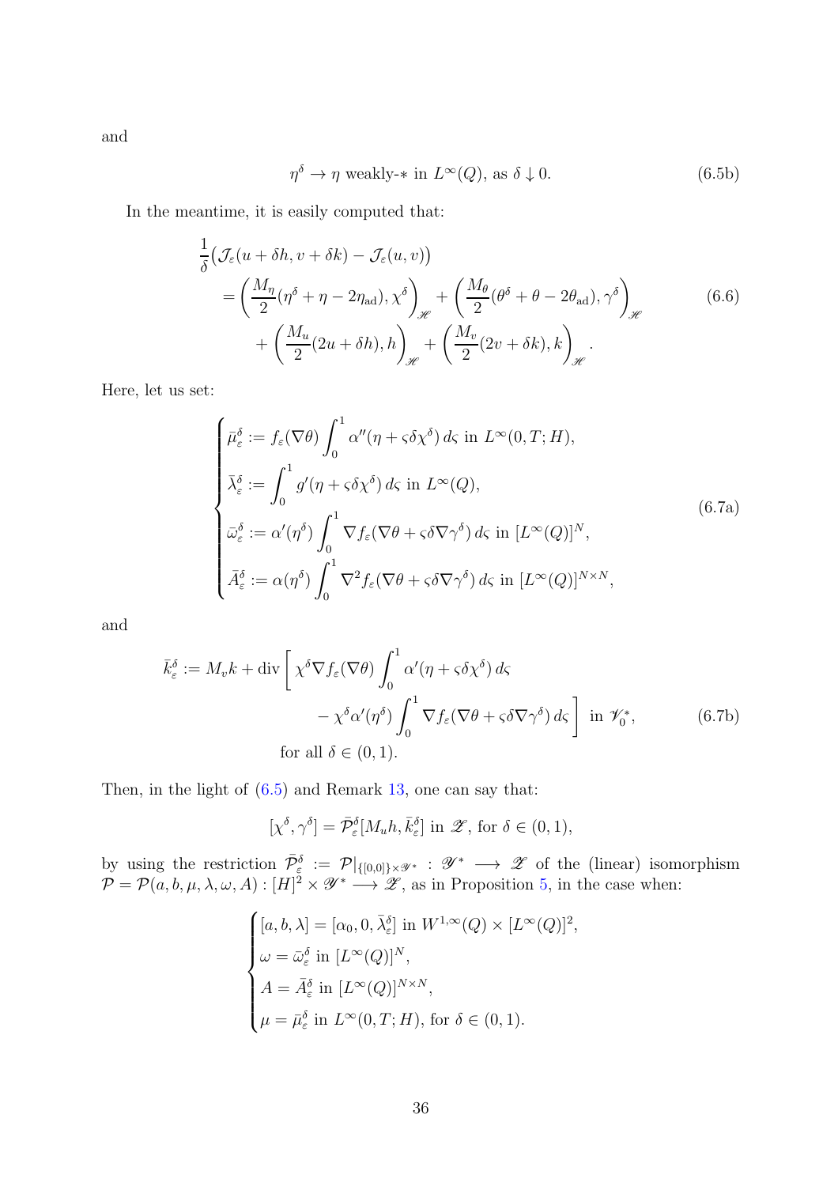and

$$\eta^\delta \to \eta \text{ weakly-}* \text{ in } L^\infty(Q), \text{ as } \delta \downarrow 0. \tag{6.5b}$$

In the meantime, it is easily computed that:

$$\begin{aligned}
&\frac{1}{\delta}\bigl(\mathcal{J}_\varepsilon(u+\delta h, v+\delta k) - \mathcal{J}_\varepsilon(u,v)\bigr) \\
&\quad = \left(\frac{M_\eta}{2}(\eta^\delta + \eta - 2\eta_{\rm ad}), \chi^\delta\right)_{\mathscr{H}} + \left(\frac{M_\theta}{2}(\theta^\delta + \theta - 2\theta_{\rm ad}), \gamma^\delta\right)_{\mathscr{H}} \\
&\qquad + \left(\frac{M_u}{2}(2u+\delta h), h\right)_{\mathscr{H}} + \left(\frac{M_v}{2}(2v+\delta k), k\right)_{\mathscr{H}}.
\end{aligned} \tag{6.6}$$

Here, let us set:

$$\begin{cases}
\bar{\mu}_\varepsilon^\delta := f_\varepsilon(\nabla\theta) \displaystyle\int_0^1 \alpha''(\eta + \varsigma\delta\chi^\delta)\, d\varsigma \text{ in } L^\infty(0,T;H), \\[2ex]
\bar{\lambda}_\varepsilon^\delta := \displaystyle\int_0^1 g'(\eta + \varsigma\delta\chi^\delta)\, d\varsigma \text{ in } L^\infty(Q), \\[2ex]
\bar{\omega}_\varepsilon^\delta := \alpha'(\eta^\delta) \displaystyle\int_0^1 \nabla f_\varepsilon(\nabla\theta + \varsigma\delta\nabla\gamma^\delta)\, d\varsigma \text{ in } [L^\infty(Q)]^N, \\[2ex]
\bar{A}_\varepsilon^\delta := \alpha(\eta^\delta) \displaystyle\int_0^1 \nabla^2 f_\varepsilon(\nabla\theta + \varsigma\delta\nabla\gamma^\delta)\, d\varsigma \text{ in } [L^\infty(Q)]^{N\times N},
\end{cases} \tag{6.7a}$$

and

$$\begin{aligned}
\bar{k}_\varepsilon^\delta := M_v k + {\rm div}\Biggl[\, &\chi^\delta \nabla f_\varepsilon(\nabla\theta) \int_0^1 \alpha'(\eta + \varsigma\delta\chi^\delta)\, d\varsigma \\
&- \chi^\delta \alpha'(\eta^\delta) \int_0^1 \nabla f_\varepsilon(\nabla\theta + \varsigma\delta\nabla\gamma^\delta)\, d\varsigma \Biggr] \text{ in } \mathscr{V}_0^*, \\
&\text{for all } \delta \in (0,1).
\end{aligned} \tag{6.7b}$$

Then, in the light of (6.5) and Remark 13, one can say that:

$$[\chi^\delta, \gamma^\delta] = \bar{\mathcal{P}}_\varepsilon^\delta[M_u h, \bar{k}_\varepsilon^\delta] \text{ in } \mathscr{Z}, \text{ for } \delta \in (0,1),$$

by using the restriction $\bar{\mathcal{P}}_\varepsilon^\delta := \mathcal{P}|_{\{[0,0]\}\times\mathscr{Y}^*} : \mathscr{Y}^* \longrightarrow \mathscr{Z}$ of the (linear) isomorphism $\mathcal{P} = \mathcal{P}(a,b,\mu,\lambda,\omega,A) : [H]^2 \times \mathscr{Y}^* \longrightarrow \mathscr{Z}$, as in Proposition 5, in the case when:

$$\begin{cases}
[a,b,\lambda] = [\alpha_0, 0, \bar{\lambda}_\varepsilon^\delta] \text{ in } W^{1,\infty}(Q) \times [L^\infty(Q)]^2, \\
\omega = \bar{\omega}_\varepsilon^\delta \text{ in } [L^\infty(Q)]^N, \\
A = \bar{A}_\varepsilon^\delta \text{ in } [L^\infty(Q)]^{N\times N}, \\
\mu = \bar{\mu}_\varepsilon^\delta \text{ in } L^\infty(0,T;H), \text{ for } \delta \in (0,1).
\end{cases}$$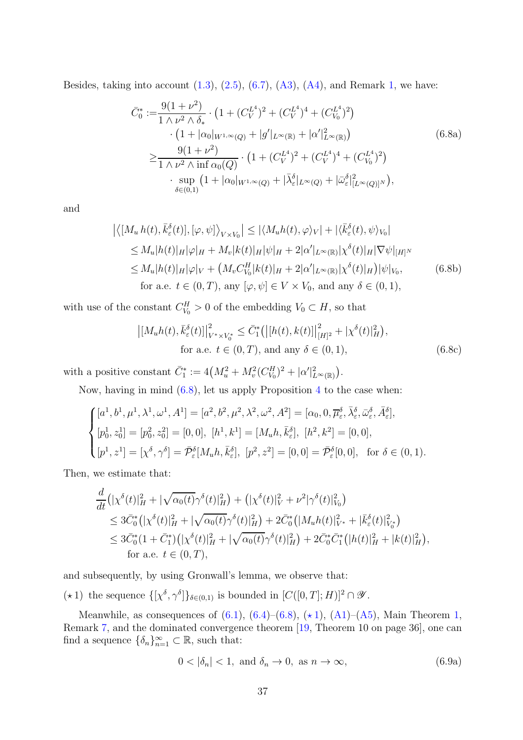Besides, taking into account (1.3), (2.5), (6.7), (A3), (A4), and Remark 1, we have:

$$
\begin{aligned}
\bar{C}_0^* :=& \frac{9(1+\nu^2)}{1 \wedge \nu^2 \wedge \delta_*} \cdot \left(1 + (C_V^{L^4})^2 + (C_V^{L^4})^4 + (C_{V_0}^{L^4})^2\right) \\
& \cdot \left(1 + |\alpha_0|_{W^{1,\infty}(Q)} + |g'|_{L^\infty(\mathbb{R})} + |\alpha'|^2_{L^\infty(\mathbb{R})}\right) \\
\geq & \frac{9(1+\nu^2)}{1 \wedge \nu^2 \wedge \inf \alpha_0(Q)} \cdot \left(1 + (C_V^{L^4})^2 + (C_V^{L^4})^4 + (C_{V_0}^{L^4})^2\right) \\
& \cdot \sup_{\delta \in (0,1)} \left(1 + |\alpha_0|_{W^{1,\infty}(Q)} + |\bar{\lambda}_\varepsilon^\delta|_{L^\infty(Q)} + |\bar{\omega}_\varepsilon^\delta|^2_{[L^\infty(Q)]^N}\right),
\end{aligned}
\tag{6.8a}
$$

and

$$
\begin{aligned}
\bigl|\langle [M_u\, h(t), \bar{k}_\varepsilon^\delta(t)], [\varphi, \psi]\rangle_{V \times V_0}\bigr| &\leq |\langle M_u h(t), \varphi\rangle_V| + |\langle \bar{k}_\varepsilon^\delta(t), \psi\rangle_{V_0}| \\
&\leq M_u |h(t)|_H |\varphi|_H + M_v |k(t)|_H |\psi|_H + 2|\alpha'|_{L^\infty(\mathbb{R})} |\chi^\delta(t)|_H |\nabla \psi|_{[H]^N} \\
&\leq M_u |h(t)|_H |\varphi|_V + \left(M_v C_{V_0}^H |k(t)|_H + 2|\alpha'|_{L^\infty(\mathbb{R})} |\chi^\delta(t)|_H\right) |\psi|_{V_0}, \\
& \quad \text{for a.e. } t \in (0,T), \text{ any } [\varphi, \psi] \in V \times V_0, \text{ and any } \delta \in (0,1),
\end{aligned}
\tag{6.8b}
$$

with use of the constant $C_{V_0}^H > 0$ of the embedding $V_0 \subset H$, so that

$$
\begin{aligned}
\bigl|[M_u h(t), \bar{k}_\varepsilon^\delta(t)]\bigr|^2_{V^* \times V_0^*} \leq \bar{C}_1^* \left(\bigl|[h(t), k(t)]\bigr|^2_{[H]^2} + |\chi^\delta(t)|^2_H\right), \\
\text{for a.e. } t \in (0,T), \text{ and any } \delta \in (0,1),
\end{aligned}
\tag{6.8c}
$$

with a positive constant $\bar{C}_1^* := 4\left(M_u^2 + M_v^2 (C_{V_0}^H)^2 + |\alpha'|^2_{L^\infty(\mathbb{R})}\right)$.

Now, having in mind (6.8), let us apply Proposition 4 to the case when:

$$
\begin{cases}
[a^1, b^1, \mu^1, \lambda^1, \omega^1, A^1] = [a^2, b^2, \mu^2, \lambda^2, \omega^2, A^2] = [\alpha_0, 0, \overline{\mu}_\varepsilon^\delta, \bar{\lambda}_\varepsilon^\delta, \bar{\omega}_\varepsilon^\delta, \bar{A}_\varepsilon^\delta], \\
[p_0^1, z_0^1] = [p_0^2, z_0^2] = [0,0], \ [h^1, k^1] = [M_u h, \bar{k}_\varepsilon^\delta], \ [h^2, k^2] = [0,0], \\
[p^1, z^1] = [\chi^\delta, \gamma^\delta] = \bar{\mathcal{P}}_\varepsilon^\delta [M_u h, \bar{k}_\varepsilon^\delta], \ [p^2, z^2] = [0,0] = \bar{\mathcal{P}}_\varepsilon^\delta [0,0], \quad \text{for } \delta \in (0,1).
\end{cases}
$$

Then, we estimate that:

$$
\begin{aligned}
& \frac{d}{dt}\left(|\chi^\delta(t)|^2_H + |\sqrt{\alpha_0(t)}\gamma^\delta(t)|^2_H\right) + \left(|\chi^\delta(t)|^2_V + \nu^2 |\gamma^\delta(t)|^2_{V_0}\right) \\
& \quad \leq 3\bar{C}_0^* \left(|\chi^\delta(t)|^2_H + |\sqrt{\alpha_0(t)}\gamma^\delta(t)|^2_H\right) + 2\bar{C}_0^* \left(|M_u h(t)|^2_{V^*} + |\bar{k}_\varepsilon^\delta(t)|^2_{V_0^*}\right) \\
& \quad \leq 3\bar{C}_0^*(1 + \bar{C}_1^*) \left(|\chi^\delta(t)|^2_H + |\sqrt{\alpha_0(t)}\gamma^\delta(t)|^2_H\right) + 2\bar{C}_0^* \bar{C}_1^* \left(|h(t)|^2_H + |k(t)|^2_H\right), \\
& \qquad \text{for a.e. } t \in (0,T),
\end{aligned}
$$

and subsequently, by using Gronwall's lemma, we observe that:

($\star$1) the sequence $\{[\chi^\delta, \gamma^\delta]\}_{\delta \in (0,1)}$ is bounded in $[C([0,T]; H)]^2 \cap \mathscr{Y}$.

Meanwhile, as consequences of (6.1), (6.4)–(6.8), ($\star$1), (A1)–(A5), Main Theorem 1, Remark 7, and the dominated convergence theorem [19, Theorem 10 on page 36], one can find a sequence $\{\delta_n\}_{n=1}^\infty \subset \mathbb{R}$, such that:

$$
0 < |\delta_n| < 1, \text{ and } \delta_n \to 0, \text{ as } n \to \infty,
\tag{6.9a}
$$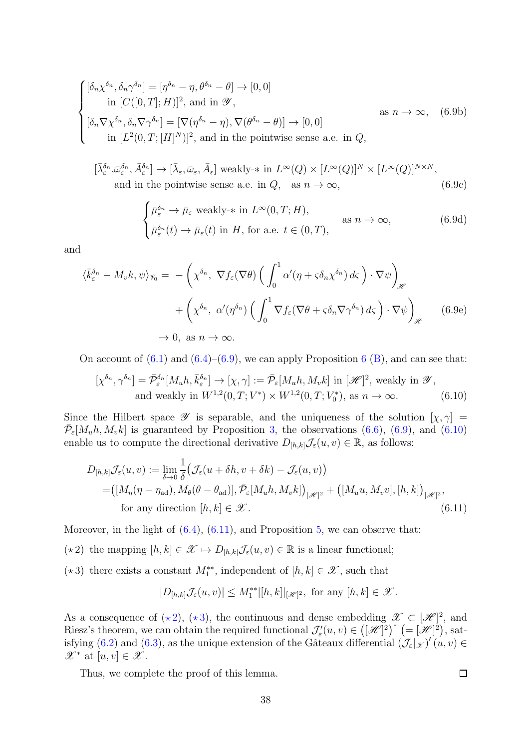$$
\begin{cases}
[\delta_n \chi^{\delta_n}, \delta_n \gamma^{\delta_n}] = [\eta^{\delta_n} - \eta, \theta^{\delta_n} - \theta] \to [0, 0] \\
\qquad \text{in } [C([0,T]; H)]^2, \text{ and in } \mathscr{Y}, \\
[\delta_n \nabla \chi^{\delta_n}, \delta_n \nabla \gamma^{\delta_n}] = [\nabla(\eta^{\delta_n} - \eta), \nabla(\theta^{\delta_n} - \theta)] \to [0, 0] \\
\qquad \text{in } [L^2(0, T; [H]^N)]^2, \text{ and in the pointwise sense a.e. in } Q,
\end{cases}
\quad \text{as } n \to \infty, \quad (6.9b)
$$

$$
[\bar{\lambda}_\varepsilon^{\delta_n}, \bar{\omega}_\varepsilon^{\delta_n}, \bar{A}_\varepsilon^{\delta_n}] \to [\bar{\lambda}_\varepsilon, \bar{\omega}_\varepsilon, \bar{A}_\varepsilon] \text{ weakly-}* \text{ in } L^\infty(Q) \times [L^\infty(Q)]^N \times [L^\infty(Q)]^{N \times N},
$$
$$
\text{and in the pointwise sense a.e. in } Q, \quad \text{as } n \to \infty, \qquad (6.9c)
$$

$$
\begin{cases}
\bar{\mu}_\varepsilon^{\delta_n} \to \bar{\mu}_\varepsilon \text{ weakly-}* \text{ in } L^\infty(0, T; H), \\
\bar{\mu}_\varepsilon^{\delta_n}(t) \to \bar{\mu}_\varepsilon(t) \text{ in } H, \text{ for a.e. } t \in (0, T),
\end{cases}
\quad \text{as } n \to \infty, \qquad (6.9d)
$$

and

$$
\begin{aligned}
\langle \bar{k}_\varepsilon^{\delta_n} - M_v k, \psi \rangle_{\mathscr{V}_0} = & - \left( \chi^{\delta_n}, \ \nabla f_\varepsilon(\nabla \theta) \left( \int_0^1 \alpha'(\eta + \varsigma \delta_n \chi^{\delta_n}) \, d\varsigma \right) \cdot \nabla \psi \right)_{\mathscr{H}} \\
& + \left( \chi^{\delta_n}, \ \alpha'(\eta^{\delta_n}) \left( \int_0^1 \nabla f_\varepsilon(\nabla \theta + \varsigma \delta_n \nabla \gamma^{\delta_n}) \, d\varsigma \right) \cdot \nabla \psi \right)_{\mathscr{H}} \qquad (6.9e) \\
& \to 0, \ \text{as } n \to \infty.
\end{aligned}
$$

On account of (6.1) and (6.4)–(6.9), we can apply Proposition 6 (B), and can see that:

$$
[\chi^{\delta_n}, \gamma^{\delta_n}] = \bar{\mathcal{P}}_\varepsilon^{\delta_n}[M_u h, \bar{k}_\varepsilon^{\delta_n}] \to [\chi, \gamma] := \bar{\mathcal{P}}_\varepsilon[M_u h, M_v k] \text{ in } [\mathscr{H}]^2, \text{ weakly in } \mathscr{Y},
$$
$$
\text{and weakly in } W^{1,2}(0, T; V^*) \times W^{1,2}(0, T; V_0^*), \text{ as } n \to \infty. \qquad (6.10)
$$

Since the Hilbert space $\mathscr{Y}$ is separable, and the uniqueness of the solution $[\chi, \gamma] = \bar{\mathcal{P}}_\varepsilon[M_u h, M_v k]$ is guaranteed by Proposition 3, the observations (6.6), (6.9), and (6.10) enable us to compute the directional derivative $D_{[h,k]}\mathcal{J}_\varepsilon(u, v) \in \mathbb{R}$, as follows:

$$
\begin{aligned}
D_{[h,k]}\mathcal{J}_\varepsilon(u, v) & := \lim_{\delta \to 0} \frac{1}{\delta} \big( \mathcal{J}_\varepsilon(u + \delta h, v + \delta k) - \mathcal{J}_\varepsilon(u, v) \big) \\
& = \big( [M_\eta(\eta - \eta_{\rm ad}), M_\theta(\theta - \theta_{\rm ad})], \bar{\mathcal{P}}_\varepsilon[M_u h, M_v k] \big)_{[\mathscr{H}]^2} + \big( [M_u u, M_v v], [h, k] \big)_{[\mathscr{H}]^2}, \\
& \quad \text{for any direction } [h, k] \in \mathscr{X}. \qquad (6.11)
\end{aligned}
$$

Moreover, in the light of (6.4), (6.11), and Proposition 5, we can observe that:

($\star$2) the mapping $[h, k] \in \mathscr{X} \mapsto D_{[h,k]}\mathcal{J}_\varepsilon(u, v) \in \mathbb{R}$ is a linear functional;

($\star$3) there exists a constant $M_1^{**}$, independent of $[h, k] \in \mathscr{X}$, such that

$$
|D_{[h,k]}\mathcal{J}_\varepsilon(u, v)| \leq M_1^{**} |[h, k]|_{[\mathscr{H}]^2}, \text{ for any } [h, k] \in \mathscr{X}.
$$

As a consequence of ($\star$2), ($\star$3), the continuous and dense embedding $\mathscr{X} \subset [\mathscr{H}]^2$, and Riesz's theorem, we can obtain the required functional $\mathcal{J}_\varepsilon'(u, v) \in \big([\mathscr{H}]^2\big)^* \ \big(= [\mathscr{H}]^2\big)$, satisfying (6.2) and (6.3), as the unique extension of the Gâteaux differential $(\mathcal{J}_\varepsilon|_{\mathscr{X}})'(u, v) \in \mathscr{X}^*$ at $[u, v] \in \mathscr{X}$.

Thus, we complete the proof of this lemma. $\square$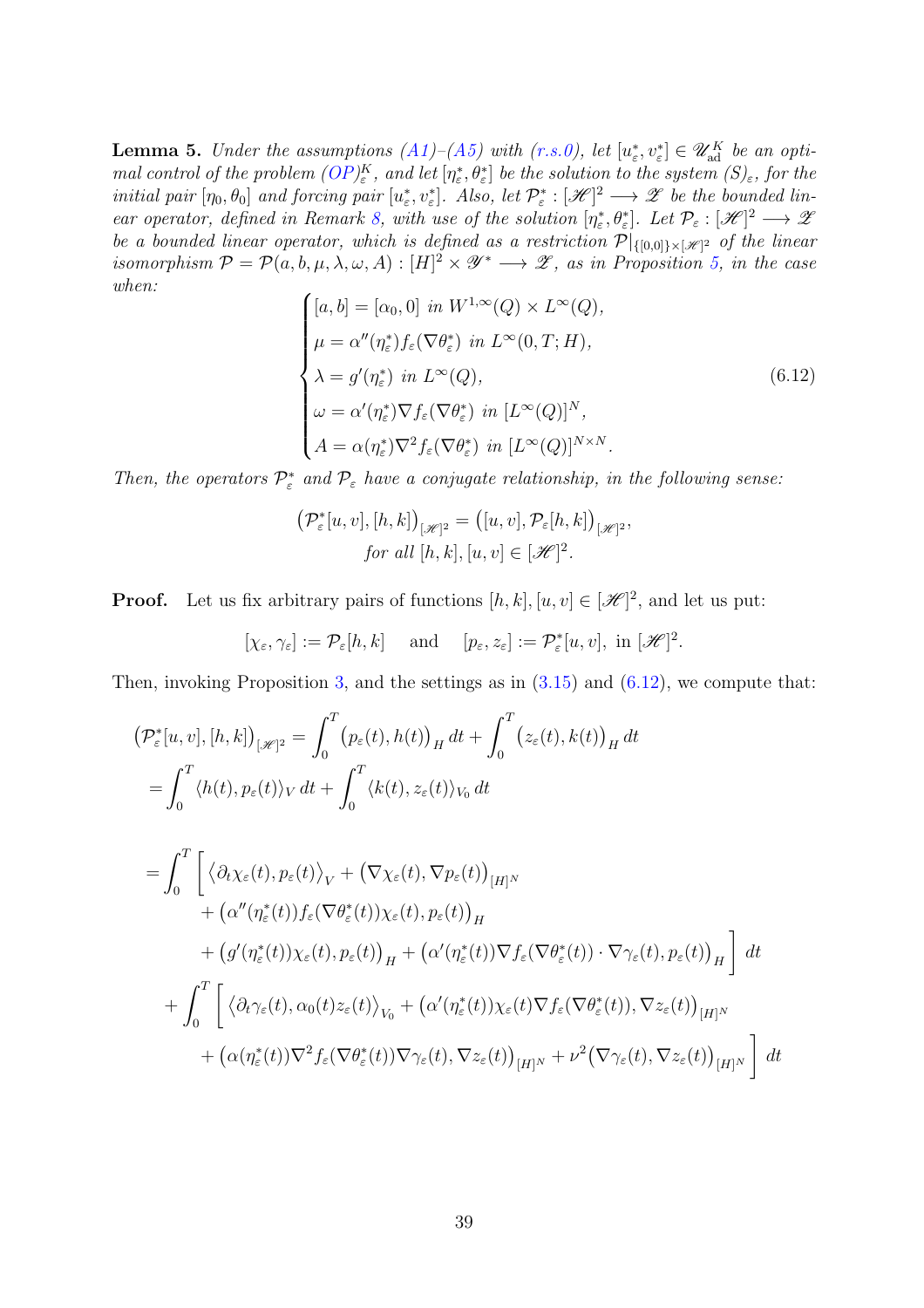**Lemma 5.** *Under the assumptions (A1)–(A5) with (r.s.0), let $[u_\varepsilon^*, v_\varepsilon^*] \in \mathscr{U}_{\rm ad}^K$ be an optimal control of the problem $(OP)_\varepsilon^K$, and let $[\eta_\varepsilon^*, \theta_\varepsilon^*]$ be the solution to the system $(S)_\varepsilon$, for the initial pair $[\eta_0, \theta_0]$ and forcing pair $[u_\varepsilon^*, v_\varepsilon^*]$. Also, let $\mathcal{P}_\varepsilon^* : [\mathscr{H}]^2 \longrightarrow \mathscr{Z}$ be the bounded linear operator, defined in Remark 8, with use of the solution $[\eta_\varepsilon^*, \theta_\varepsilon^*]$. Let $\mathcal{P}_\varepsilon : [\mathscr{H}]^2 \longrightarrow \mathscr{Z}$ be a bounded linear operator, which is defined as a restriction $\mathcal{P}|_{\{[0,0]\}\times[\mathscr{H}]^2}$ of the linear isomorphism $\mathcal{P} = \mathcal{P}(a, b, \mu, \lambda, \omega, A) : [H]^2 \times \mathscr{Y}^* \longrightarrow \mathscr{Z}$, as in Proposition 5, in the case when:*

$$
\begin{cases}
[a, b] = [\alpha_0, 0] \text{ in } W^{1,\infty}(Q) \times L^\infty(Q), \\
\mu = \alpha''(\eta_\varepsilon^*) f_\varepsilon(\nabla \theta_\varepsilon^*) \text{ in } L^\infty(0, T; H), \\
\lambda = g'(\eta_\varepsilon^*) \text{ in } L^\infty(Q), \\
\omega = \alpha'(\eta_\varepsilon^*) \nabla f_\varepsilon(\nabla \theta_\varepsilon^*) \text{ in } [L^\infty(Q)]^N, \\
A = \alpha(\eta_\varepsilon^*) \nabla^2 f_\varepsilon(\nabla \theta_\varepsilon^*) \text{ in } [L^\infty(Q)]^{N\times N}.
\end{cases}
\tag{6.12}
$$

*Then, the operators $\mathcal{P}_\varepsilon^*$ and $\mathcal{P}_\varepsilon$ have a conjugate relationship, in the following sense:*

$$
\begin{gathered}
\big(\mathcal{P}_\varepsilon^*[u, v], [h, k]\big)_{[\mathscr{H}]^2} = \big([u, v], \mathcal{P}_\varepsilon[h, k]\big)_{[\mathscr{H}]^2}, \\
\text{for all } [h, k], [u, v] \in [\mathscr{H}]^2.
\end{gathered}
$$

**Proof.** Let us fix arbitrary pairs of functions $[h, k], [u, v] \in [\mathscr{H}]^2$, and let us put:

$$
[\chi_\varepsilon, \gamma_\varepsilon] := \mathcal{P}_\varepsilon[h, k] \quad \text{ and } \quad [p_\varepsilon, z_\varepsilon] := \mathcal{P}_\varepsilon^*[u, v], \text{ in } [\mathscr{H}]^2.
$$

Then, invoking Proposition 3, and the settings as in (3.15) and (6.12), we compute that:

$$
\begin{aligned}
\big(\mathcal{P}_\varepsilon^*[u, v], [h, k]\big)_{[\mathscr{H}]^2} &= \int_0^T \big(p_\varepsilon(t), h(t)\big)_H \, dt + \int_0^T \big(z_\varepsilon(t), k(t)\big)_H \, dt \\
&= \int_0^T \langle h(t), p_\varepsilon(t) \rangle_V \, dt + \int_0^T \langle k(t), z_\varepsilon(t) \rangle_{V_0} \, dt
\end{aligned}
$$

$$
\begin{aligned}
= \int_0^T \bigg[ & \big\langle \partial_t \chi_\varepsilon(t), p_\varepsilon(t) \big\rangle_V + \big(\nabla \chi_\varepsilon(t), \nabla p_\varepsilon(t)\big)_{[H]^N} \\
& + \big(\alpha''(\eta_\varepsilon^*(t)) f_\varepsilon(\nabla \theta_\varepsilon^*(t)) \chi_\varepsilon(t), p_\varepsilon(t)\big)_H \\
& + \big(g'(\eta_\varepsilon^*(t)) \chi_\varepsilon(t), p_\varepsilon(t)\big)_H + \big(\alpha'(\eta_\varepsilon^*(t)) \nabla f_\varepsilon(\nabla \theta_\varepsilon^*(t)) \cdot \nabla \gamma_\varepsilon(t), p_\varepsilon(t)\big)_H \bigg] \, dt \\
+ \int_0^T \bigg[ & \big\langle \partial_t \gamma_\varepsilon(t), \alpha_0(t) z_\varepsilon(t) \big\rangle_{V_0} + \big(\alpha'(\eta_\varepsilon^*(t)) \chi_\varepsilon(t) \nabla f_\varepsilon(\nabla \theta_\varepsilon^*(t)), \nabla z_\varepsilon(t)\big)_{[H]^N} \\
& + \big(\alpha(\eta_\varepsilon^*(t)) \nabla^2 f_\varepsilon(\nabla \theta_\varepsilon^*(t)) \nabla \gamma_\varepsilon(t), \nabla z_\varepsilon(t)\big)_{[H]^N} + \nu^2 \big(\nabla \gamma_\varepsilon(t), \nabla z_\varepsilon(t)\big)_{[H]^N} \bigg] \, dt
\end{aligned}
$$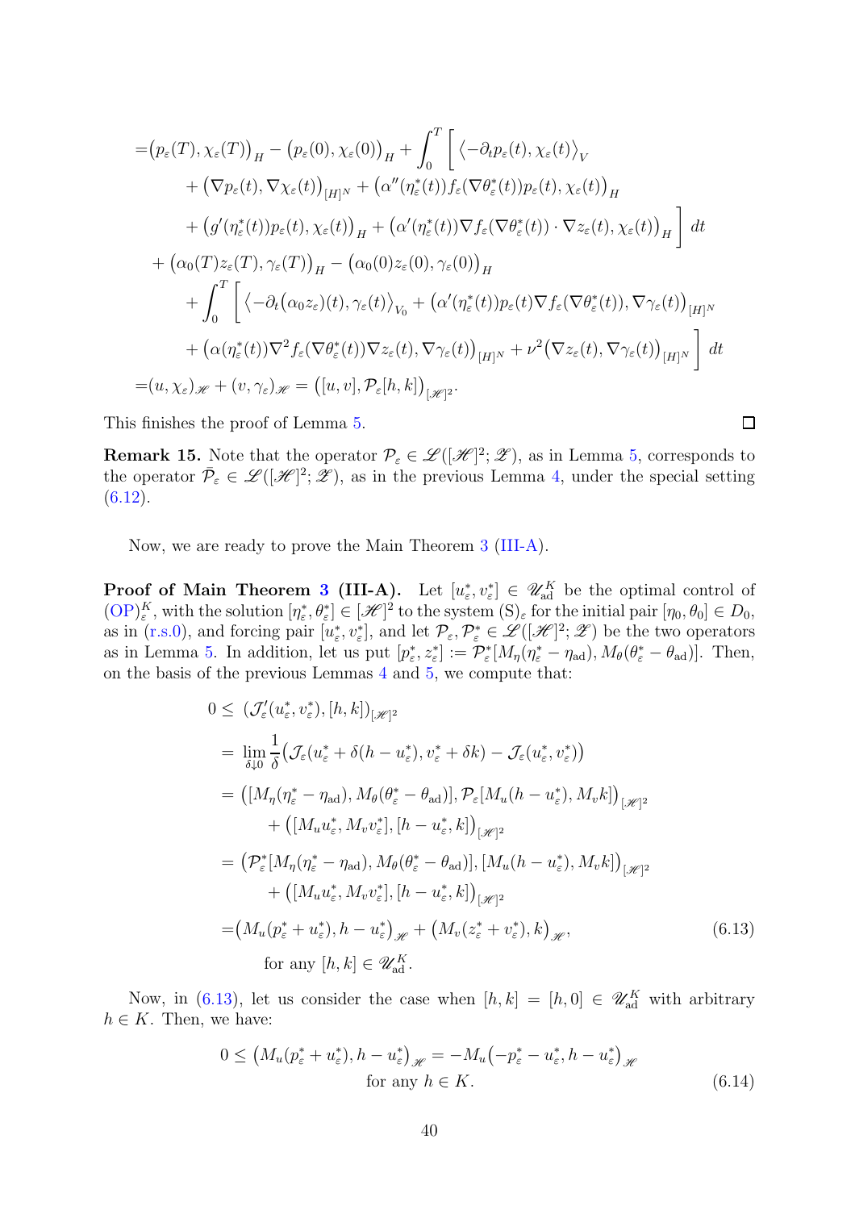$$
\begin{aligned}
=&\big(p_\varepsilon(T), \chi_\varepsilon(T)\big)_H - \big(p_\varepsilon(0), \chi_\varepsilon(0)\big)_H + \int_0^T \bigg[ \big\langle -\partial_t p_\varepsilon(t), \chi_\varepsilon(t) \big\rangle_V \\
&\quad + \big(\nabla p_\varepsilon(t), \nabla \chi_\varepsilon(t)\big)_{[H]^N} + \big(\alpha''(\eta_\varepsilon^*(t)) f_\varepsilon(\nabla \theta_\varepsilon^*(t)) p_\varepsilon(t), \chi_\varepsilon(t)\big)_H \\
&\quad + \big(g'(\eta_\varepsilon^*(t)) p_\varepsilon(t), \chi_\varepsilon(t)\big)_H + \big(\alpha'(\eta_\varepsilon^*(t)) \nabla f_\varepsilon(\nabla \theta_\varepsilon^*(t)) \cdot \nabla z_\varepsilon(t), \chi_\varepsilon(t)\big)_H \bigg] \, dt \\
&+ \big(\alpha_0(T) z_\varepsilon(T), \gamma_\varepsilon(T)\big)_H - \big(\alpha_0(0) z_\varepsilon(0), \gamma_\varepsilon(0)\big)_H \\
&\quad + \int_0^T \bigg[ \big\langle -\partial_t \big(\alpha_0 z_\varepsilon\big)(t), \gamma_\varepsilon(t) \big\rangle_{V_0} + \big(\alpha'(\eta_\varepsilon^*(t)) p_\varepsilon(t) \nabla f_\varepsilon(\nabla \theta_\varepsilon^*(t)), \nabla \gamma_\varepsilon(t)\big)_{[H]^N} \\
&\quad + \big(\alpha(\eta_\varepsilon^*(t)) \nabla^2 f_\varepsilon(\nabla \theta_\varepsilon^*(t)) \nabla z_\varepsilon(t), \nabla \gamma_\varepsilon(t)\big)_{[H]^N} + \nu^2 \big(\nabla z_\varepsilon(t), \nabla \gamma_\varepsilon(t)\big)_{[H]^N} \bigg] \, dt \\
=&(u, \chi_\varepsilon)_{\mathscr{H}} + (v, \gamma_\varepsilon)_{\mathscr{H}} = \big([u, v], \mathcal{P}_\varepsilon[h, k]\big)_{[\mathscr{H}]^2}.
\end{aligned}
$$

This finishes the proof of Lemma 5. ◻

**Remark 15.** Note that the operator $\mathcal{P}_\varepsilon \in \mathscr{L}([\mathscr{H}]^2; \mathscr{Z})$, as in Lemma 5, corresponds to the operator $\bar{\mathcal{P}}_\varepsilon \in \mathscr{L}([\mathscr{H}]^2; \mathscr{Z})$, as in the previous Lemma 4, under the special setting (6.12).

Now, we are ready to prove the Main Theorem 3 (III-A).

**Proof of Main Theorem 3 (III-A).** Let $[u_\varepsilon^*, v_\varepsilon^*] \in \mathscr{U}_{\rm ad}^K$ be the optimal control of $(\mathrm{OP})_\varepsilon^K$, with the solution $[\eta_\varepsilon^*, \theta_\varepsilon^*] \in [\mathscr{H}]^2$ to the system $(\mathrm{S})_\varepsilon$ for the initial pair $[\eta_0, \theta_0] \in D_0$, as in (r.s.0), and forcing pair $[u_\varepsilon^*, v_\varepsilon^*]$, and let $\mathcal{P}_\varepsilon, \mathcal{P}_\varepsilon^* \in \mathscr{L}([\mathscr{H}]^2; \mathscr{Z})$ be the two operators as in Lemma 5. In addition, let us put $[p_\varepsilon^*, z_\varepsilon^*] := \mathcal{P}_\varepsilon^*[M_\eta(\eta_\varepsilon^* - \eta_{\rm ad}), M_\theta(\theta_\varepsilon^* - \theta_{\rm ad})]$. Then, on the basis of the previous Lemmas 4 and 5, we compute that:

$$
\begin{aligned}
0 \leq\ & (\mathcal{J}_\varepsilon'(u_\varepsilon^*, v_\varepsilon^*), [h, k])_{[\mathscr{H}]^2} \\
=\ & \lim_{\delta \downarrow 0} \frac{1}{\delta} \big(\mathcal{J}_\varepsilon(u_\varepsilon^* + \delta(h - u_\varepsilon^*), v_\varepsilon^* + \delta k) - \mathcal{J}_\varepsilon(u_\varepsilon^*, v_\varepsilon^*)\big) \\
=\ & \big([M_\eta(\eta_\varepsilon^* - \eta_{\rm ad}), M_\theta(\theta_\varepsilon^* - \theta_{\rm ad})], \mathcal{P}_\varepsilon[M_u(h - u_\varepsilon^*), M_v k]\big)_{[\mathscr{H}]^2} \\
& \quad + \big([M_u u_\varepsilon^*, M_v v_\varepsilon^*], [h - u_\varepsilon^*, k]\big)_{[\mathscr{H}]^2} \\
=\ & \big(\mathcal{P}_\varepsilon^*[M_\eta(\eta_\varepsilon^* - \eta_{\rm ad}), M_\theta(\theta_\varepsilon^* - \theta_{\rm ad})], [M_u(h - u_\varepsilon^*), M_v k]\big)_{[\mathscr{H}]^2} \\
& \quad + \big([M_u u_\varepsilon^*, M_v v_\varepsilon^*], [h - u_\varepsilon^*, k]\big)_{[\mathscr{H}]^2} \\
=\ & \big(M_u(p_\varepsilon^* + u_\varepsilon^*), h - u_\varepsilon^*\big)_{\mathscr{H}} + \big(M_v(z_\varepsilon^* + v_\varepsilon^*), k\big)_{\mathscr{H}}, \\
& \text{for any } [h, k] \in \mathscr{U}_{\rm ad}^K.
\end{aligned}
\tag{6.13}
$$

Now, in (6.13), let us consider the case when $[h, k] = [h, 0] \in \mathscr{U}_{\rm ad}^K$ with arbitrary $h \in K$. Then, we have:

$$
\begin{aligned}
0 \leq \big(M_u(p_\varepsilon^* + u_\varepsilon^*), h - u_\varepsilon^*\big)_{\mathscr{H}} = -M_u\big(-p_\varepsilon^* - u_\varepsilon^*, h - u_\varepsilon^*\big)_{\mathscr{H}} \\
\text{for any } h \in K.
\end{aligned}
\tag{6.14}
$$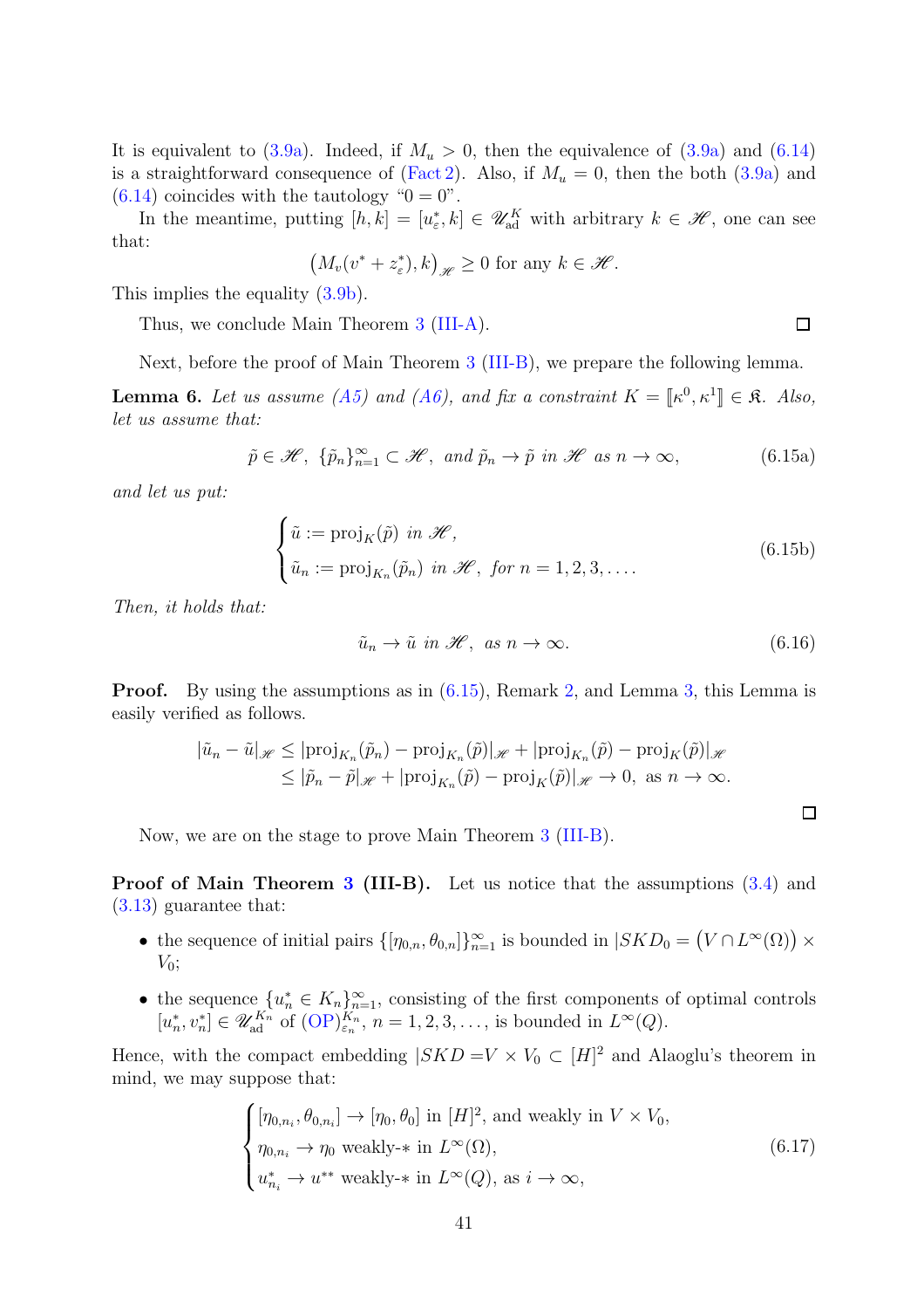It is equivalent to (3.9a). Indeed, if $M_u > 0$, then the equivalence of (3.9a) and (6.14) is a straightforward consequence of (Fact 2). Also, if $M_u = 0$, then the both (3.9a) and (6.14) coincides with the tautology "$0 = 0$".

In the meantime, putting $[h, k] = [u^*_\varepsilon, k] \in \mathscr{U}_{\rm ad}^K$ with arbitrary $k \in \mathscr{H}$, one can see that:

$$\big(M_v(v^* + z^*_\varepsilon), k\big)_{\mathscr{H}} \geq 0 \text{ for any } k \in \mathscr{H}.$$

This implies the equality (3.9b).

Thus, we conclude Main Theorem 3 (III-A). $\square$

Next, before the proof of Main Theorem 3 (III-B), we prepare the following lemma.

**Lemma 6.** *Let us assume (A5) and (A6), and fix a constraint $K = [\![\kappa^0, \kappa^1]\!] \in \mathfrak{K}$. Also, let us assume that:*

$$\tilde{p} \in \mathscr{H}, \ \{\tilde{p}_n\}_{n=1}^\infty \subset \mathscr{H}, \text{ and } \tilde{p}_n \to \tilde{p} \text{ in } \mathscr{H} \text{ as } n \to \infty, \tag{6.15a}$$

*and let us put:*

$$\begin{cases} \tilde{u} := \mathrm{proj}_K(\tilde{p}) \text{ in } \mathscr{H}, \\ \tilde{u}_n := \mathrm{proj}_{K_n}(\tilde{p}_n) \text{ in } \mathscr{H}, \text{ for } n = 1, 2, 3, \dots. \end{cases} \tag{6.15b}$$

*Then, it holds that:*

$$\tilde{u}_n \to \tilde{u} \text{ in } \mathscr{H}, \text{ as } n \to \infty. \tag{6.16}$$

**Proof.** By using the assumptions as in (6.15), Remark 2, and Lemma 3, this Lemma is easily verified as follows.

$$\begin{aligned} |\tilde{u}_n - \tilde{u}|_{\mathscr{H}} &\leq |\mathrm{proj}_{K_n}(\tilde{p}_n) - \mathrm{proj}_{K_n}(\tilde{p})|_{\mathscr{H}} + |\mathrm{proj}_{K_n}(\tilde{p}) - \mathrm{proj}_K(\tilde{p})|_{\mathscr{H}} \\ &\leq |\tilde{p}_n - \tilde{p}|_{\mathscr{H}} + |\mathrm{proj}_{K_n}(\tilde{p}) - \mathrm{proj}_K(\tilde{p})|_{\mathscr{H}} \to 0, \text{ as } n \to \infty. \end{aligned}$$

$\square$

Now, we are on the stage to prove Main Theorem 3 (III-B).

**Proof of Main Theorem 3 (III-B).** Let us notice that the assumptions (3.4) and (3.13) guarantee that:

- the sequence of initial pairs $\{[\eta_{0,n}, \theta_{0,n}]\}_{n=1}^\infty$ is bounded in $|SKD_0 = \big(V \cap L^\infty(\Omega)\big) \times V_0$;
- the sequence $\{u^*_n \in K_n\}_{n=1}^\infty$, consisting of the first components of optimal controls $[u^*_n, v^*_n] \in \mathscr{U}_{\rm ad}^{K_n}$ of $(\mathrm{OP})_{\varepsilon_n}^{K_n}$, $n = 1, 2, 3, \dots$, is bounded in $L^\infty(Q)$.

Hence, with the compact embedding $|SKD = V \times V_0 \subset [H]^2$ and Alaoglu's theorem in mind, we may suppose that:

$$\begin{cases} [\eta_{0,n_i}, \theta_{0,n_i}] \to [\eta_0, \theta_0] \text{ in } [H]^2, \text{ and weakly in } V \times V_0, \\ \eta_{0,n_i} \to \eta_0 \text{ weakly-}* \text{ in } L^\infty(\Omega), \\ u^*_{n_i} \to u^{**} \text{ weakly-}* \text{ in } L^\infty(Q), \text{ as } i \to \infty, \end{cases} \tag{6.17}$$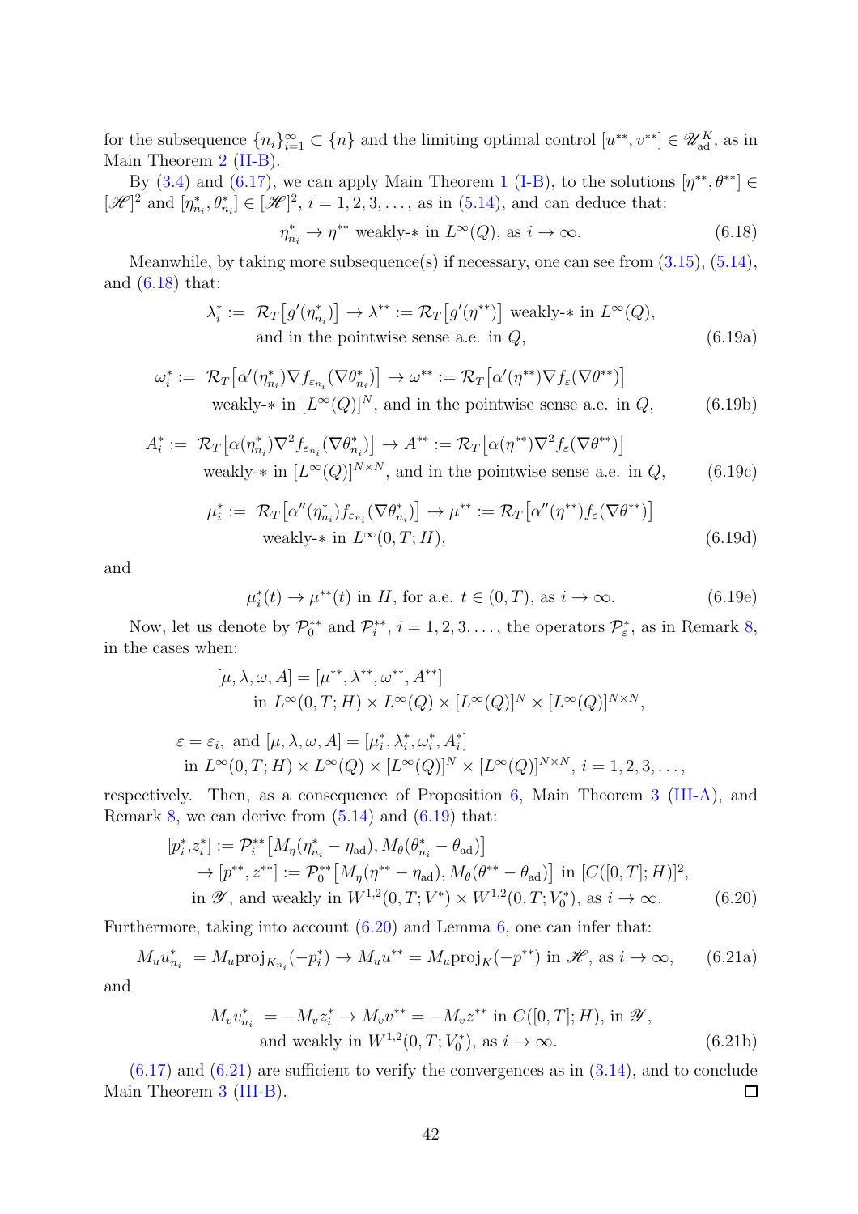for the subsequence $\{n_i\}_{i=1}^\infty \subset \{n\}$ and the limiting optimal control $[u^{**}, v^{**}] \in \mathscr{U}_{\rm ad}^K$, as in Main Theorem 2 (II-B).

By (3.4) and (6.17), we can apply Main Theorem 1 (I-B), to the solutions $[\eta^{**}, \theta^{**}] \in [\mathscr{H}]^2$ and $[\eta_{n_i}^*, \theta_{n_i}^*] \in [\mathscr{H}]^2$, $i = 1, 2, 3, \dots$, as in (5.14), and can deduce that:

$$\eta_{n_i}^* \to \eta^{**} \text{ weakly-}* \text{ in } L^\infty(Q), \text{ as } i \to \infty. \tag{6.18}$$

Meanwhile, by taking more subsequence(s) if necessary, one can see from (3.15), (5.14), and (6.18) that:

$$\begin{aligned} \lambda_i^* := \ & \mathcal{R}_T\big[g'(\eta_{n_i}^*)\big] \to \lambda^{**} := \mathcal{R}_T\big[g'(\eta^{**})\big] \text{ weakly-}* \text{ in } L^\infty(Q), \\ & \text{and in the pointwise sense a.e. in } Q, \end{aligned} \tag{6.19a}$$

$$\begin{aligned} \omega_i^* := \ & \mathcal{R}_T\big[\alpha'(\eta_{n_i}^*)\nabla f_{\varepsilon_{n_i}}(\nabla \theta_{n_i}^*)\big] \to \omega^{**} := \mathcal{R}_T\big[\alpha'(\eta^{**})\nabla f_\varepsilon(\nabla\theta^{**})\big] \\ & \text{weakly-}* \text{ in } [L^\infty(Q)]^N, \text{ and in the pointwise sense a.e. in } Q, \end{aligned} \tag{6.19b}$$

$$\begin{aligned} A_i^* := \ & \mathcal{R}_T\big[\alpha(\eta_{n_i}^*)\nabla^2 f_{\varepsilon_{n_i}}(\nabla\theta_{n_i}^*)\big] \to A^{**} := \mathcal{R}_T\big[\alpha(\eta^{**})\nabla^2 f_\varepsilon(\nabla\theta^{**})\big] \\ & \text{weakly-}* \text{ in } [L^\infty(Q)]^{N\times N}, \text{ and in the pointwise sense a.e. in } Q, \end{aligned} \tag{6.19c}$$

$$\begin{aligned} \mu_i^* := \ & \mathcal{R}_T\big[\alpha''(\eta_{n_i}^*) f_{\varepsilon_{n_i}}(\nabla\theta_{n_i}^*)\big] \to \mu^{**} := \mathcal{R}_T\big[\alpha''(\eta^{**}) f_\varepsilon(\nabla\theta^{**})\big] \\ & \text{weakly-}* \text{ in } L^\infty(0, T; H), \end{aligned} \tag{6.19d}$$

and

$$\mu_i^*(t) \to \mu^{**}(t) \text{ in } H, \text{ for a.e. } t \in (0, T), \text{ as } i \to \infty. \tag{6.19e}$$

Now, let us denote by $\mathcal{P}_0^{**}$ and $\mathcal{P}_i^{**}$, $i = 1, 2, 3, \dots$, the operators $\mathcal{P}_\varepsilon^*$, as in Remark 8, in the cases when:

$$\begin{aligned} & [\mu, \lambda, \omega, A] = [\mu^{**}, \lambda^{**}, \omega^{**}, A^{**}] \\ & \quad \text{in } L^\infty(0, T; H) \times L^\infty(Q) \times [L^\infty(Q)]^N \times [L^\infty(Q)]^{N\times N}, \end{aligned}$$

$$\begin{aligned} & \varepsilon = \varepsilon_i, \text{ and } [\mu, \lambda, \omega, A] = [\mu_i^*, \lambda_i^*, \omega_i^*, A_i^*] \\ & \quad \text{in } L^\infty(0, T; H) \times L^\infty(Q) \times [L^\infty(Q)]^N \times [L^\infty(Q)]^{N\times N}, \ i = 1, 2, 3, \dots, \end{aligned}$$

respectively. Then, as a consequence of Proposition 6, Main Theorem 3 (III-A), and Remark 8, we can derive from (5.14) and (6.19) that:

$$\begin{aligned} [p_i^*, z_i^*] := \ & \mathcal{P}_i^{**}\big[M_\eta(\eta_{n_i}^* - \eta_{\rm ad}), M_\theta(\theta_{n_i}^* - \theta_{\rm ad})\big] \\ & \to [p^{**}, z^{**}] := \mathcal{P}_0^{**}\big[M_\eta(\eta^{**} - \eta_{\rm ad}), M_\theta(\theta^{**} - \theta_{\rm ad})\big] \text{ in } [C([0, T]; H)]^2, \\ & \text{in } \mathscr{Y}, \text{ and weakly in } W^{1,2}(0, T; V^*) \times W^{1,2}(0, T; V_0^*), \text{ as } i \to \infty. \end{aligned} \tag{6.20}$$

Furthermore, taking into account (6.20) and Lemma 6, one can infer that:

$$M_u u_{n_i}^* = M_u \mathrm{proj}_{K_{n_i}}(-p_i^*) \to M_u u^{**} = M_u \mathrm{proj}_K(-p^{**}) \text{ in } \mathscr{H}, \text{ as } i \to \infty, \tag{6.21a}$$

and

$$\begin{aligned} M_v v_{n_i}^* = -M_v z_i^* \to M_v v^{**} = -M_v z^{**} \text{ in } C([0, T]; H), \text{ in } \mathscr{Y}, \\ \text{and weakly in } W^{1,2}(0, T; V_0^*), \text{ as } i \to \infty. \end{aligned} \tag{6.21b}$$

(6.17) and (6.21) are sufficient to verify the convergences as in (3.14), and to conclude Main Theorem 3 (III-B). □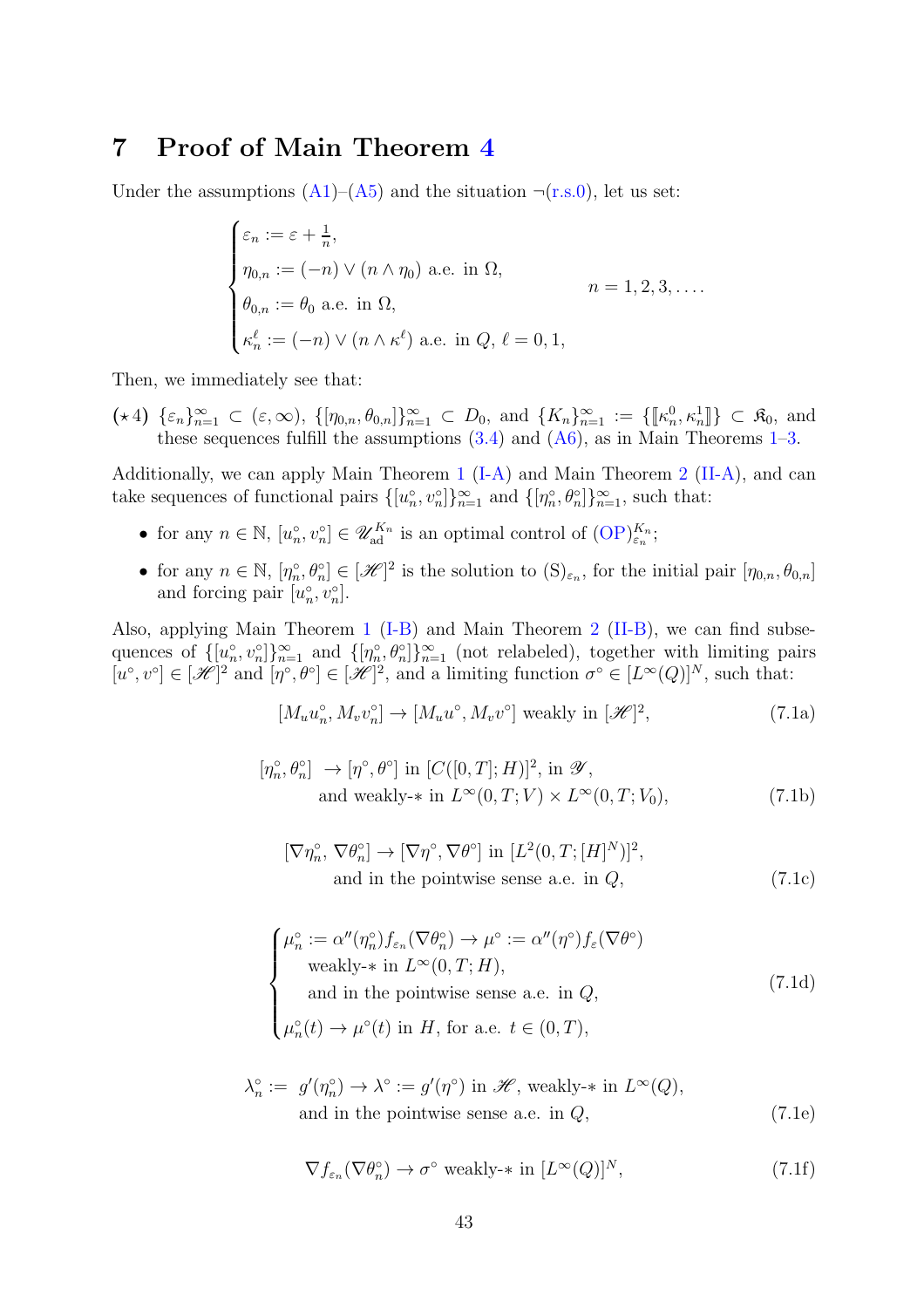## 7 Proof of Main Theorem 4

Under the assumptions (A1)–(A5) and the situation ¬(r.s.0), let us set:

$$
\begin{cases}
\varepsilon_n := \varepsilon + \frac{1}{n}, \\
\eta_{0,n} := (-n) \vee (n \wedge \eta_0) \text{ a.e. in } \Omega, \\
\theta_{0,n} := \theta_0 \text{ a.e. in } \Omega, \\
\kappa_n^\ell := (-n) \vee (n \wedge \kappa^\ell) \text{ a.e. in } Q,\ \ell = 0, 1,
\end{cases}
\qquad n = 1, 2, 3, \ldots.
$$

Then, we immediately see that:

($\star$4) $\{\varepsilon_n\}_{n=1}^\infty \subset (\varepsilon, \infty)$, $\{[\eta_{0,n}, \theta_{0,n}]\}_{n=1}^\infty \subset D_0$, and $\{K_n\}_{n=1}^\infty := \{[\![\kappa_n^0, \kappa_n^1]\!]\} \subset \mathfrak{K}_0$, and these sequences fulfill the assumptions (3.4) and (A6), as in Main Theorems 1–3.

Additionally, we can apply Main Theorem 1 (I-A) and Main Theorem 2 (II-A), and can take sequences of functional pairs $\{[u_n^\circ, v_n^\circ]\}_{n=1}^\infty$ and $\{[\eta_n^\circ, \theta_n^\circ]\}_{n=1}^\infty$, such that:

- for any $n \in \mathbb{N}$, $[u_n^\circ, v_n^\circ] \in \mathscr{U}_{\mathrm{ad}}^{K_n}$ is an optimal control of $(\mathrm{OP})_{\varepsilon_n}^{K_n}$;
- for any $n \in \mathbb{N}$, $[\eta_n^\circ, \theta_n^\circ] \in [\mathscr{H}]^2$ is the solution to $(\mathrm{S})_{\varepsilon_n}$, for the initial pair $[\eta_{0,n}, \theta_{0,n}]$ and forcing pair $[u_n^\circ, v_n^\circ]$.

Also, applying Main Theorem 1 (I-B) and Main Theorem 2 (II-B), we can find subsequences of $\{[u_n^\circ, v_n^\circ]\}_{n=1}^\infty$ and $\{[\eta_n^\circ, \theta_n^\circ]\}_{n=1}^\infty$ (not relabeled), together with limiting pairs $[u^\circ, v^\circ] \in [\mathscr{H}]^2$ and $[\eta^\circ, \theta^\circ] \in [\mathscr{H}]^2$, and a limiting function $\sigma^\circ \in [L^\infty(Q)]^N$, such that:

$$
[M_u u_n^\circ, M_v v_n^\circ] \to [M_u u^\circ, M_v v^\circ] \text{ weakly in } [\mathscr{H}]^2, \tag{7.1a}
$$

$$
\begin{aligned}
[\eta_n^\circ, \theta_n^\circ] \ &\to [\eta^\circ, \theta^\circ] \text{ in } [C([0,T];H)]^2, \text{ in } \mathscr{Y}, \\
&\text{and weakly-}* \text{ in } L^\infty(0,T;V) \times L^\infty(0,T;V_0),
\end{aligned} \tag{7.1b}
$$

$$
\begin{aligned}
[\nabla \eta_n^\circ, \nabla \theta_n^\circ] &\to [\nabla \eta^\circ, \nabla \theta^\circ] \text{ in } [L^2(0,T;[H]^N)]^2, \\
&\text{and in the pointwise sense a.e. in } Q,
\end{aligned} \tag{7.1c}
$$

$$
\begin{cases}
\mu_n^\circ := \alpha''(\eta_n^\circ) f_{\varepsilon_n}(\nabla \theta_n^\circ) \to \mu^\circ := \alpha''(\eta^\circ) f_\varepsilon(\nabla \theta^\circ) \\
\quad \text{weakly-}* \text{ in } L^\infty(0,T;H), \\
\quad \text{and in the pointwise sense a.e. in } Q, \\
\mu_n^\circ(t) \to \mu^\circ(t) \text{ in } H, \text{ for a.e. } t \in (0,T),
\end{cases} \tag{7.1d}
$$

$$
\begin{aligned}
\lambda_n^\circ := \ g'(\eta_n^\circ) \to \lambda^\circ := g'(\eta^\circ) \text{ in } \mathscr{H}, \text{ weakly-}* \text{ in } L^\infty(Q), \\
\text{and in the pointwise sense a.e. in } Q,
\end{aligned} \tag{7.1e}
$$

$$
\nabla f_{\varepsilon_n}(\nabla \theta_n^\circ) \to \sigma^\circ \text{ weakly-}* \text{ in } [L^\infty(Q)]^N, \tag{7.1f}
$$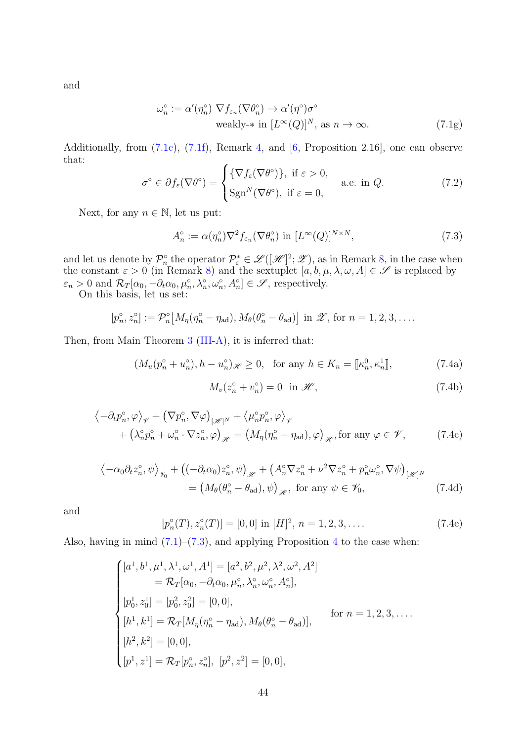and

$$\omega_n^\circ := \alpha'(\eta_n^\circ)\ \nabla f_{\varepsilon_n}(\nabla \theta_n^\circ) \to \alpha'(\eta^\circ)\sigma^\circ \\ \text{weakly-}* \text{ in } [L^\infty(Q)]^N, \text{ as } n \to \infty. \tag{7.1g}$$

Additionally, from (7.1c), (7.1f), Remark 4, and [6, Proposition 2.16], one can observe that:

$$\sigma^\circ \in \partial f_\varepsilon(\nabla \theta^\circ) = \begin{cases} \{\nabla f_\varepsilon(\nabla \theta^\circ)\}, \text{ if } \varepsilon > 0, \\ \mathrm{Sgn}^N(\nabla \theta^\circ), \text{ if } \varepsilon = 0, \end{cases} \quad \text{a.e. in } Q. \tag{7.2}$$

Next, for any $n \in \mathbb{N}$, let us put:

$$A_n^\circ := \alpha(\eta_n^\circ)\nabla^2 f_{\varepsilon_n}(\nabla \theta_n^\circ) \text{ in } [L^\infty(Q)]^{N\times N}, \tag{7.3}$$

and let us denote by $\mathcal{P}_n^\circ$ the operator $\mathcal{P}_\varepsilon^* \in \mathscr{L}([\mathscr{H}]^2; \mathscr{Z})$, as in Remark 8, in the case when the constant $\varepsilon > 0$ (in Remark 8) and the sextuplet $[a, b, \mu, \lambda, \omega, A] \in \mathscr{S}$ is replaced by $\varepsilon_n > 0$ and $\mathcal{R}_T[\alpha_0, -\partial_t\alpha_0, \mu_n^\circ, \lambda_n^\circ, \omega_n^\circ, A_n^\circ] \in \mathscr{S}$, respectively.

On this basis, let us set:

$$[p_n^\circ, z_n^\circ] := \mathcal{P}_n^\circ\big[M_\eta(\eta_n^\circ - \eta_{\mathrm{ad}}), M_\theta(\theta_n^\circ - \theta_{\mathrm{ad}})\big] \text{ in } \mathscr{Z}, \text{ for } n = 1, 2, 3, \dots.$$

Then, from Main Theorem 3 (III-A), it is inferred that:

$$(M_u(p_n^\circ + u_n^\circ), h - u_n^\circ)_{\mathscr{H}} \geq 0, \quad \text{for any } h \in K_n = [\![\kappa_n^0, \kappa_n^1]\!], \tag{7.4a}$$

$$M_v(z_n^\circ + v_n^\circ) = 0 \quad \text{in } \mathscr{H}, \tag{7.4b}$$

$$\big\langle -\partial_t p_n^\circ, \varphi \big\rangle_{\mathscr{V}} + \big(\nabla p_n^\circ, \nabla \varphi\big)_{[\mathscr{H}]^N} + \big\langle \mu_n^\circ p_n^\circ, \varphi \big\rangle_{\mathscr{V}} \\ + \big(\lambda_n^\circ p_n^\circ + \omega_n^\circ \cdot \nabla z_n^\circ, \varphi\big)_{\mathscr{H}} = \big(M_\eta(\eta_n^\circ - \eta_{\mathrm{ad}}), \varphi\big)_{\mathscr{H}}, \text{for any } \varphi \in \mathscr{V}, \tag{7.4c}$$

$$\big\langle -\alpha_0 \partial_t z_n^\circ, \psi \big\rangle_{\mathscr{V}_0} + \big((-\partial_t \alpha_0) z_n^\circ, \psi\big)_{\mathscr{H}} + \big(A_n^\circ \nabla z_n^\circ + \nu^2 \nabla z_n^\circ + p_n^\circ \omega_n^\circ, \nabla \psi\big)_{[\mathscr{H}]^N} \\ = \big(M_\theta(\theta_n^\circ - \theta_{\mathrm{ad}}), \psi\big)_{\mathscr{H}}, \text{ for any } \psi \in \mathscr{V}_0, \tag{7.4d}$$

and

$$[p_n^\circ(T), z_n^\circ(T)] = [0, 0] \text{ in } [H]^2, \ n = 1, 2, 3, \dots. \tag{7.4e}$$

Also, having in mind (7.1)–(7.3), and applying Proposition 4 to the case when:

$$\begin{cases} [a^1, b^1, \mu^1, \lambda^1, \omega^1, A^1] = [a^2, b^2, \mu^2, \lambda^2, \omega^2, A^2] \\ \qquad = \mathcal{R}_T[\alpha_0, -\partial_t\alpha_0, \mu_n^\circ, \lambda_n^\circ, \omega_n^\circ, A_n^\circ], \\ [p_0^1, z_0^1] = [p_0^2, z_0^2] = [0, 0], \\ [h^1, k^1] = \mathcal{R}_T[M_\eta(\eta_n^\circ - \eta_{\mathrm{ad}}), M_\theta(\theta_n^\circ - \theta_{\mathrm{ad}})], \\ [h^2, k^2] = [0, 0], \\ [p^1, z^1] = \mathcal{R}_T[p_n^\circ, z_n^\circ], \ [p^2, z^2] = [0, 0], \end{cases} \quad \text{for } n = 1, 2, 3, \dots.$$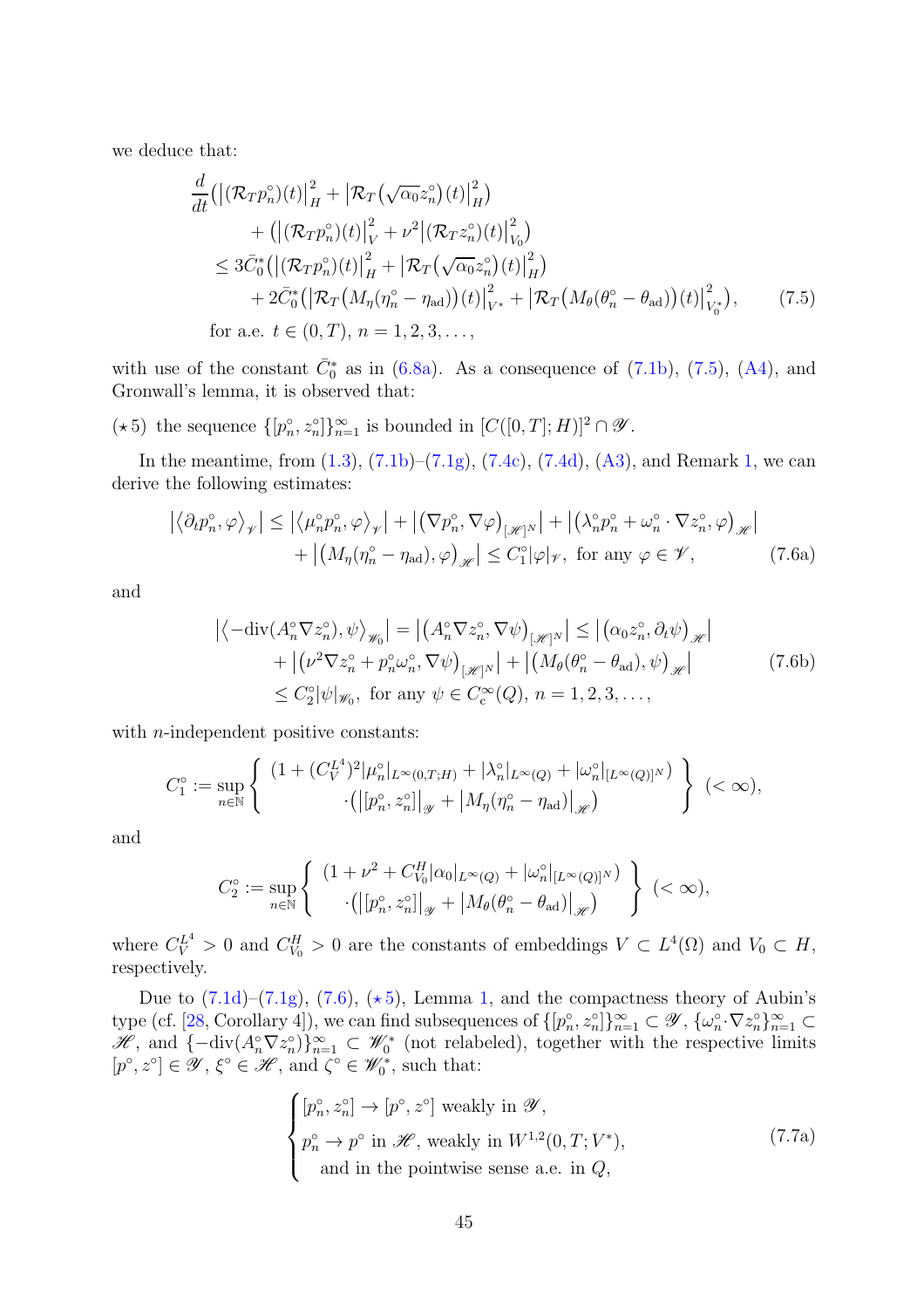we deduce that:

$$
\begin{aligned}
&\frac{d}{dt}\bigl(\bigl|(\mathcal{R}_T p_n^\circ)(t)\bigr|_H^2 + \bigl|\mathcal{R}_T\bigl(\sqrt{\alpha_0} z_n^\circ\bigr)(t)\bigr|_H^2\bigr) \\
&\qquad + \bigl(\bigl|(\mathcal{R}_T p_n^\circ)(t)\bigr|_V^2 + \nu^2 \bigl|(\mathcal{R}_T z_n^\circ)(t)\bigr|_{V_0}^2\bigr) \\
&\quad \leq 3\bar{C}_0^* \bigl(\bigl|(\mathcal{R}_T p_n^\circ)(t)\bigr|_H^2 + \bigl|\mathcal{R}_T\bigl(\sqrt{\alpha_0} z_n^\circ\bigr)(t)\bigr|_H^2\bigr) \\
&\qquad + 2\bar{C}_0^* \bigl(\bigl|\mathcal{R}_T\bigl(M_\eta(\eta_n^\circ - \eta_{\mathrm{ad}})\bigr)(t)\bigr|_{V^*}^2 + \bigl|\mathcal{R}_T\bigl(M_\theta(\theta_n^\circ - \theta_{\mathrm{ad}})\bigr)(t)\bigr|_{V_0^*}^2\bigr), \qquad (7.5) \\
&\quad \text{for a.e. } t \in (0,T),\ n = 1,2,3,\dots,
\end{aligned}
$$

with use of the constant $\bar{C}_0^*$ as in (6.8a). As a consequence of (7.1b), (7.5), (A4), and Gronwall's lemma, it is observed that:

($\star$5) the sequence $\{[p_n^\circ, z_n^\circ]\}_{n=1}^\infty$ is bounded in $[C([0,T];H)]^2 \cap \mathscr{Y}$.

In the meantime, from (1.3), (7.1b)–(7.1g), (7.4c), (7.4d), (A3), and Remark 1, we can derive the following estimates:

$$
\begin{aligned}
\bigl|\langle \partial_t p_n^\circ, \varphi\rangle_{\mathscr{V}}\bigr| &\leq \bigl|\langle \mu_n^\circ p_n^\circ, \varphi\rangle_{\mathscr{V}}\bigr| + \bigl|(\nabla p_n^\circ, \nabla\varphi)_{[\mathscr{H}]^N}\bigr| + \bigl|\bigl(\lambda_n^\circ p_n^\circ + \omega_n^\circ \cdot \nabla z_n^\circ, \varphi\bigr)_{\mathscr{H}}\bigr| \\
&\quad + \bigl|\bigl(M_\eta(\eta_n^\circ - \eta_{\mathrm{ad}}), \varphi\bigr)_{\mathscr{H}}\bigr| \leq C_1^\circ |\varphi|_{\mathscr{V}}, \text{ for any } \varphi \in \mathscr{V}, \qquad (7.6\text{a})
\end{aligned}
$$

and

$$
\begin{aligned}
\bigl|\langle -\mathrm{div}(A_n^\circ \nabla z_n^\circ), \psi\rangle_{\mathscr{W}_0}\bigr| &= \bigl|(A_n^\circ \nabla z_n^\circ, \nabla\psi)_{[\mathscr{H}]^N}\bigr| \leq \bigl|(\alpha_0 z_n^\circ, \partial_t \psi)_{\mathscr{H}}\bigr| \\
&\quad + \bigl|\bigl(\nu^2 \nabla z_n^\circ + p_n^\circ \omega_n^\circ, \nabla\psi\bigr)_{[\mathscr{H}]^N}\bigr| + \bigl|\bigl(M_\theta(\theta_n^\circ - \theta_{\mathrm{ad}}), \psi\bigr)_{\mathscr{H}}\bigr| \qquad (7.6\text{b}) \\
&\leq C_2^\circ |\psi|_{\mathscr{W}_0}, \text{ for any } \psi \in C_c^\infty(Q),\ n = 1,2,3,\dots,
\end{aligned}
$$

with $n$-independent positive constants:

$$
C_1^\circ := \sup_{n \in \mathbb{N}} \left\{ \begin{array}{c} (1 + (C_V^{L^4})^2 |\mu_n^\circ|_{L^\infty(0,T;H)} + |\lambda_n^\circ|_{L^\infty(Q)} + |\omega_n^\circ|_{[L^\infty(Q)]^N}) \\ \cdot\bigl(\bigl|[p_n^\circ, z_n^\circ]\bigr|_{\mathscr{Y}} + \bigl|M_\eta(\eta_n^\circ - \eta_{\mathrm{ad}})\bigr|_{\mathscr{H}}\bigr) \end{array} \right\} \ (< \infty),
$$

and

$$
C_2^\circ := \sup_{n \in \mathbb{N}} \left\{ \begin{array}{c} (1 + \nu^2 + C_{V_0}^H |\alpha_0|_{L^\infty(Q)} + |\omega_n^\circ|_{[L^\infty(Q)]^N}) \\ \cdot\bigl(\bigl|[p_n^\circ, z_n^\circ]\bigr|_{\mathscr{Y}} + \bigl|M_\theta(\theta_n^\circ - \theta_{\mathrm{ad}})\bigr|_{\mathscr{H}}\bigr) \end{array} \right\} \ (< \infty),
$$

where $C_V^{L^4} > 0$ and $C_{V_0}^H > 0$ are the constants of embeddings $V \subset L^4(\Omega)$ and $V_0 \subset H$, respectively.

Due to (7.1d)–(7.1g), (7.6), ($\star$5), Lemma 1, and the compactness theory of Aubin's type (cf. [28, Corollary 4]), we can find subsequences of $\{[p_n^\circ, z_n^\circ]\}_{n=1}^\infty \subset \mathscr{Y}$, $\{\omega_n^\circ \cdot \nabla z_n^\circ\}_{n=1}^\infty \subset \mathscr{H}$, and $\{-\mathrm{div}(A_n^\circ \nabla z_n^\circ)\}_{n=1}^\infty \subset \mathscr{W}_0^*$ (not relabeled), together with the respective limits $[p^\circ, z^\circ] \in \mathscr{Y}$, $\xi^\circ \in \mathscr{H}$, and $\zeta^\circ \in \mathscr{W}_0^*$, such that:

$$
\begin{cases}
[p_n^\circ, z_n^\circ] \to [p^\circ, z^\circ] \text{ weakly in } \mathscr{Y}, \\
p_n^\circ \to p^\circ \text{ in } \mathscr{H}, \text{ weakly in } W^{1,2}(0,T;V^*), \\
\quad \text{and in the pointwise sense a.e. in } Q,
\end{cases} \qquad (7.7\text{a})
$$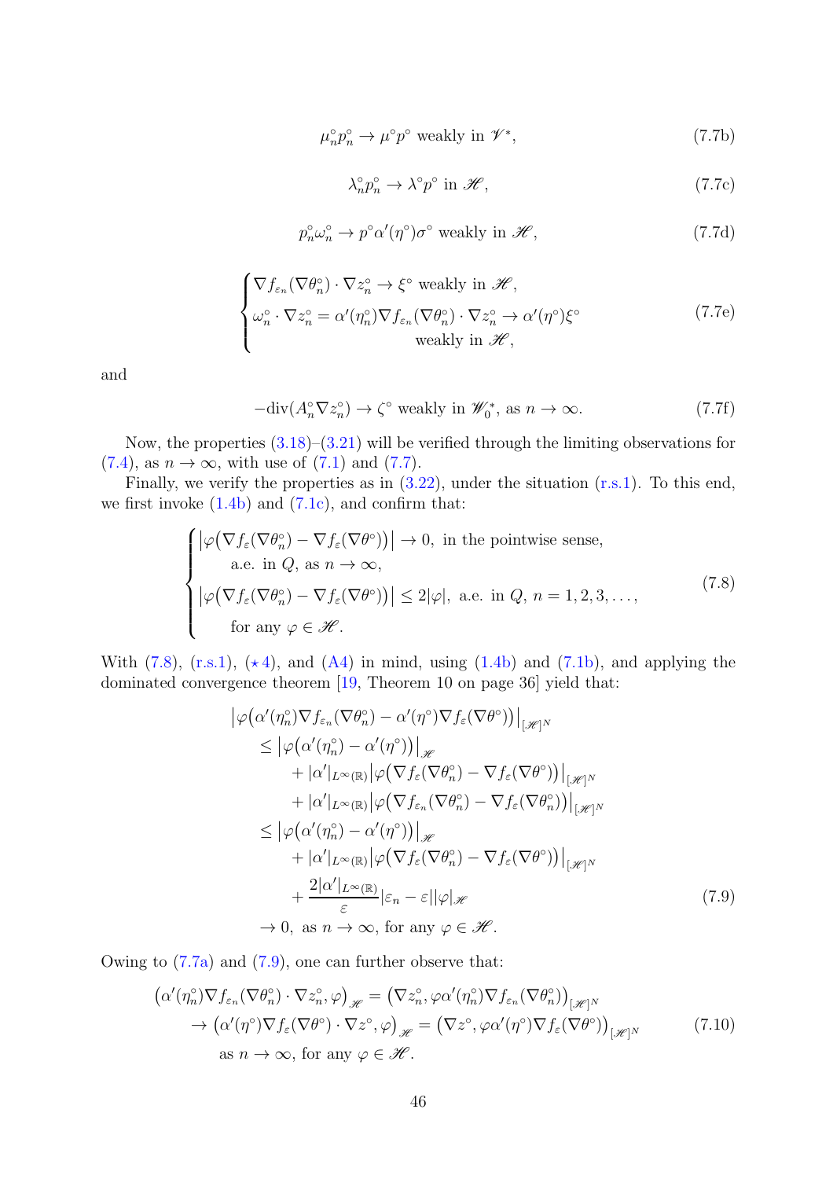$$\mu_n^\circ p_n^\circ \to \mu^\circ p^\circ \text{ weakly in } \mathscr{V}^*, \tag{7.7b}$$

$$\lambda_n^\circ p_n^\circ \to \lambda^\circ p^\circ \text{ in } \mathscr{H}, \tag{7.7c}$$

$$p_n^\circ \omega_n^\circ \to p^\circ \alpha'(\eta^\circ)\sigma^\circ \text{ weakly in } \mathscr{H}, \tag{7.7d}$$

$$\begin{cases} \nabla f_{\varepsilon_n}(\nabla \theta_n^\circ) \cdot \nabla z_n^\circ \to \xi^\circ \text{ weakly in } \mathscr{H}, \\ \omega_n^\circ \cdot \nabla z_n^\circ = \alpha'(\eta_n^\circ) \nabla f_{\varepsilon_n}(\nabla \theta_n^\circ) \cdot \nabla z_n^\circ \to \alpha'(\eta^\circ)\xi^\circ \\ \qquad\qquad\qquad\qquad \text{weakly in } \mathscr{H}, \end{cases} \tag{7.7e}$$

and

$$-\mathrm{div}(A_n^\circ \nabla z_n^\circ) \to \zeta^\circ \text{ weakly in } \mathscr{W}_0^*, \text{ as } n \to \infty. \tag{7.7f}$$

Now, the properties (3.18)–(3.21) will be verified through the limiting observations for (7.4), as $n \to \infty$, with use of (7.1) and (7.7).

Finally, we verify the properties as in (3.22), under the situation (r.s.1). To this end, we first invoke (1.4b) and (7.1c), and confirm that:

$$\begin{cases} \left|\varphi\bigl(\nabla f_\varepsilon(\nabla \theta_n^\circ) - \nabla f_\varepsilon(\nabla \theta^\circ)\bigr)\right| \to 0, \text{ in the pointwise sense,} \\ \qquad \text{a.e. in } Q, \text{ as } n \to \infty, \\ \left|\varphi\bigl(\nabla f_\varepsilon(\nabla \theta_n^\circ) - \nabla f_\varepsilon(\nabla \theta^\circ)\bigr)\right| \leq 2|\varphi|, \text{ a.e. in } Q,\ n = 1, 2, 3, \dots, \\ \qquad \text{for any } \varphi \in \mathscr{H}. \end{cases} \tag{7.8}$$

With (7.8), (r.s.1), ($\star$4), and (A4) in mind, using (1.4b) and (7.1b), and applying the dominated convergence theorem [19, Theorem 10 on page 36] yield that:

$$\begin{aligned} &\left|\varphi\bigl(\alpha'(\eta_n^\circ)\nabla f_{\varepsilon_n}(\nabla \theta_n^\circ) - \alpha'(\eta^\circ)\nabla f_\varepsilon(\nabla \theta^\circ)\bigr)\right|_{[\mathscr{H}]^N} \\ &\quad \leq \left|\varphi\bigl(\alpha'(\eta_n^\circ) - \alpha'(\eta^\circ)\bigr)\right|_{\mathscr{H}} \\ &\qquad + |\alpha'|_{L^\infty(\mathbb{R})}\left|\varphi\bigl(\nabla f_\varepsilon(\nabla \theta_n^\circ) - \nabla f_\varepsilon(\nabla \theta^\circ)\bigr)\right|_{[\mathscr{H}]^N} \\ &\qquad + |\alpha'|_{L^\infty(\mathbb{R})}\left|\varphi\bigl(\nabla f_{\varepsilon_n}(\nabla \theta_n^\circ) - \nabla f_\varepsilon(\nabla \theta_n^\circ)\bigr)\right|_{[\mathscr{H}]^N} \\ &\quad \leq \left|\varphi\bigl(\alpha'(\eta_n^\circ) - \alpha'(\eta^\circ)\bigr)\right|_{\mathscr{H}} \\ &\qquad + |\alpha'|_{L^\infty(\mathbb{R})}\left|\varphi\bigl(\nabla f_\varepsilon(\nabla \theta_n^\circ) - \nabla f_\varepsilon(\nabla \theta^\circ)\bigr)\right|_{[\mathscr{H}]^N} \\ &\qquad + \frac{2|\alpha'|_{L^\infty(\mathbb{R})}}{\varepsilon}|\varepsilon_n - \varepsilon||\varphi|_{\mathscr{H}} \\ &\quad \to 0, \text{ as } n \to \infty, \text{ for any } \varphi \in \mathscr{H}. \end{aligned} \tag{7.9}$$

Owing to (7.7a) and (7.9), one can further observe that:

$$\begin{aligned} &\bigl(\alpha'(\eta_n^\circ)\nabla f_{\varepsilon_n}(\nabla \theta_n^\circ) \cdot \nabla z_n^\circ, \varphi\bigr)_{\mathscr{H}} = \bigl(\nabla z_n^\circ, \varphi \alpha'(\eta_n^\circ)\nabla f_{\varepsilon_n}(\nabla \theta_n^\circ)\bigr)_{[\mathscr{H}]^N} \\ &\quad \to \bigl(\alpha'(\eta^\circ)\nabla f_\varepsilon(\nabla \theta^\circ) \cdot \nabla z^\circ, \varphi\bigr)_{\mathscr{H}} = \bigl(\nabla z^\circ, \varphi \alpha'(\eta^\circ)\nabla f_\varepsilon(\nabla \theta^\circ)\bigr)_{[\mathscr{H}]^N} \\ &\qquad \text{as } n \to \infty, \text{ for any } \varphi \in \mathscr{H}. \end{aligned} \tag{7.10}$$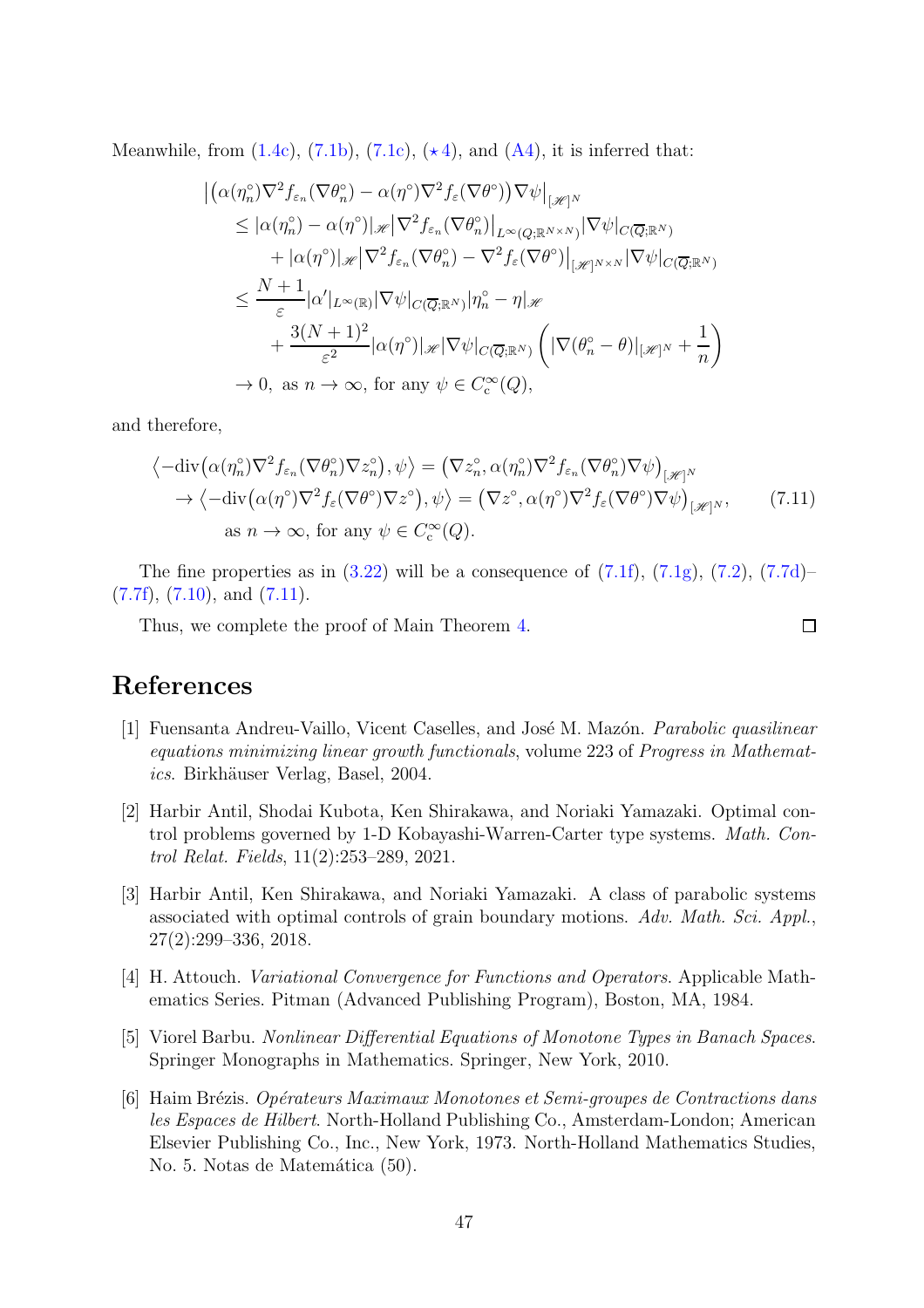Meanwhile, from (1.4c), (7.1b), (7.1c), ($\star$4), and (A4), it is inferred that:

$$
\begin{aligned}
&\left|\left(\alpha(\eta_n^\circ)\nabla^2 f_{\varepsilon_n}(\nabla\theta_n^\circ) - \alpha(\eta^\circ)\nabla^2 f_\varepsilon(\nabla\theta^\circ)\right)\nabla\psi\right|_{[\mathscr{H}]^N} \\
&\quad \leq |\alpha(\eta_n^\circ) - \alpha(\eta^\circ)|_{\mathscr{H}} \left|\nabla^2 f_{\varepsilon_n}(\nabla\theta_n^\circ)\right|_{L^\infty(Q;\mathbb{R}^{N\times N})} |\nabla\psi|_{C(\overline{Q};\mathbb{R}^N)} \\
&\qquad + |\alpha(\eta^\circ)|_{\mathscr{H}} \left|\nabla^2 f_{\varepsilon_n}(\nabla\theta_n^\circ) - \nabla^2 f_\varepsilon(\nabla\theta^\circ)\right|_{[\mathscr{H}]^{N\times N}} |\nabla\psi|_{C(\overline{Q};\mathbb{R}^N)} \\
&\quad \leq \frac{N+1}{\varepsilon} |\alpha'|_{L^\infty(\mathbb{R})} |\nabla\psi|_{C(\overline{Q};\mathbb{R}^N)} |\eta_n^\circ - \eta|_{\mathscr{H}} \\
&\qquad + \frac{3(N+1)^2}{\varepsilon^2} |\alpha(\eta^\circ)|_{\mathscr{H}} |\nabla\psi|_{C(\overline{Q};\mathbb{R}^N)} \left( |\nabla(\theta_n^\circ - \theta)|_{[\mathscr{H}]^N} + \frac{1}{n} \right) \\
&\quad \to 0, \text{ as } n \to \infty, \text{ for any } \psi \in C_c^\infty(Q),
\end{aligned}
$$

and therefore,

$$
\begin{aligned}
&\left\langle -\mathrm{div}\left(\alpha(\eta_n^\circ)\nabla^2 f_{\varepsilon_n}(\nabla\theta_n^\circ)\nabla z_n^\circ\right), \psi \right\rangle = \left(\nabla z_n^\circ, \alpha(\eta_n^\circ)\nabla^2 f_{\varepsilon_n}(\nabla\theta_n^\circ)\nabla\psi\right)_{[\mathscr{H}]^N} \\
&\quad \to \left\langle -\mathrm{div}\left(\alpha(\eta^\circ)\nabla^2 f_\varepsilon(\nabla\theta^\circ)\nabla z^\circ\right), \psi \right\rangle = \left(\nabla z^\circ, \alpha(\eta^\circ)\nabla^2 f_\varepsilon(\nabla\theta^\circ)\nabla\psi\right)_{[\mathscr{H}]^N}, \\
&\qquad \text{as } n \to \infty, \text{ for any } \psi \in C_c^\infty(Q).
\end{aligned} \tag{7.11}
$$

The fine properties as in (3.22) will be a consequence of (7.1f), (7.1g), (7.2), (7.7d)–(7.7f), (7.10), and (7.11).

Thus, we complete the proof of Main Theorem 4. □

# References

[1] Fuensanta Andreu-Vaillo, Vicent Caselles, and José M. Mazón. *Parabolic quasilinear equations minimizing linear growth functionals*, volume 223 of *Progress in Mathematics*. Birkhäuser Verlag, Basel, 2004.

[2] Harbir Antil, Shodai Kubota, Ken Shirakawa, and Noriaki Yamazaki. Optimal control problems governed by 1-D Kobayashi-Warren-Carter type systems. *Math. Control Relat. Fields*, 11(2):253–289, 2021.

[3] Harbir Antil, Ken Shirakawa, and Noriaki Yamazaki. A class of parabolic systems associated with optimal controls of grain boundary motions. *Adv. Math. Sci. Appl.*, 27(2):299–336, 2018.

[4] H. Attouch. *Variational Convergence for Functions and Operators*. Applicable Mathematics Series. Pitman (Advanced Publishing Program), Boston, MA, 1984.

[5] Viorel Barbu. *Nonlinear Differential Equations of Monotone Types in Banach Spaces*. Springer Monographs in Mathematics. Springer, New York, 2010.

[6] Haim Brézis. *Opérateurs Maximaux Monotones et Semi-groupes de Contractions dans les Espaces de Hilbert*. North-Holland Publishing Co., Amsterdam-London; American Elsevier Publishing Co., Inc., New York, 1973. North-Holland Mathematics Studies, No. 5. Notas de Matemática (50).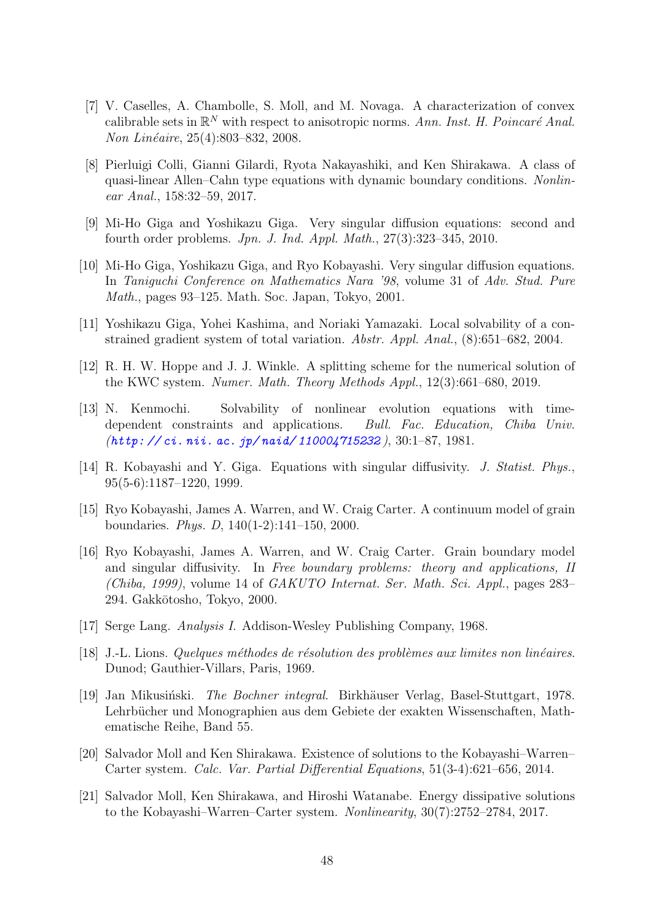[7] V. Caselles, A. Chambolle, S. Moll, and M. Novaga. A characterization of convex calibrable sets in $\mathbb{R}^N$ with respect to anisotropic norms. *Ann. Inst. H. Poincaré Anal. Non Linéaire*, 25(4):803–832, 2008.

[8] Pierluigi Colli, Gianni Gilardi, Ryota Nakayashiki, and Ken Shirakawa. A class of quasi-linear Allen–Cahn type equations with dynamic boundary conditions. *Nonlinear Anal.*, 158:32–59, 2017.

[9] Mi-Ho Giga and Yoshikazu Giga. Very singular diffusion equations: second and fourth order problems. *Jpn. J. Ind. Appl. Math.*, 27(3):323–345, 2010.

[10] Mi-Ho Giga, Yoshikazu Giga, and Ryo Kobayashi. Very singular diffusion equations. In *Taniguchi Conference on Mathematics Nara '98*, volume 31 of *Adv. Stud. Pure Math.*, pages 93–125. Math. Soc. Japan, Tokyo, 2001.

[11] Yoshikazu Giga, Yohei Kashima, and Noriaki Yamazaki. Local solvability of a constrained gradient system of total variation. *Abstr. Appl. Anal.*, (8):651–682, 2004.

[12] R. H. W. Hoppe and J. J. Winkle. A splitting scheme for the numerical solution of the KWC system. *Numer. Math. Theory Methods Appl.*, 12(3):661–680, 2019.

[13] N. Kenmochi. Solvability of nonlinear evolution equations with time-dependent constraints and applications. *Bull. Fac. Education, Chiba Univ. (http://ci.nii.ac.jp/naid/110004715232)*, 30:1–87, 1981.

[14] R. Kobayashi and Y. Giga. Equations with singular diffusivity. *J. Statist. Phys.*, 95(5-6):1187–1220, 1999.

[15] Ryo Kobayashi, James A. Warren, and W. Craig Carter. A continuum model of grain boundaries. *Phys. D*, 140(1-2):141–150, 2000.

[16] Ryo Kobayashi, James A. Warren, and W. Craig Carter. Grain boundary model and singular diffusivity. In *Free boundary problems: theory and applications, II (Chiba, 1999)*, volume 14 of *GAKUTO Internat. Ser. Math. Sci. Appl.*, pages 283–294. Gakkōtosho, Tokyo, 2000.

[17] Serge Lang. *Analysis I.* Addison-Wesley Publishing Company, 1968.

[18] J.-L. Lions. *Quelques méthodes de résolution des problèmes aux limites non linéaires.* Dunod; Gauthier-Villars, Paris, 1969.

[19] Jan Mikusiński. *The Bochner integral.* Birkhäuser Verlag, Basel-Stuttgart, 1978. Lehrbücher und Monographien aus dem Gebiete der exakten Wissenschaften, Mathematische Reihe, Band 55.

[20] Salvador Moll and Ken Shirakawa. Existence of solutions to the Kobayashi–Warren–Carter system. *Calc. Var. Partial Differential Equations*, 51(3-4):621–656, 2014.

[21] Salvador Moll, Ken Shirakawa, and Hiroshi Watanabe. Energy dissipative solutions to the Kobayashi–Warren–Carter system. *Nonlinearity*, 30(7):2752–2784, 2017.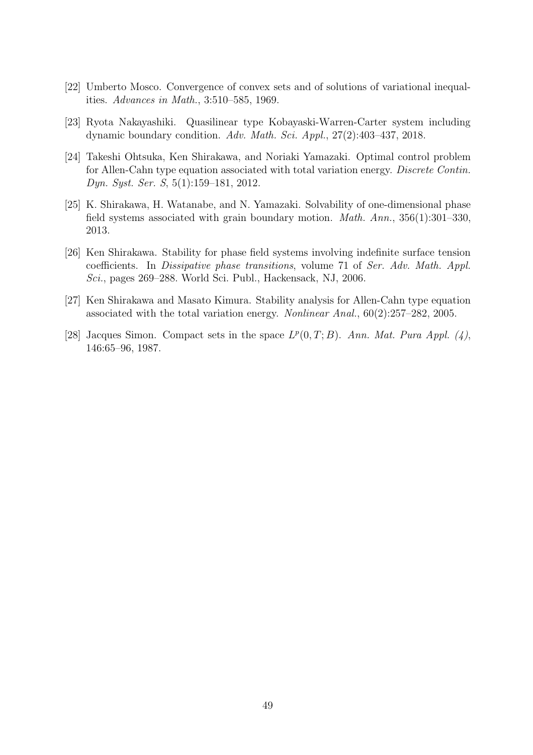[22] Umberto Mosco. Convergence of convex sets and of solutions of variational inequalities. *Advances in Math.*, 3:510–585, 1969.

[23] Ryota Nakayashiki. Quasilinear type Kobayaski-Warren-Carter system including dynamic boundary condition. *Adv. Math. Sci. Appl.*, 27(2):403–437, 2018.

[24] Takeshi Ohtsuka, Ken Shirakawa, and Noriaki Yamazaki. Optimal control problem for Allen-Cahn type equation associated with total variation energy. *Discrete Contin. Dyn. Syst. Ser. S*, 5(1):159–181, 2012.

[25] K. Shirakawa, H. Watanabe, and N. Yamazaki. Solvability of one-dimensional phase field systems associated with grain boundary motion. *Math. Ann.*, 356(1):301–330, 2013.

[26] Ken Shirakawa. Stability for phase field systems involving indefinite surface tension coefficients. In *Dissipative phase transitions*, volume 71 of *Ser. Adv. Math. Appl. Sci.*, pages 269–288. World Sci. Publ., Hackensack, NJ, 2006.

[27] Ken Shirakawa and Masato Kimura. Stability analysis for Allen-Cahn type equation associated with the total variation energy. *Nonlinear Anal.*, 60(2):257–282, 2005.

[28] Jacques Simon. Compact sets in the space $L^p(0, T; B)$. *Ann. Mat. Pura Appl. (4)*, 146:65–96, 1987.